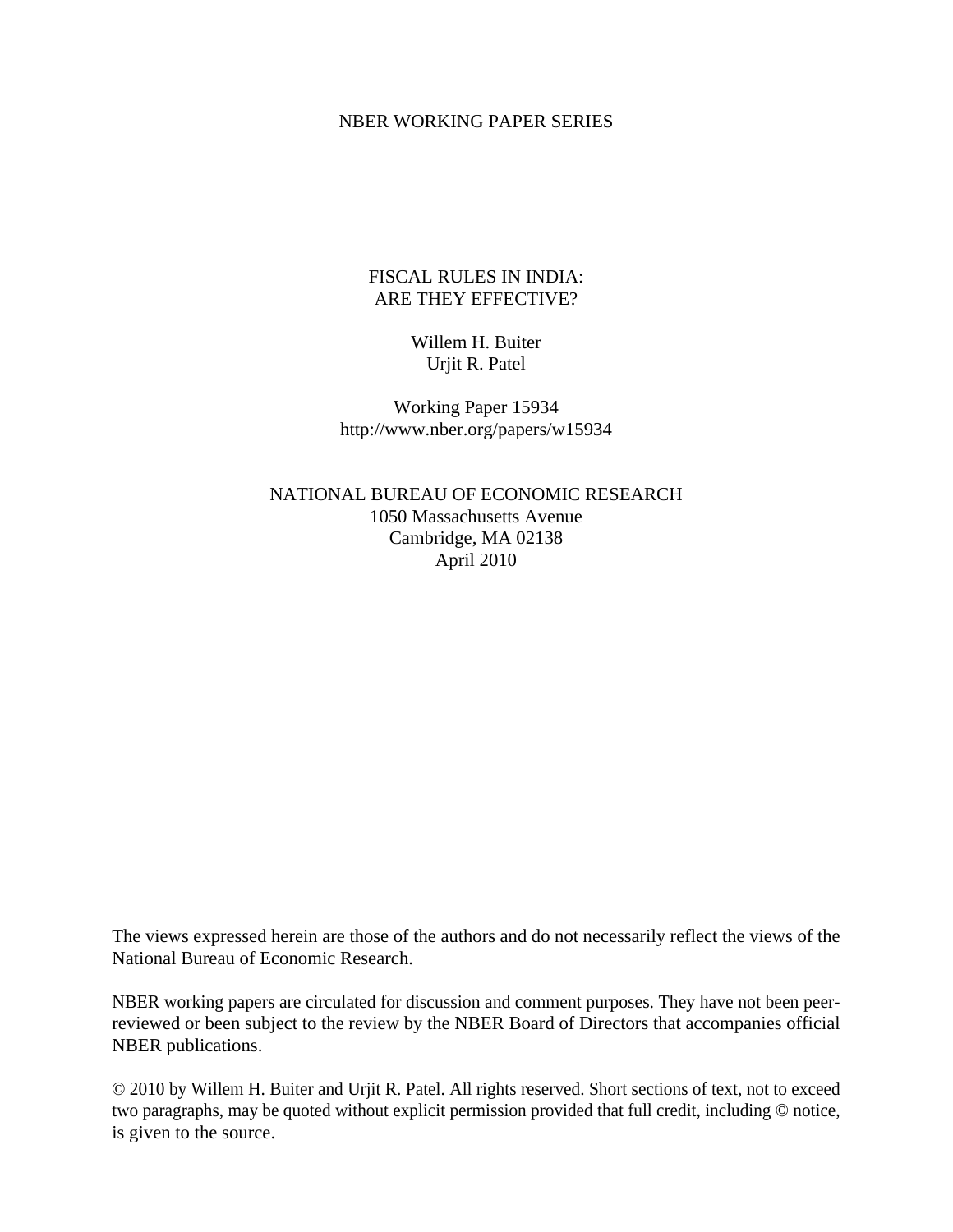NBER WORKING PAPER SERIES

# FISCAL RULES IN INDIA: ARE THEY EFFECTIVE?

Willem H. Buiter
Urjit R. Patel

Working Paper 15934
http://www.nber.org/papers/w15934

NATIONAL BUREAU OF ECONOMIC RESEARCH
1050 Massachusetts Avenue
Cambridge, MA 02138
April 2010

The views expressed herein are those of the authors and do not necessarily reflect the views of the National Bureau of Economic Research.

NBER working papers are circulated for discussion and comment purposes. They have not been peer-reviewed or been subject to the review by the NBER Board of Directors that accompanies official NBER publications.

© 2010 by Willem H. Buiter and Urjit R. Patel. All rights reserved. Short sections of text, not to exceed two paragraphs, may be quoted without explicit permission provided that full credit, including © notice, is given to the source.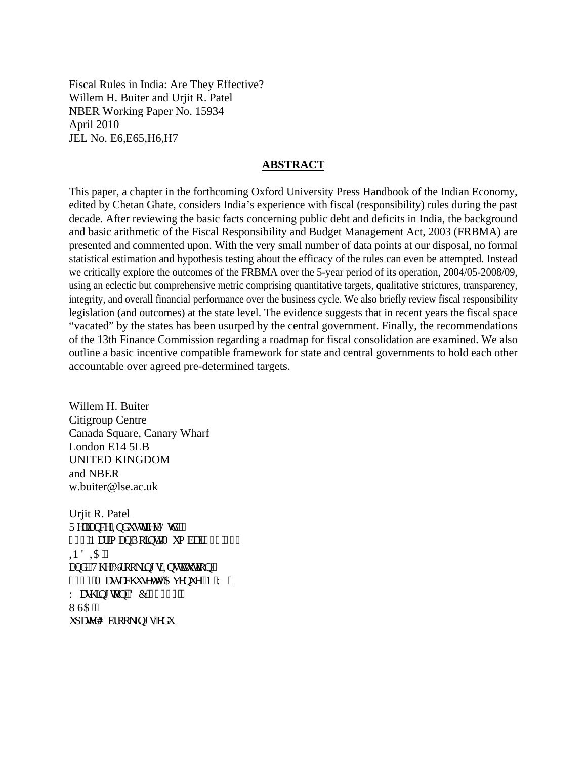Fiscal Rules in India: Are They Effective?
Willem H. Buiter and Urjit R. Patel
NBER Working Paper No. 15934
April 2010
JEL No. E6,E65,H6,H7

## ABSTRACT

This paper, a chapter in the forthcoming Oxford University Press Handbook of the Indian Economy, edited by Chetan Ghate, considers India's experience with fiscal (responsibility) rules during the past decade. After reviewing the basic facts concerning public debt and deficits in India, the background and basic arithmetic of the Fiscal Responsibility and Budget Management Act, 2003 (FRBMA) are presented and commented upon. With the very small number of data points at our disposal, no formal statistical estimation and hypothesis testing about the efficacy of the rules can even be attempted. Instead we critically explore the outcomes of the FRBMA over the 5-year period of its operation, 2004/05-2008/09, using an eclectic but comprehensive metric comprising quantitative targets, qualitative strictures, transparency, integrity, and overall financial performance over the business cycle. We also briefly review fiscal responsibility legislation (and outcomes) at the state level. The evidence suggests that in recent years the fiscal space "vacated" by the states has been usurped by the central government. Finally, the recommendations of the 13th Finance Commission regarding a roadmap for fiscal consolidation are examined. We also outline a basic incentive compatible framework for state and central governments to hold each other accountable over agreed pre-determined targets.

Willem H. Buiter
Citigroup Centre
Canada Square, Canary Wharf
London E14 5LB
UNITED KINGDOM
and NBER
w.buiter@lse.ac.uk

Urjit R. Patel
5 HOLDQFH,QGXVWULHV/WG
1 DULPDQ3RLQW0 XPEDL
,1 ',$
DQG7 KH%URRNLQJV,QVWLWXWLRQ
0 DVVDFKXVHWWV$ YHQXH1:
: DVKLQJWRQ' &
8 6$
XSDWHO# EURRNLQJVHGX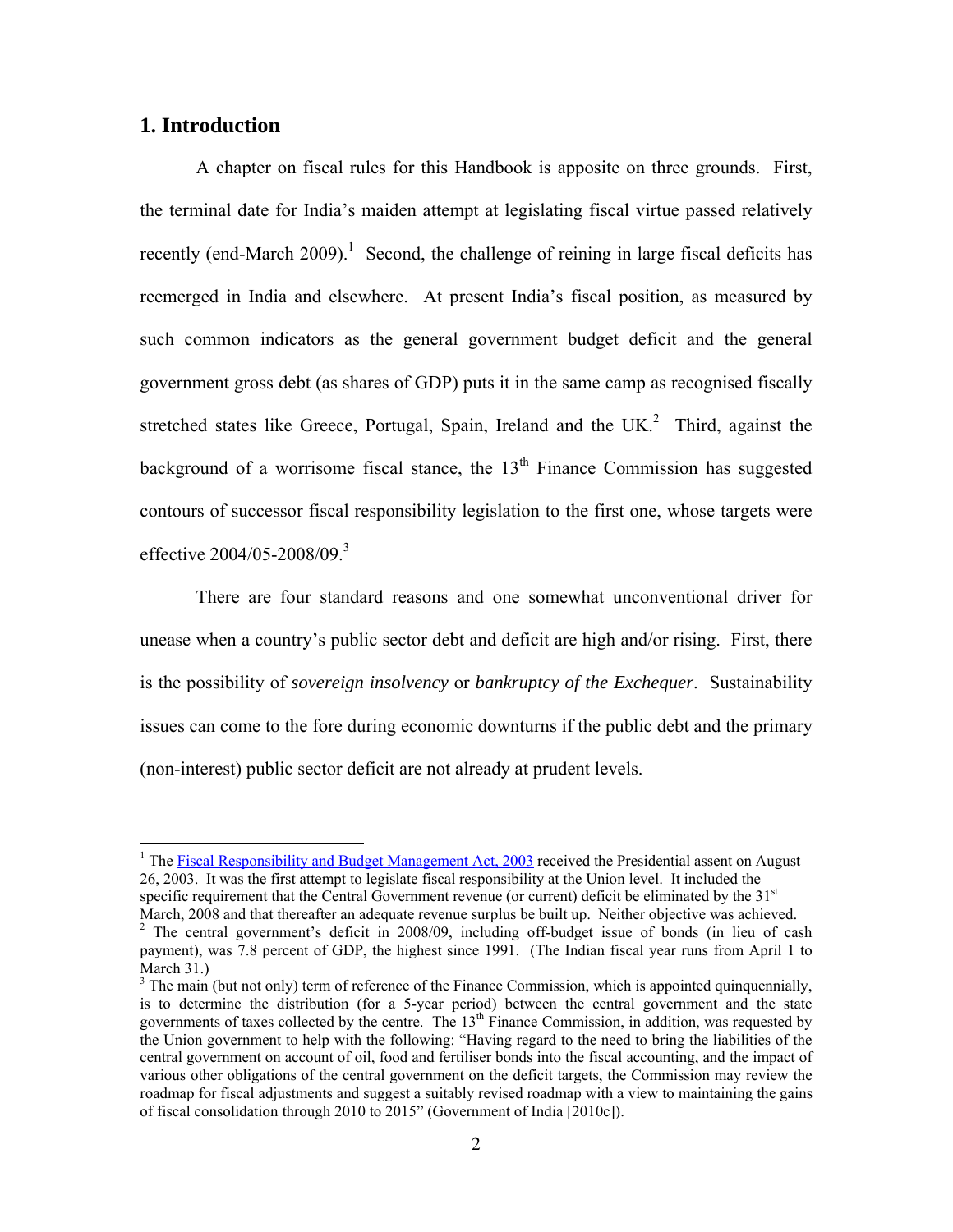## 1. Introduction

A chapter on fiscal rules for this Handbook is apposite on three grounds. First, the terminal date for India's maiden attempt at legislating fiscal virtue passed relatively recently (end-March 2009).[1] Second, the challenge of reining in large fiscal deficits has reemerged in India and elsewhere. At present India's fiscal position, as measured by such common indicators as the general government budget deficit and the general government gross debt (as shares of GDP) puts it in the same camp as recognised fiscally stretched states like Greece, Portugal, Spain, Ireland and the UK.[2] Third, against the background of a worrisome fiscal stance, the 13th Finance Commission has suggested contours of successor fiscal responsibility legislation to the first one, whose targets were effective 2004/05-2008/09.[3]

There are four standard reasons and one somewhat unconventional driver for unease when a country's public sector debt and deficit are high and/or rising. First, there is the possibility of *sovereign insolvency* or *bankruptcy of the Exchequer*. Sustainability issues can come to the fore during economic downturns if the public debt and the primary (non-interest) public sector deficit are not already at prudent levels.

---

[1] The Fiscal Responsibility and Budget Management Act, 2003 received the Presidential assent on August 26, 2003. It was the first attempt to legislate fiscal responsibility at the Union level. It included the specific requirement that the Central Government revenue (or current) deficit be eliminated by the 31st March, 2008 and that thereafter an adequate revenue surplus be built up. Neither objective was achieved.

[2] The central government's deficit in 2008/09, including off-budget issue of bonds (in lieu of cash payment), was 7.8 percent of GDP, the highest since 1991. (The Indian fiscal year runs from April 1 to March 31.)

[3] The main (but not only) term of reference of the Finance Commission, which is appointed quinquennially, is to determine the distribution (for a 5-year period) between the central government and the state governments of taxes collected by the centre. The 13th Finance Commission, in addition, was requested by the Union government to help with the following: "Having regard to the need to bring the liabilities of the central government on account of oil, food and fertiliser bonds into the fiscal accounting, and the impact of various other obligations of the central government on the deficit targets, the Commission may review the roadmap for fiscal adjustments and suggest a suitably revised roadmap with a view to maintaining the gains of fiscal consolidation through 2010 to 2015" (Government of India [2010c]).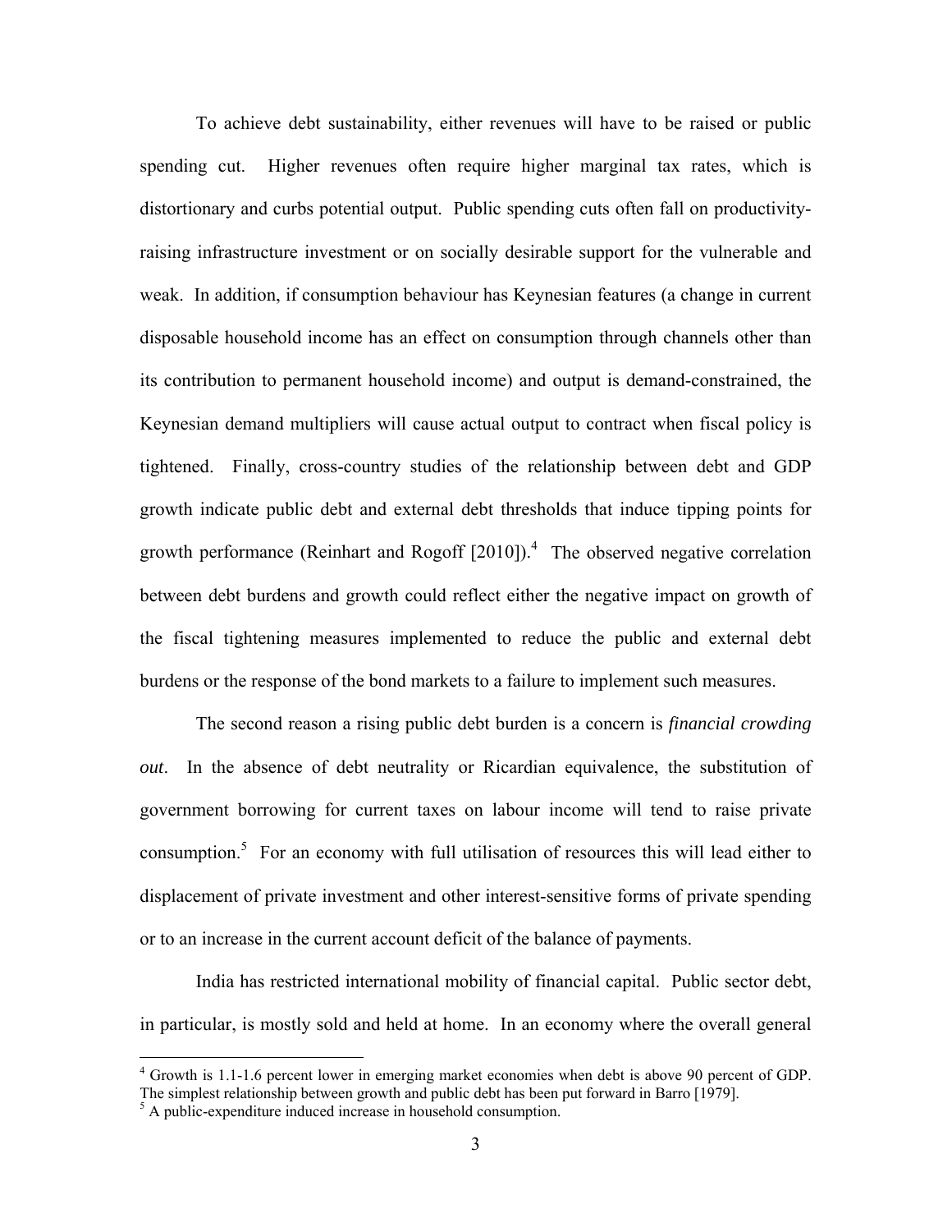To achieve debt sustainability, either revenues will have to be raised or public spending cut. Higher revenues often require higher marginal tax rates, which is distortionary and curbs potential output. Public spending cuts often fall on productivity-raising infrastructure investment or on socially desirable support for the vulnerable and weak. In addition, if consumption behaviour has Keynesian features (a change in current disposable household income has an effect on consumption through channels other than its contribution to permanent household income) and output is demand-constrained, the Keynesian demand multipliers will cause actual output to contract when fiscal policy is tightened. Finally, cross-country studies of the relationship between debt and GDP growth indicate public debt and external debt thresholds that induce tipping points for growth performance (Reinhart and Rogoff [2010]).[4] The observed negative correlation between debt burdens and growth could reflect either the negative impact on growth of the fiscal tightening measures implemented to reduce the public and external debt burdens or the response of the bond markets to a failure to implement such measures.

The second reason a rising public debt burden is a concern is *financial crowding out*. In the absence of debt neutrality or Ricardian equivalence, the substitution of government borrowing for current taxes on labour income will tend to raise private consumption.[5] For an economy with full utilisation of resources this will lead either to displacement of private investment and other interest-sensitive forms of private spending or to an increase in the current account deficit of the balance of payments.

India has restricted international mobility of financial capital. Public sector debt, in particular, is mostly sold and held at home. In an economy where the overall general

---

[4] Growth is 1.1-1.6 percent lower in emerging market economies when debt is above 90 percent of GDP. The simplest relationship between growth and public debt has been put forward in Barro [1979].

[5] A public-expenditure induced increase in household consumption.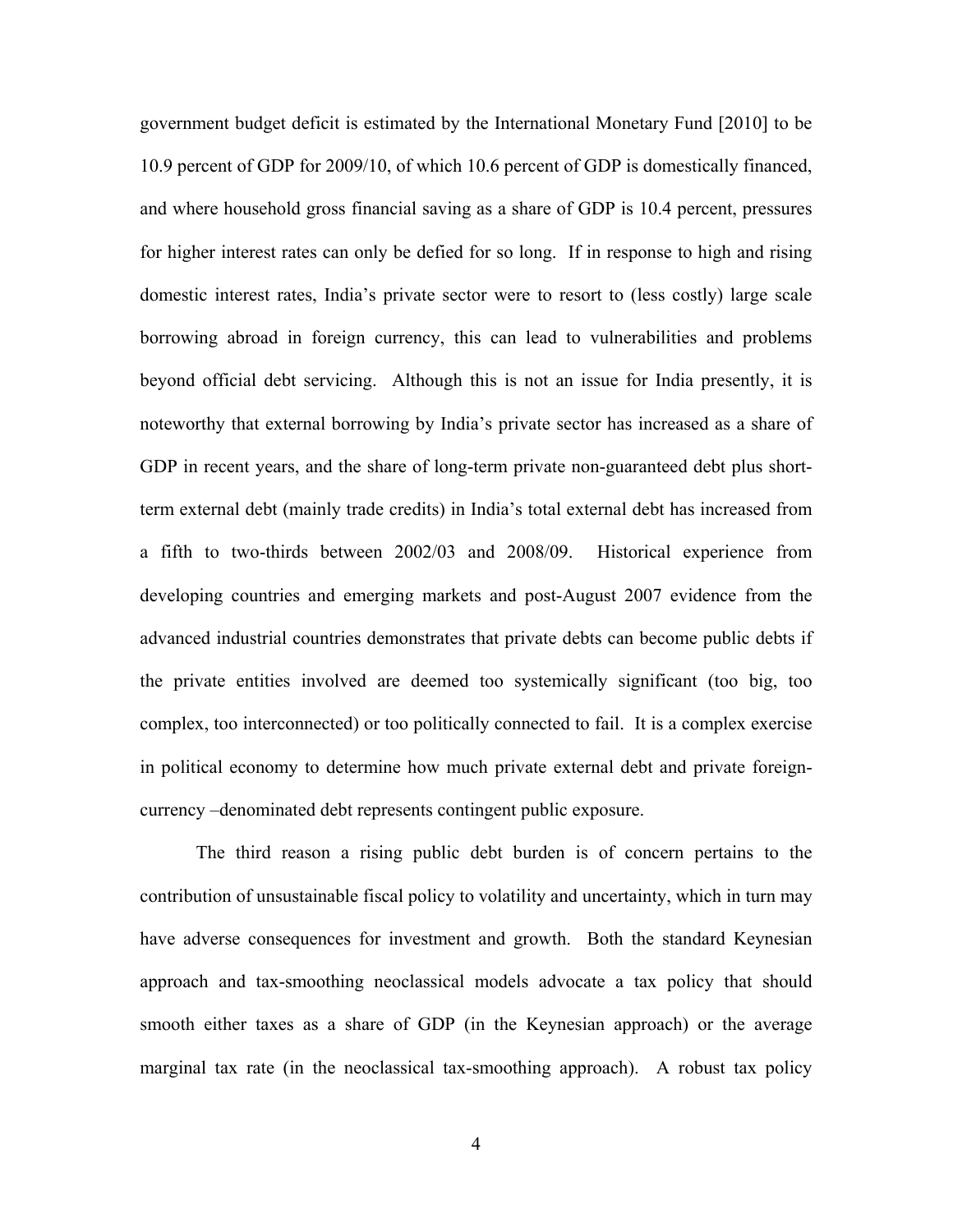government budget deficit is estimated by the International Monetary Fund [2010] to be 10.9 percent of GDP for 2009/10, of which 10.6 percent of GDP is domestically financed, and where household gross financial saving as a share of GDP is 10.4 percent, pressures for higher interest rates can only be defied for so long. If in response to high and rising domestic interest rates, India's private sector were to resort to (less costly) large scale borrowing abroad in foreign currency, this can lead to vulnerabilities and problems beyond official debt servicing. Although this is not an issue for India presently, it is noteworthy that external borrowing by India's private sector has increased as a share of GDP in recent years, and the share of long-term private non-guaranteed debt plus short-term external debt (mainly trade credits) in India's total external debt has increased from a fifth to two-thirds between 2002/03 and 2008/09. Historical experience from developing countries and emerging markets and post-August 2007 evidence from the advanced industrial countries demonstrates that private debts can become public debts if the private entities involved are deemed too systemically significant (too big, too complex, too interconnected) or too politically connected to fail. It is a complex exercise in political economy to determine how much private external debt and private foreign-currency –denominated debt represents contingent public exposure.

The third reason a rising public debt burden is of concern pertains to the contribution of unsustainable fiscal policy to volatility and uncertainty, which in turn may have adverse consequences for investment and growth. Both the standard Keynesian approach and tax-smoothing neoclassical models advocate a tax policy that should smooth either taxes as a share of GDP (in the Keynesian approach) or the average marginal tax rate (in the neoclassical tax-smoothing approach). A robust tax policy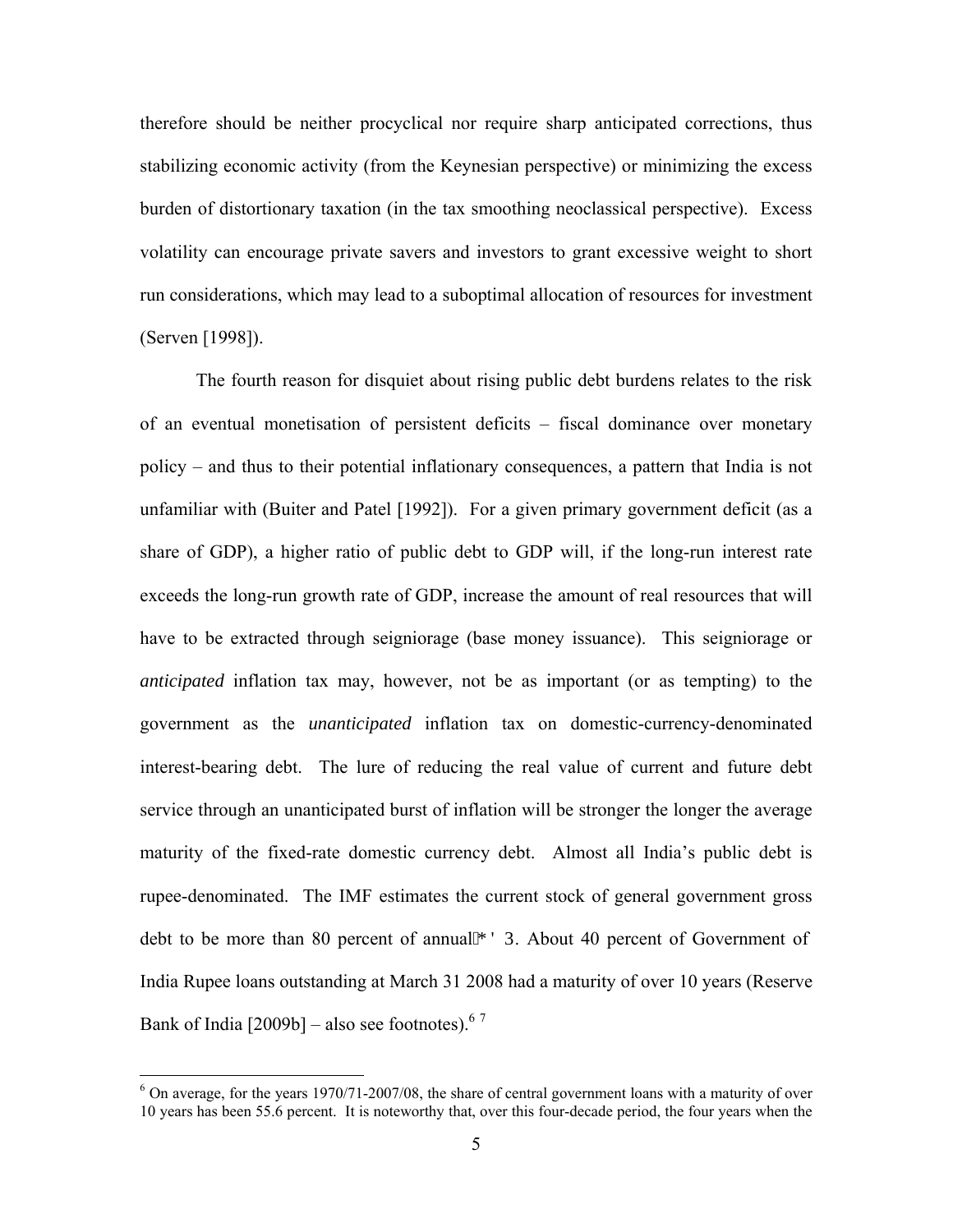therefore should be neither procyclical nor require sharp anticipated corrections, thus stabilizing economic activity (from the Keynesian perspective) or minimizing the excess burden of distortionary taxation (in the tax smoothing neoclassical perspective). Excess volatility can encourage private savers and investors to grant excessive weight to short run considerations, which may lead to a suboptimal allocation of resources for investment (Serven [1998]).

The fourth reason for disquiet about rising public debt burdens relates to the risk of an eventual monetisation of persistent deficits – fiscal dominance over monetary policy – and thus to their potential inflationary consequences, a pattern that India is not unfamiliar with (Buiter and Patel [1992]). For a given primary government deficit (as a share of GDP), a higher ratio of public debt to GDP will, if the long-run interest rate exceeds the long-run growth rate of GDP, increase the amount of real resources that will have to be extracted through seigniorage (base money issuance). This seigniorage or *anticipated* inflation tax may, however, not be as important (or as tempting) to the government as the *unanticipated* inflation tax on domestic-currency-denominated interest-bearing debt. The lure of reducing the real value of current and future debt service through an unanticipated burst of inflation will be stronger the longer the average maturity of the fixed-rate domestic currency debt. Almost all India's public debt is rupee-denominated. The IMF estimates the current stock of general government gross debt to be more than 80 percent of annual GDP. About 40 percent of Government of India Rupee loans outstanding at March 31 2008 had a maturity of over 10 years (Reserve Bank of India [2009b] – also see footnotes).[6] [7]

[6] On average, for the years 1970/71-2007/08, the share of central government loans with a maturity of over 10 years has been 55.6 percent. It is noteworthy that, over this four-decade period, the four years when the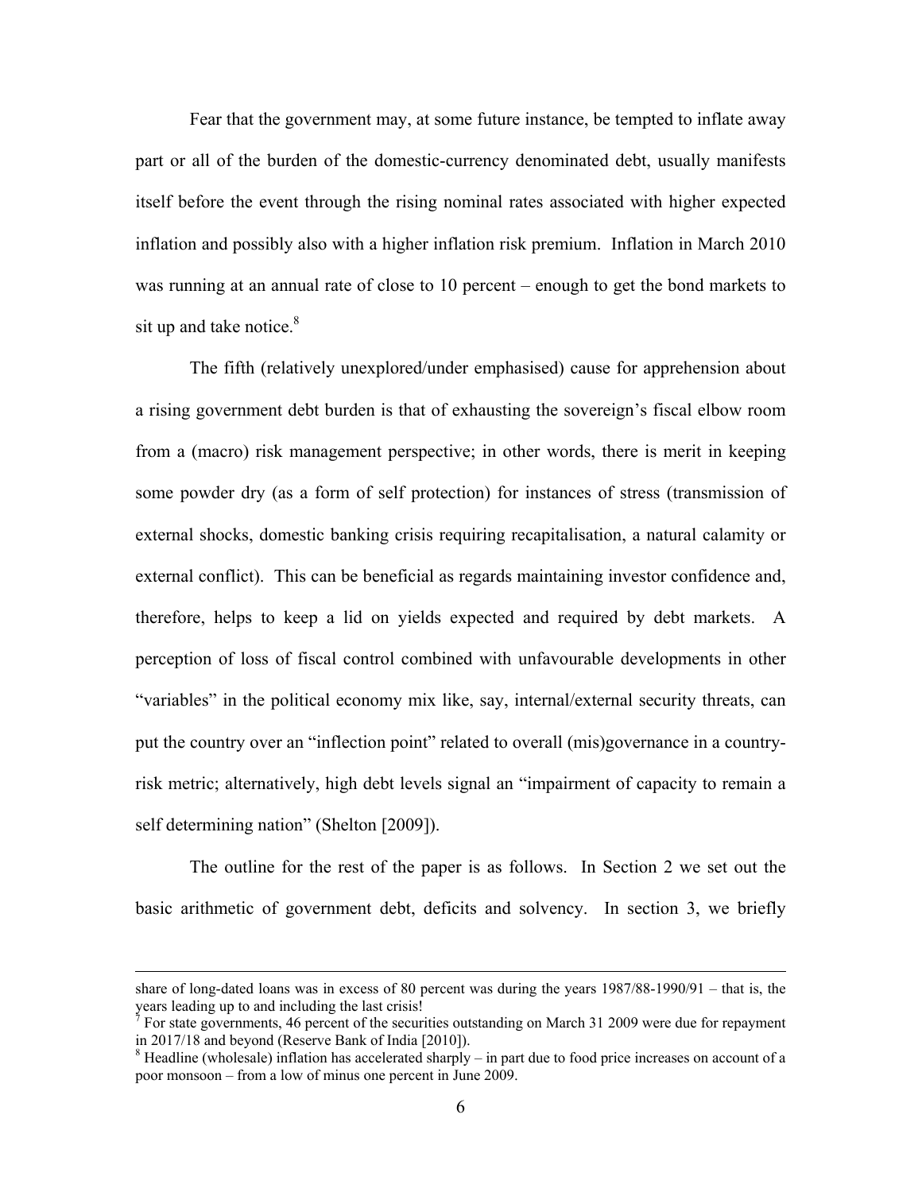Fear that the government may, at some future instance, be tempted to inflate away part or all of the burden of the domestic-currency denominated debt, usually manifests itself before the event through the rising nominal rates associated with higher expected inflation and possibly also with a higher inflation risk premium. Inflation in March 2010 was running at an annual rate of close to 10 percent – enough to get the bond markets to sit up and take notice.[8]

The fifth (relatively unexplored/under emphasised) cause for apprehension about a rising government debt burden is that of exhausting the sovereign's fiscal elbow room from a (macro) risk management perspective; in other words, there is merit in keeping some powder dry (as a form of self protection) for instances of stress (transmission of external shocks, domestic banking crisis requiring recapitalisation, a natural calamity or external conflict). This can be beneficial as regards maintaining investor confidence and, therefore, helps to keep a lid on yields expected and required by debt markets. A perception of loss of fiscal control combined with unfavourable developments in other "variables" in the political economy mix like, say, internal/external security threats, can put the country over an "inflection point" related to overall (mis)governance in a country-risk metric; alternatively, high debt levels signal an "impairment of capacity to remain a self determining nation" (Shelton [2009]).

The outline for the rest of the paper is as follows. In Section 2 we set out the basic arithmetic of government debt, deficits and solvency. In section 3, we briefly

---

share of long-dated loans was in excess of 80 percent was during the years 1987/88-1990/91 – that is, the years leading up to and including the last crisis!

[7] For state governments, 46 percent of the securities outstanding on March 31 2009 were due for repayment in 2017/18 and beyond (Reserve Bank of India [2010]).

[8] Headline (wholesale) inflation has accelerated sharply – in part due to food price increases on account of a poor monsoon – from a low of minus one percent in June 2009.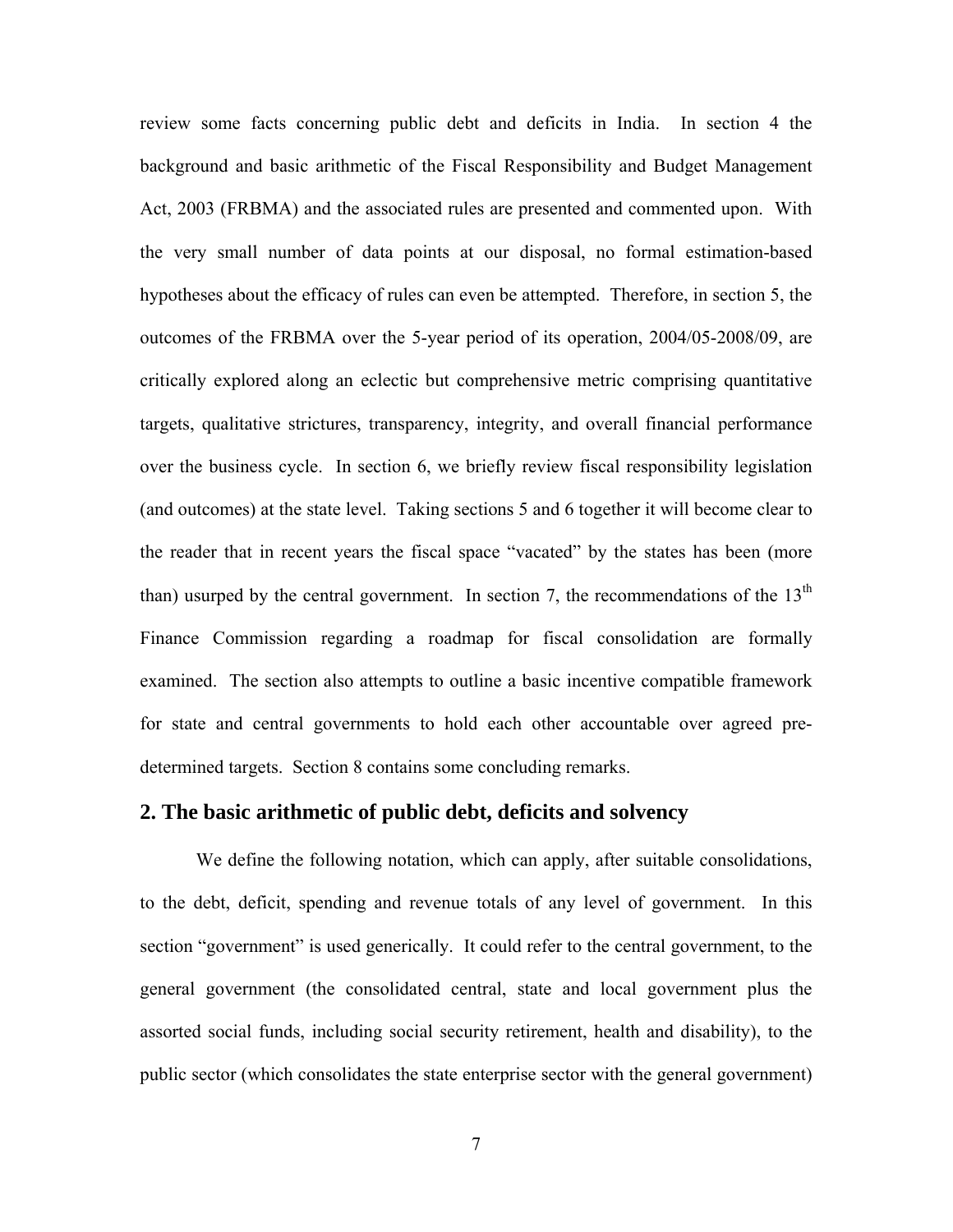review some facts concerning public debt and deficits in India. In section 4 the background and basic arithmetic of the Fiscal Responsibility and Budget Management Act, 2003 (FRBMA) and the associated rules are presented and commented upon. With the very small number of data points at our disposal, no formal estimation-based hypotheses about the efficacy of rules can even be attempted. Therefore, in section 5, the outcomes of the FRBMA over the 5-year period of its operation, 2004/05-2008/09, are critically explored along an eclectic but comprehensive metric comprising quantitative targets, qualitative strictures, transparency, integrity, and overall financial performance over the business cycle. In section 6, we briefly review fiscal responsibility legislation (and outcomes) at the state level. Taking sections 5 and 6 together it will become clear to the reader that in recent years the fiscal space "vacated" by the states has been (more than) usurped by the central government. In section 7, the recommendations of the 13th Finance Commission regarding a roadmap for fiscal consolidation are formally examined. The section also attempts to outline a basic incentive compatible framework for state and central governments to hold each other accountable over agreed pre-determined targets. Section 8 contains some concluding remarks.

## 2. The basic arithmetic of public debt, deficits and solvency

We define the following notation, which can apply, after suitable consolidations, to the debt, deficit, spending and revenue totals of any level of government. In this section "government" is used generically. It could refer to the central government, to the general government (the consolidated central, state and local government plus the assorted social funds, including social security retirement, health and disability), to the public sector (which consolidates the state enterprise sector with the general government)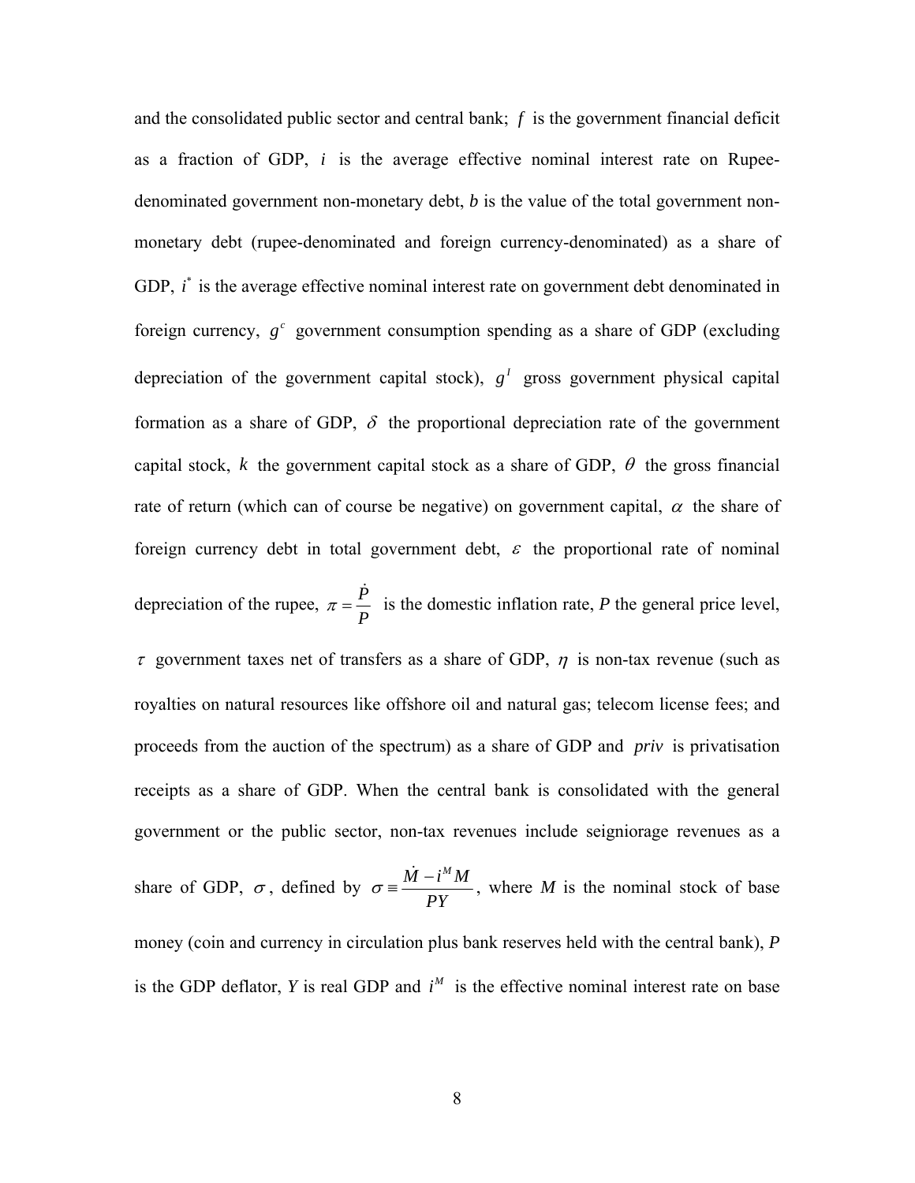and the consolidated public sector and central bank; $f$ is the government financial deficit as a fraction of GDP, $i$ is the average effective nominal interest rate on Rupee-denominated government non-monetary debt, $b$ is the value of the total government non-monetary debt (rupee-denominated and foreign currency-denominated) as a share of GDP, $i^*$ is the average effective nominal interest rate on government debt denominated in foreign currency, $g^c$ government consumption spending as a share of GDP (excluding depreciation of the government capital stock), $g^I$ gross government physical capital formation as a share of GDP, $\delta$ the proportional depreciation rate of the government capital stock, $k$ the government capital stock as a share of GDP, $\theta$ the gross financial rate of return (which can of course be negative) on government capital, $\alpha$ the share of foreign currency debt in total government debt, $\varepsilon$ the proportional rate of nominal depreciation of the rupee, $\pi = \frac{\dot{P}}{P}$ is the domestic inflation rate, *P* the general price level, $\tau$ government taxes net of transfers as a share of GDP, $\eta$ is non-tax revenue (such as royalties on natural resources like offshore oil and natural gas; telecom license fees; and proceeds from the auction of the spectrum) as a share of GDP and $priv$ is privatisation receipts as a share of GDP. When the central bank is consolidated with the general government or the public sector, non-tax revenues include seigniorage revenues as a share of GDP, $\sigma$, defined by $\sigma \equiv \frac{\dot{M} - i^M M}{PY}$, where *M* is the nominal stock of base money (coin and currency in circulation plus bank reserves held with the central bank), *P* is the GDP deflator, *Y* is real GDP and $i^M$ is the effective nominal interest rate on base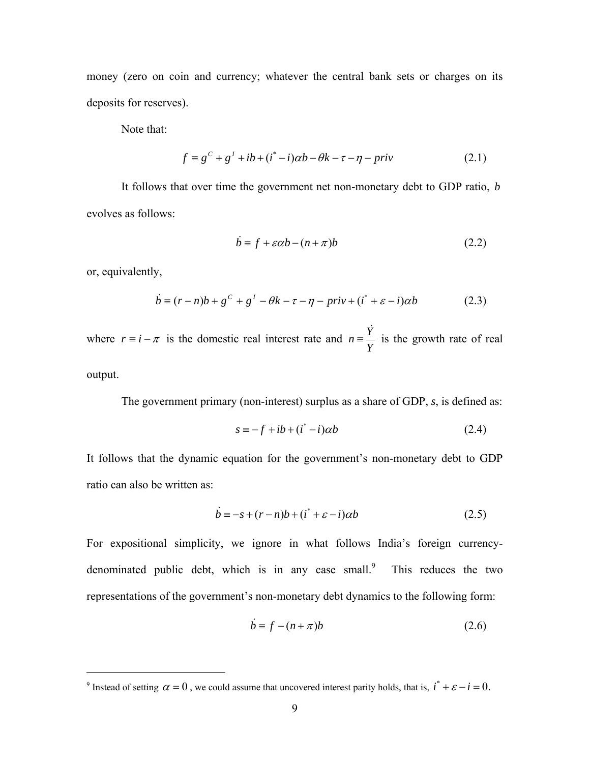money (zero on coin and currency; whatever the central bank sets or charges on its deposits for reserves).

Note that:

$$f \equiv g^C + g^I + ib + (i^* - i)\alpha b - \theta k - \tau - \eta - priv \tag{2.1}$$

It follows that over time the government net non-monetary debt to GDP ratio, $b$ evolves as follows:

$$\dot{b} \equiv f + \varepsilon \alpha b - (n + \pi) b \tag{2.2}$$

or, equivalently,

$$\dot{b} \equiv (r - n)b + g^C + g^I - \theta k - \tau - \eta - priv + (i^* + \varepsilon - i)\alpha b \tag{2.3}$$

where $r \equiv i - \pi$ is the domestic real interest rate and $n \equiv \frac{\dot{Y}}{Y}$ is the growth rate of real output.

The government primary (non-interest) surplus as a share of GDP, $s$, is defined as:

$$s \equiv -f + ib + (i^* - i)\alpha b \tag{2.4}$$

It follows that the dynamic equation for the government's non-monetary debt to GDP ratio can also be written as:

$$\dot{b} \equiv -s + (r - n)b + (i^* + \varepsilon - i)\alpha b \tag{2.5}$$

For expositional simplicity, we ignore in what follows India's foreign currency-denominated public debt, which is in any case small.[9] This reduces the two representations of the government's non-monetary debt dynamics to the following form:

$$\dot{b} \equiv f - (n + \pi) b \tag{2.6}$$

---

[9] Instead of setting $\alpha = 0$, we could assume that uncovered interest parity holds, that is, $i^* + \varepsilon - i = 0$.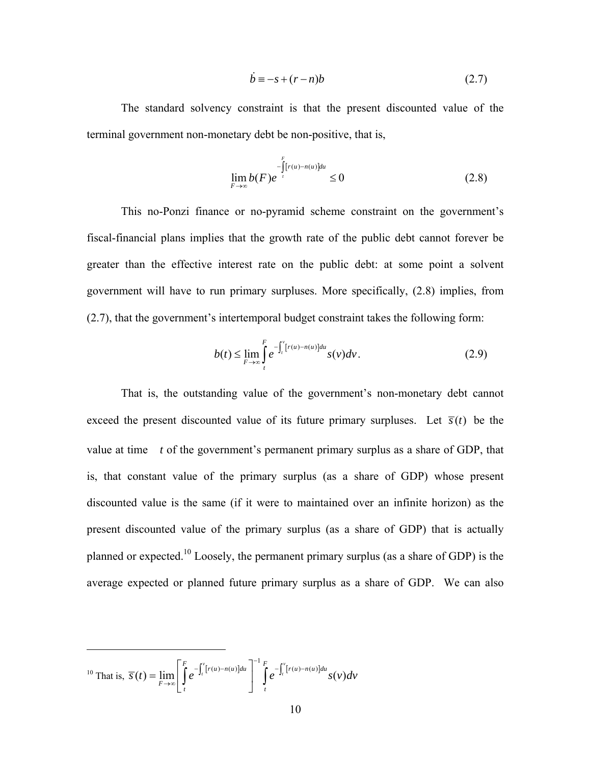$$\dot{b} \equiv -s + (r - n)b \tag{2.7}$$

The standard solvency constraint is that the present discounted value of the terminal government non-monetary debt be non-positive, that is,

$$\lim_{F \to \infty} b(F) e^{-\int_t^F [r(u) - n(u)] du} \leq 0 \tag{2.8}$$

This no-Ponzi finance or no-pyramid scheme constraint on the government's fiscal-financial plans implies that the growth rate of the public debt cannot forever be greater than the effective interest rate on the public debt: at some point a solvent government will have to run primary surpluses. More specifically, (2.8) implies, from (2.7), that the government's intertemporal budget constraint takes the following form:

$$b(t) \leq \lim_{F \to \infty} \int_t^F e^{-\int_t^v [r(u) - n(u)] du} s(v) dv. \tag{2.9}$$

That is, the outstanding value of the government's non-monetary debt cannot exceed the present discounted value of its future primary surpluses. Let $\bar{s}(t)$ be the value at time $t$ of the government's permanent primary surplus as a share of GDP, that is, that constant value of the primary surplus (as a share of GDP) whose present discounted value is the same (if it were to maintained over an infinite horizon) as the present discounted value of the primary surplus (as a share of GDP) that is actually planned or expected.[10] Loosely, the permanent primary surplus (as a share of GDP) is the average expected or planned future primary surplus as a share of GDP. We can also

---

[10] That is, $\bar{s}(t) = \lim_{F \to \infty} \left[ \int_t^F e^{-\int_t^v [r(u) - n(u)] du} \right]^{-1} \int_t^F e^{-\int_t^v [r(u) - n(u)] du} s(v) dv$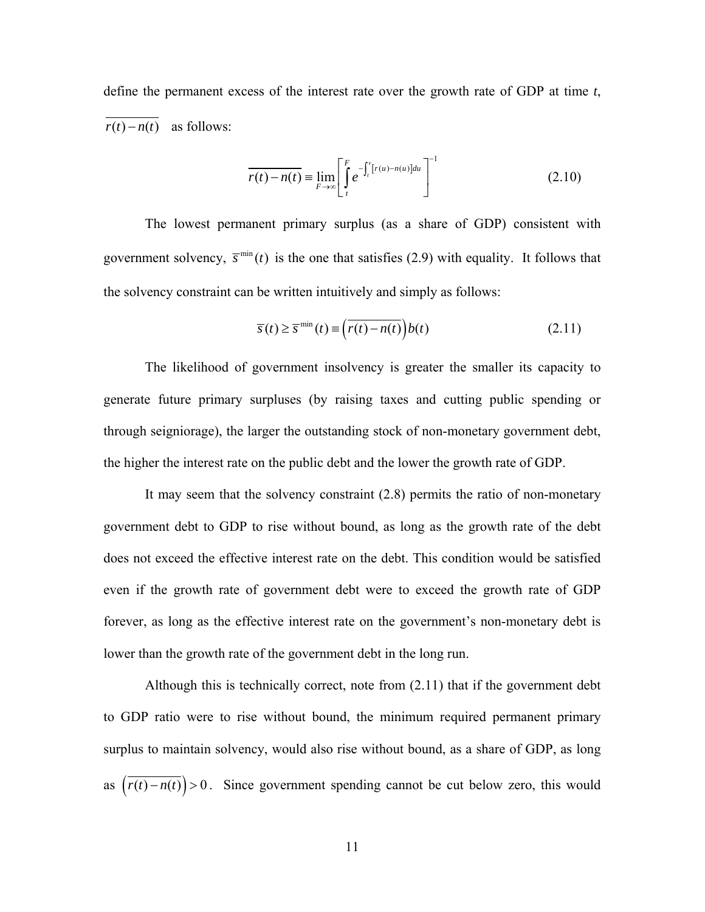define the permanent excess of the interest rate over the growth rate of GDP at time *t*, $\overline{r(t)-n(t)}$ as follows:

$$\overline{r(t)-n(t)} \equiv \lim_{F\to\infty}\left[\int_t^F e^{-\int_t^v [r(u)-n(u)]du}\right]^{-1} \tag{2.10}$$

The lowest permanent primary surplus (as a share of GDP) consistent with government solvency, $\overline{s}^{\min}(t)$ is the one that satisfies (2.9) with equality. It follows that the solvency constraint can be written intuitively and simply as follows:

$$\overline{s}(t) \geq \overline{s}^{\min}(t) \equiv \left(\overline{r(t)-n(t)}\right)b(t) \tag{2.11}$$

The likelihood of government insolvency is greater the smaller its capacity to generate future primary surpluses (by raising taxes and cutting public spending or through seigniorage), the larger the outstanding stock of non-monetary government debt, the higher the interest rate on the public debt and the lower the growth rate of GDP.

It may seem that the solvency constraint (2.8) permits the ratio of non-monetary government debt to GDP to rise without bound, as long as the growth rate of the debt does not exceed the effective interest rate on the debt. This condition would be satisfied even if the growth rate of government debt were to exceed the growth rate of GDP forever, as long as the effective interest rate on the government's non-monetary debt is lower than the growth rate of the government debt in the long run.

Although this is technically correct, note from (2.11) that if the government debt to GDP ratio were to rise without bound, the minimum required permanent primary surplus to maintain solvency, would also rise without bound, as a share of GDP, as long as $\left(\overline{r(t)-n(t)}\right) > 0$. Since government spending cannot be cut below zero, this would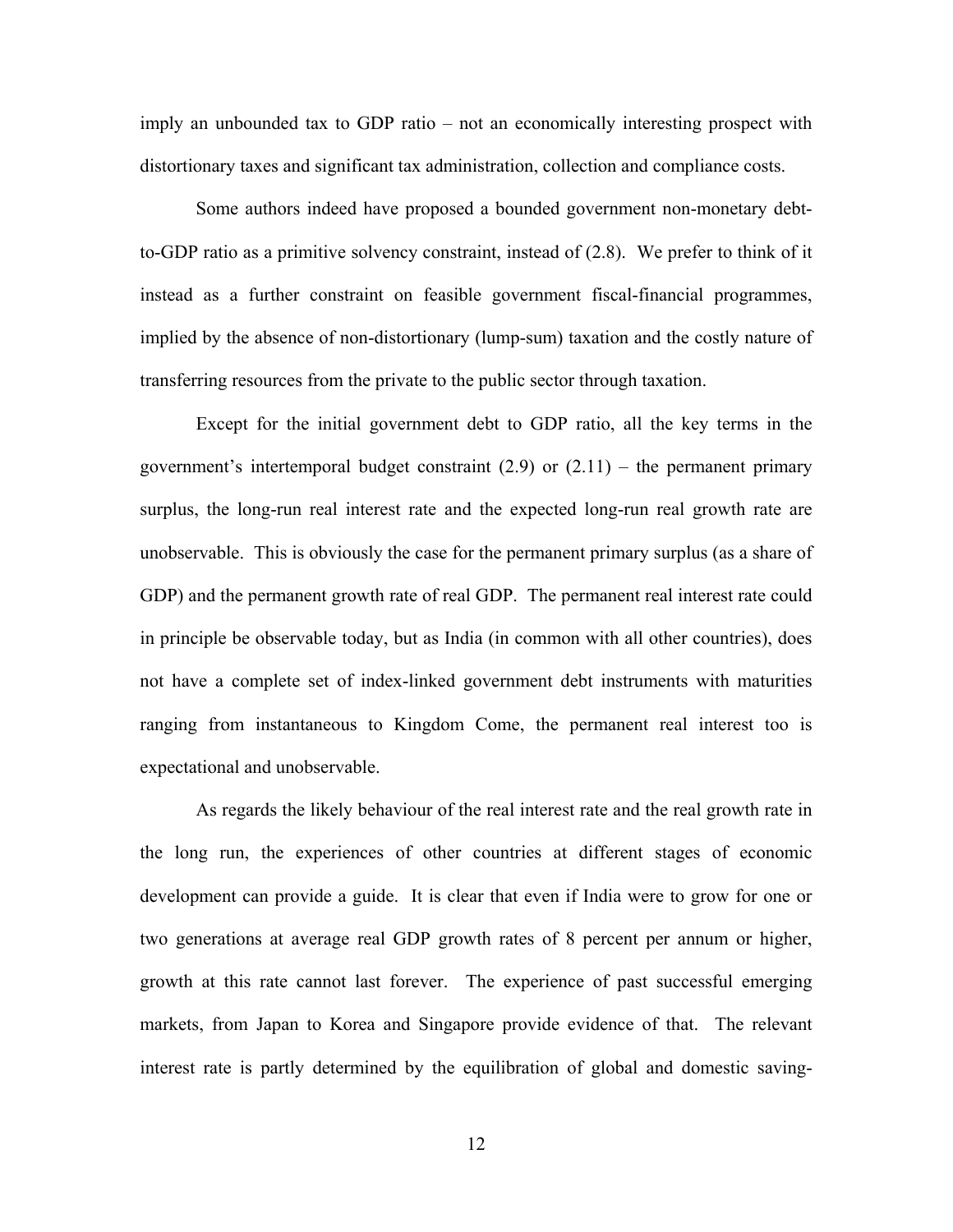imply an unbounded tax to GDP ratio – not an economically interesting prospect with distortionary taxes and significant tax administration, collection and compliance costs.

Some authors indeed have proposed a bounded government non-monetary debt-to-GDP ratio as a primitive solvency constraint, instead of (2.8). We prefer to think of it instead as a further constraint on feasible government fiscal-financial programmes, implied by the absence of non-distortionary (lump-sum) taxation and the costly nature of transferring resources from the private to the public sector through taxation.

Except for the initial government debt to GDP ratio, all the key terms in the government's intertemporal budget constraint (2.9) or (2.11) – the permanent primary surplus, the long-run real interest rate and the expected long-run real growth rate are unobservable. This is obviously the case for the permanent primary surplus (as a share of GDP) and the permanent growth rate of real GDP. The permanent real interest rate could in principle be observable today, but as India (in common with all other countries), does not have a complete set of index-linked government debt instruments with maturities ranging from instantaneous to Kingdom Come, the permanent real interest too is expectational and unobservable.

As regards the likely behaviour of the real interest rate and the real growth rate in the long run, the experiences of other countries at different stages of economic development can provide a guide. It is clear that even if India were to grow for one or two generations at average real GDP growth rates of 8 percent per annum or higher, growth at this rate cannot last forever. The experience of past successful emerging markets, from Japan to Korea and Singapore provide evidence of that. The relevant interest rate is partly determined by the equilibration of global and domestic saving-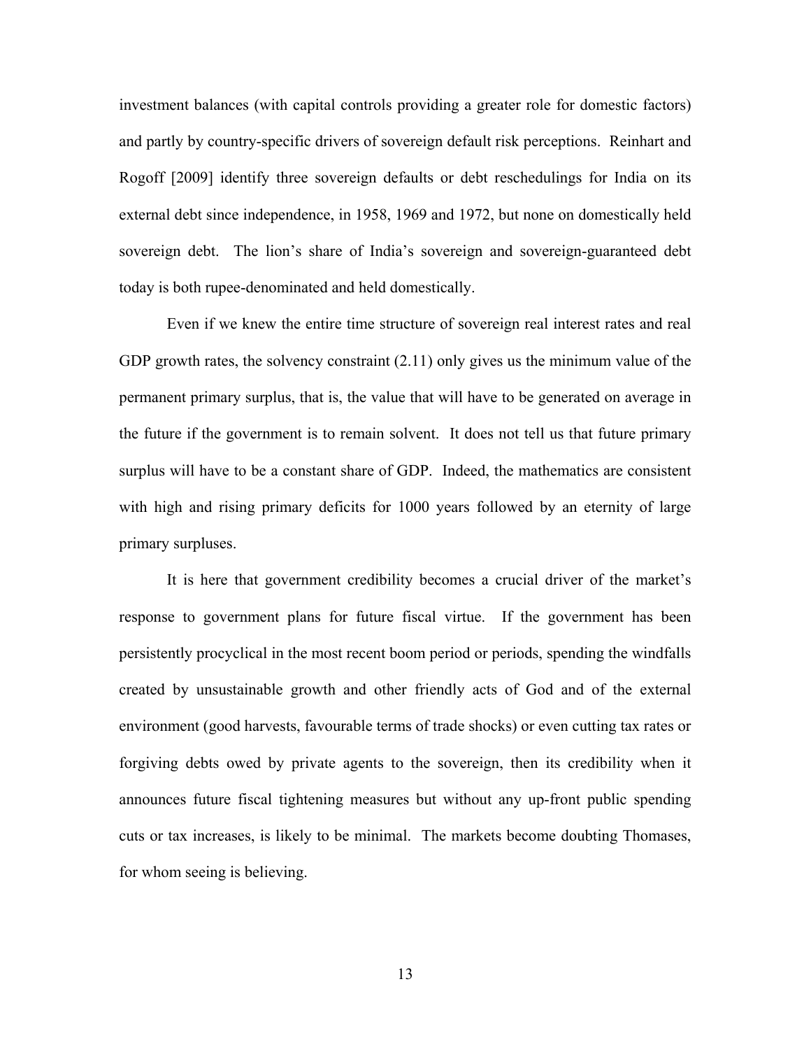investment balances (with capital controls providing a greater role for domestic factors) and partly by country-specific drivers of sovereign default risk perceptions. Reinhart and Rogoff [2009] identify three sovereign defaults or debt reschedulings for India on its external debt since independence, in 1958, 1969 and 1972, but none on domestically held sovereign debt. The lion's share of India's sovereign and sovereign-guaranteed debt today is both rupee-denominated and held domestically.

Even if we knew the entire time structure of sovereign real interest rates and real GDP growth rates, the solvency constraint (2.11) only gives us the minimum value of the permanent primary surplus, that is, the value that will have to be generated on average in the future if the government is to remain solvent. It does not tell us that future primary surplus will have to be a constant share of GDP. Indeed, the mathematics are consistent with high and rising primary deficits for 1000 years followed by an eternity of large primary surpluses.

It is here that government credibility becomes a crucial driver of the market's response to government plans for future fiscal virtue. If the government has been persistently procyclical in the most recent boom period or periods, spending the windfalls created by unsustainable growth and other friendly acts of God and of the external environment (good harvests, favourable terms of trade shocks) or even cutting tax rates or forgiving debts owed by private agents to the sovereign, then its credibility when it announces future fiscal tightening measures but without any up-front public spending cuts or tax increases, is likely to be minimal. The markets become doubting Thomases, for whom seeing is believing.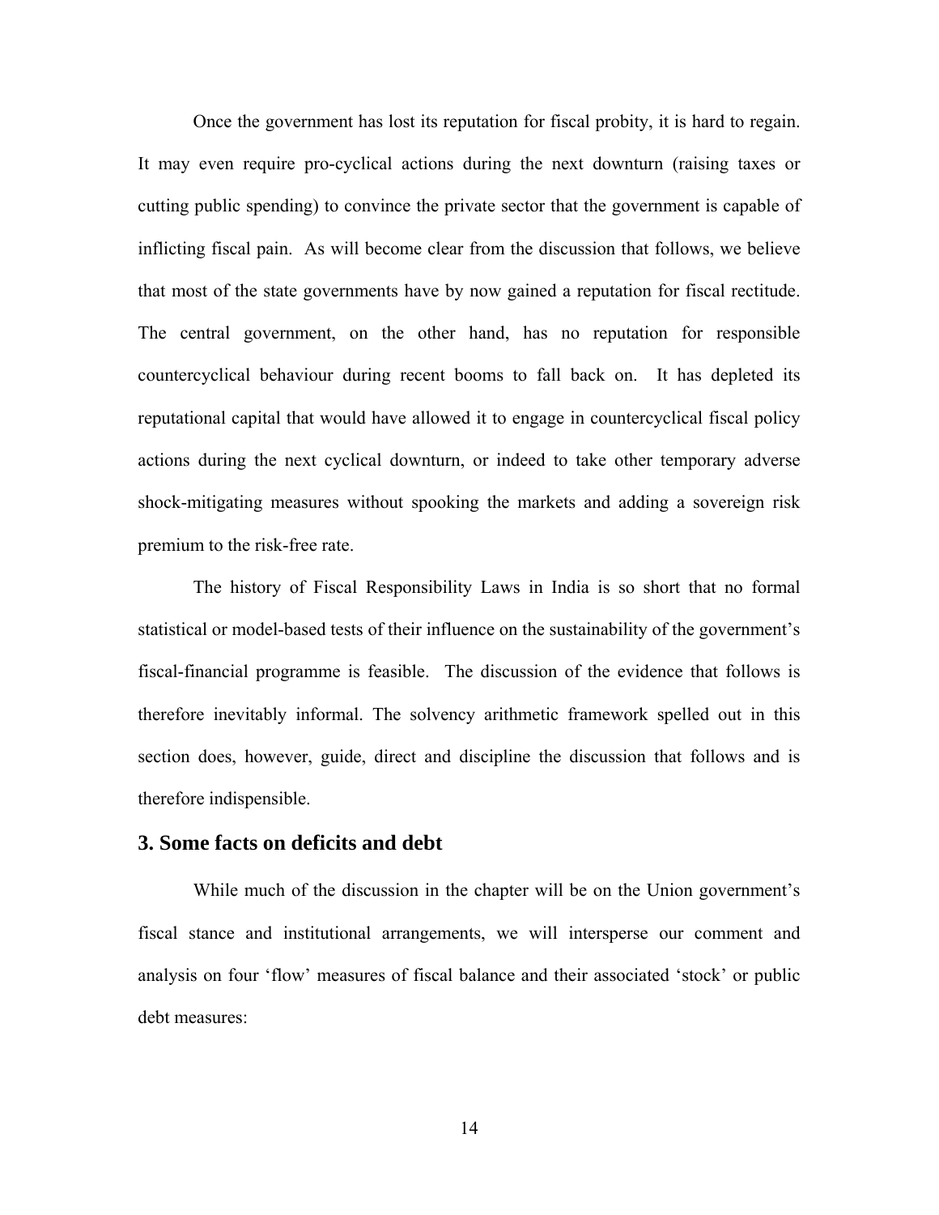Once the government has lost its reputation for fiscal probity, it is hard to regain. It may even require pro-cyclical actions during the next downturn (raising taxes or cutting public spending) to convince the private sector that the government is capable of inflicting fiscal pain. As will become clear from the discussion that follows, we believe that most of the state governments have by now gained a reputation for fiscal rectitude. The central government, on the other hand, has no reputation for responsible countercyclical behaviour during recent booms to fall back on. It has depleted its reputational capital that would have allowed it to engage in countercyclical fiscal policy actions during the next cyclical downturn, or indeed to take other temporary adverse shock-mitigating measures without spooking the markets and adding a sovereign risk premium to the risk-free rate.

The history of Fiscal Responsibility Laws in India is so short that no formal statistical or model-based tests of their influence on the sustainability of the government's fiscal-financial programme is feasible. The discussion of the evidence that follows is therefore inevitably informal. The solvency arithmetic framework spelled out in this section does, however, guide, direct and discipline the discussion that follows and is therefore indispensible.

## 3. Some facts on deficits and debt

While much of the discussion in the chapter will be on the Union government's fiscal stance and institutional arrangements, we will intersperse our comment and analysis on four 'flow' measures of fiscal balance and their associated 'stock' or public debt measures: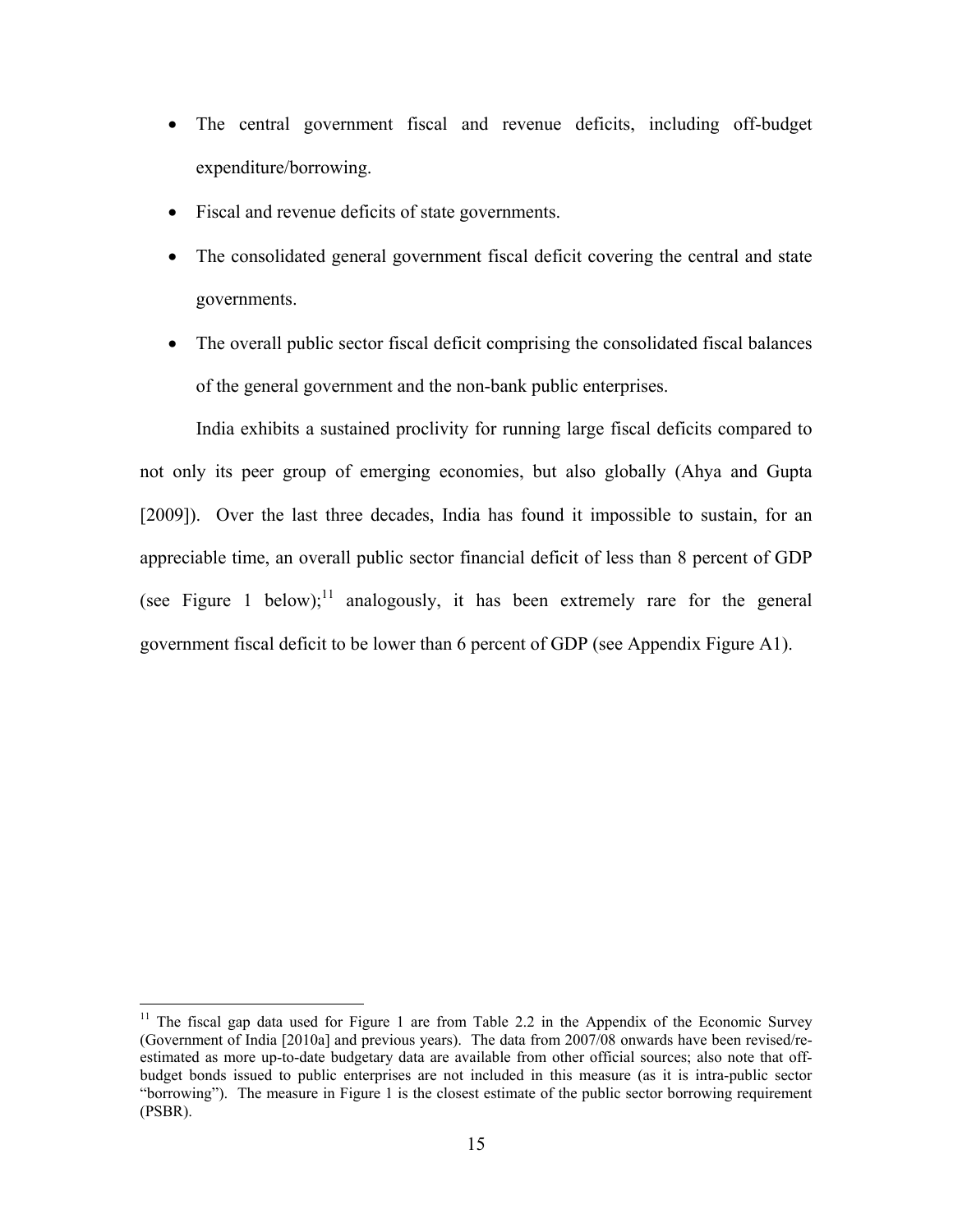- The central government fiscal and revenue deficits, including off-budget expenditure/borrowing.
- Fiscal and revenue deficits of state governments.
- The consolidated general government fiscal deficit covering the central and state governments.
- The overall public sector fiscal deficit comprising the consolidated fiscal balances of the general government and the non-bank public enterprises.

India exhibits a sustained proclivity for running large fiscal deficits compared to not only its peer group of emerging economies, but also globally (Ahya and Gupta [2009]). Over the last three decades, India has found it impossible to sustain, for an appreciable time, an overall public sector financial deficit of less than 8 percent of GDP (see Figure 1 below);[11] analogously, it has been extremely rare for the general government fiscal deficit to be lower than 6 percent of GDP (see Appendix Figure A1).

[11] The fiscal gap data used for Figure 1 are from Table 2.2 in the Appendix of the Economic Survey (Government of India [2010a] and previous years). The data from 2007/08 onwards have been revised/re-estimated as more up-to-date budgetary data are available from other official sources; also note that off-budget bonds issued to public enterprises are not included in this measure (as it is intra-public sector "borrowing"). The measure in Figure 1 is the closest estimate of the public sector borrowing requirement (PSBR).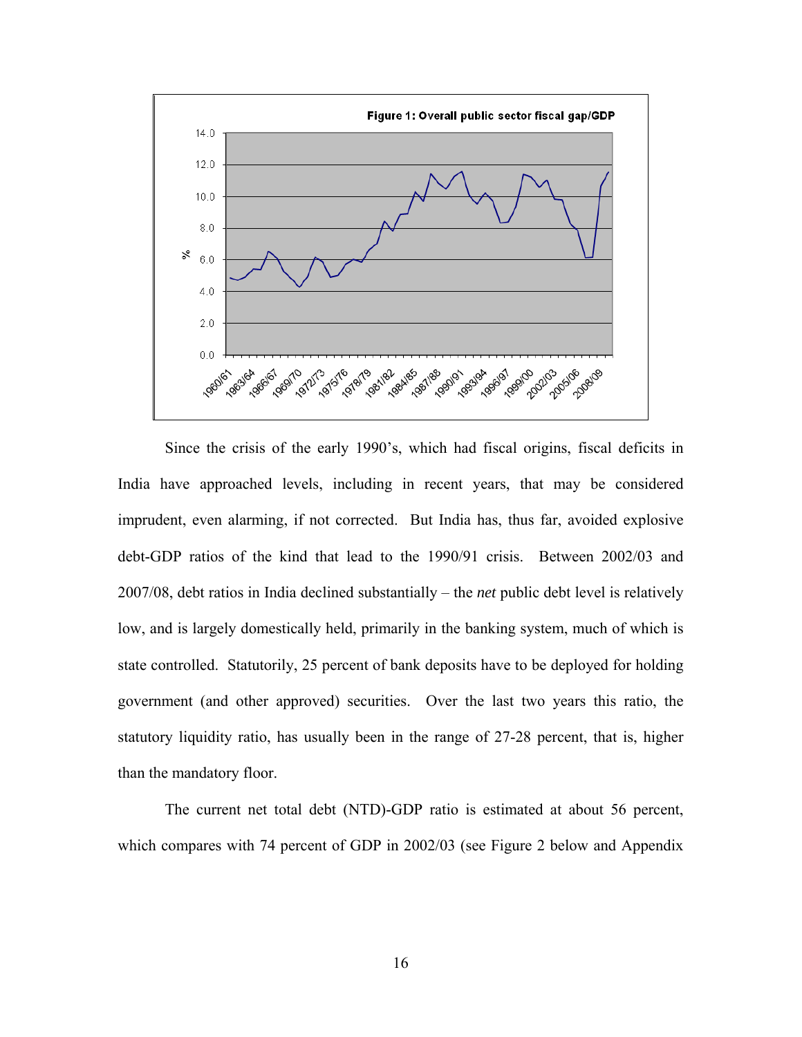Figure 1: Overall public sector fiscal gap/GDP

Since the crisis of the early 1990's, which had fiscal origins, fiscal deficits in India have approached levels, including in recent years, that may be considered imprudent, even alarming, if not corrected. But India has, thus far, avoided explosive debt-GDP ratios of the kind that lead to the 1990/91 crisis. Between 2002/03 and 2007/08, debt ratios in India declined substantially – the *net* public debt level is relatively low, and is largely domestically held, primarily in the banking system, much of which is state controlled. Statutorily, 25 percent of bank deposits have to be deployed for holding government (and other approved) securities. Over the last two years this ratio, the statutory liquidity ratio, has usually been in the range of 27-28 percent, that is, higher than the mandatory floor.

The current net total debt (NTD)-GDP ratio is estimated at about 56 percent, which compares with 74 percent of GDP in 2002/03 (see Figure 2 below and Appendix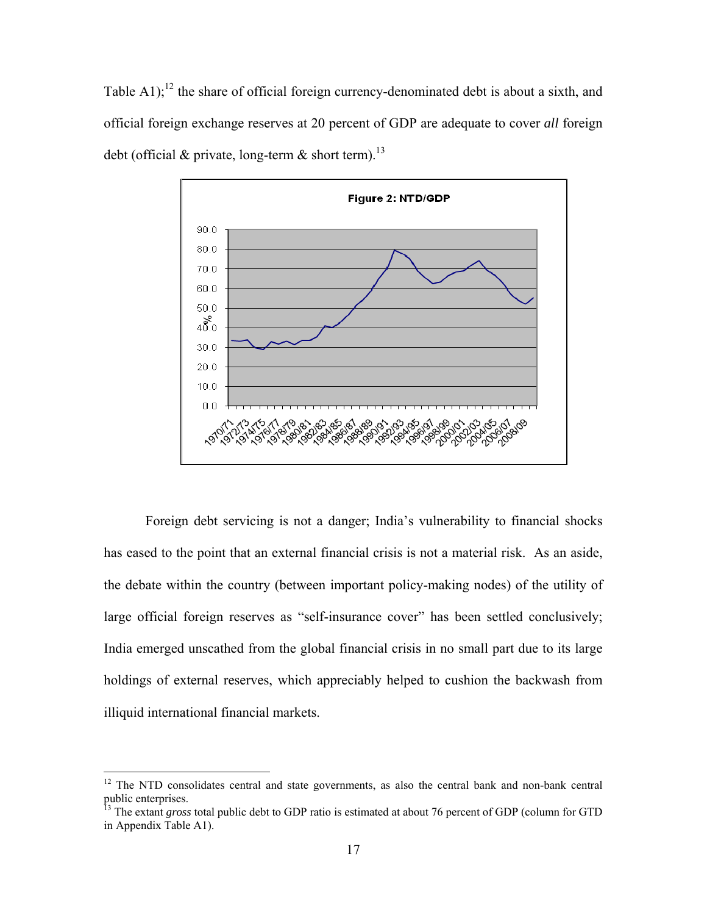Table A1);[12] the share of official foreign currency-denominated debt is about a sixth, and official foreign exchange reserves at 20 percent of GDP are adequate to cover *all* foreign debt (official & private, long-term & short term).[13]

Figure 2: NTD/GDP

Foreign debt servicing is not a danger; India's vulnerability to financial shocks has eased to the point that an external financial crisis is not a material risk. As an aside, the debate within the country (between important policy-making nodes) of the utility of large official foreign reserves as "self-insurance cover" has been settled conclusively; India emerged unscathed from the global financial crisis in no small part due to its large holdings of external reserves, which appreciably helped to cushion the backwash from illiquid international financial markets.

---

[12] The NTD consolidates central and state governments, as also the central bank and non-bank central public enterprises.

[13] The extant *gross* total public debt to GDP ratio is estimated at about 76 percent of GDP (column for GTD in Appendix Table A1).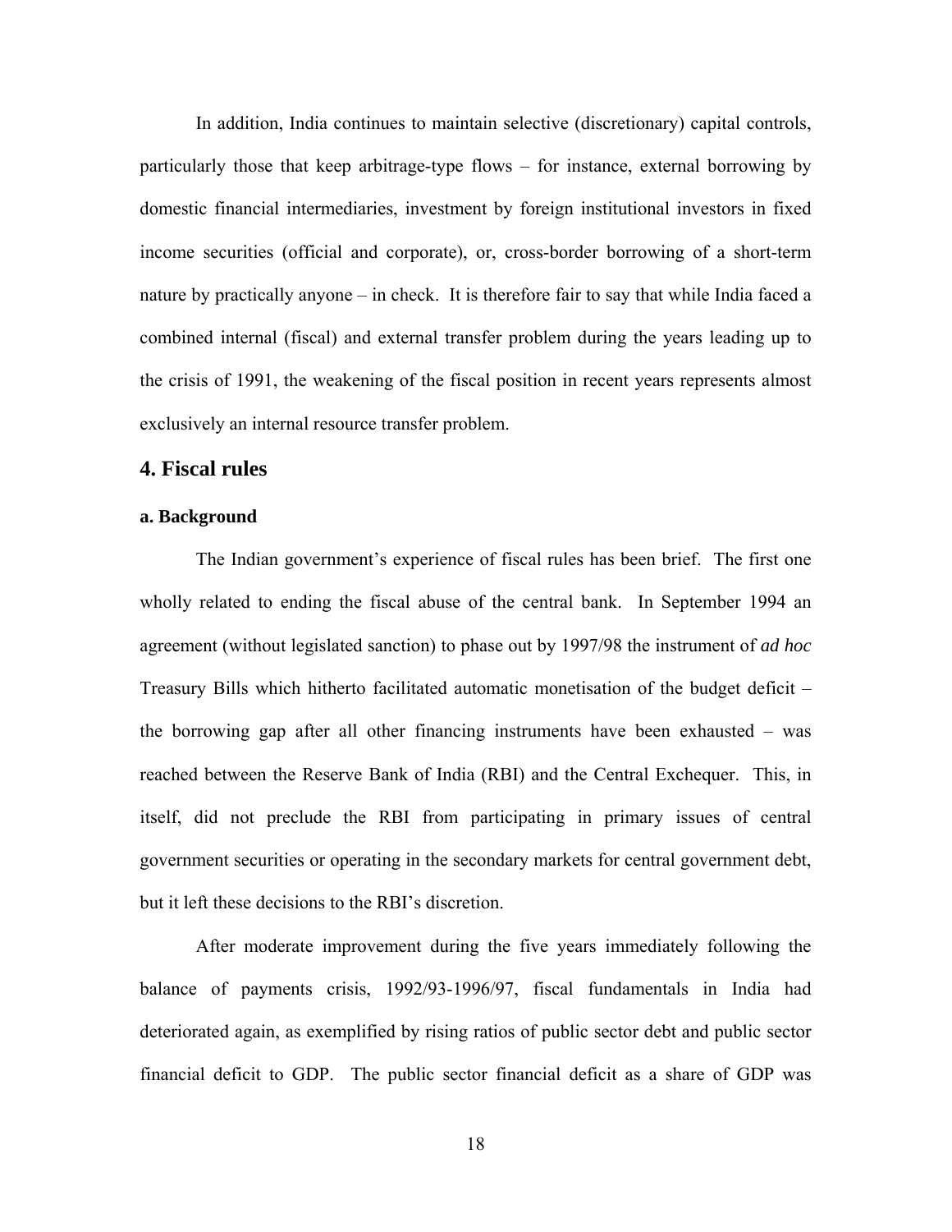In addition, India continues to maintain selective (discretionary) capital controls, particularly those that keep arbitrage-type flows – for instance, external borrowing by domestic financial intermediaries, investment by foreign institutional investors in fixed income securities (official and corporate), or, cross-border borrowing of a short-term nature by practically anyone – in check. It is therefore fair to say that while India faced a combined internal (fiscal) and external transfer problem during the years leading up to the crisis of 1991, the weakening of the fiscal position in recent years represents almost exclusively an internal resource transfer problem.

## 4. Fiscal rules

### a. Background

The Indian government's experience of fiscal rules has been brief. The first one wholly related to ending the fiscal abuse of the central bank. In September 1994 an agreement (without legislated sanction) to phase out by 1997/98 the instrument of *ad hoc* Treasury Bills which hitherto facilitated automatic monetisation of the budget deficit – the borrowing gap after all other financing instruments have been exhausted – was reached between the Reserve Bank of India (RBI) and the Central Exchequer. This, in itself, did not preclude the RBI from participating in primary issues of central government securities or operating in the secondary markets for central government debt, but it left these decisions to the RBI's discretion.

After moderate improvement during the five years immediately following the balance of payments crisis, 1992/93-1996/97, fiscal fundamentals in India had deteriorated again, as exemplified by rising ratios of public sector debt and public sector financial deficit to GDP. The public sector financial deficit as a share of GDP was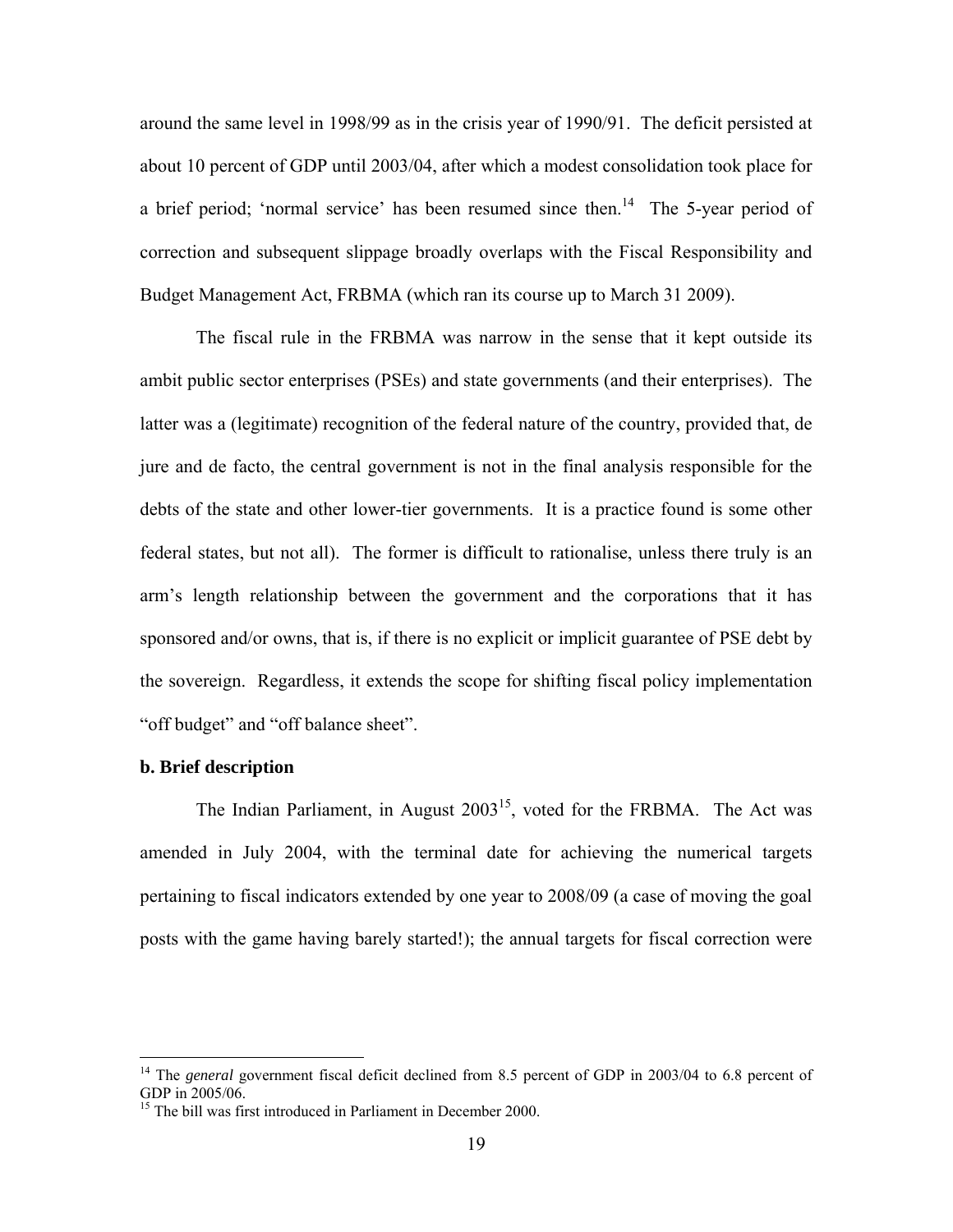around the same level in 1998/99 as in the crisis year of 1990/91. The deficit persisted at about 10 percent of GDP until 2003/04, after which a modest consolidation took place for a brief period; 'normal service' has been resumed since then.[14] The 5-year period of correction and subsequent slippage broadly overlaps with the Fiscal Responsibility and Budget Management Act, FRBMA (which ran its course up to March 31 2009).

The fiscal rule in the FRBMA was narrow in the sense that it kept outside its ambit public sector enterprises (PSEs) and state governments (and their enterprises). The latter was a (legitimate) recognition of the federal nature of the country, provided that, de jure and de facto, the central government is not in the final analysis responsible for the debts of the state and other lower-tier governments. It is a practice found is some other federal states, but not all). The former is difficult to rationalise, unless there truly is an arm's length relationship between the government and the corporations that it has sponsored and/or owns, that is, if there is no explicit or implicit guarantee of PSE debt by the sovereign. Regardless, it extends the scope for shifting fiscal policy implementation "off budget" and "off balance sheet".

**b. Brief description**

The Indian Parliament, in August 2003[15], voted for the FRBMA. The Act was amended in July 2004, with the terminal date for achieving the numerical targets pertaining to fiscal indicators extended by one year to 2008/09 (a case of moving the goal posts with the game having barely started!); the annual targets for fiscal correction were

---

[14] The *general* government fiscal deficit declined from 8.5 percent of GDP in 2003/04 to 6.8 percent of GDP in 2005/06.

[15] The bill was first introduced in Parliament in December 2000.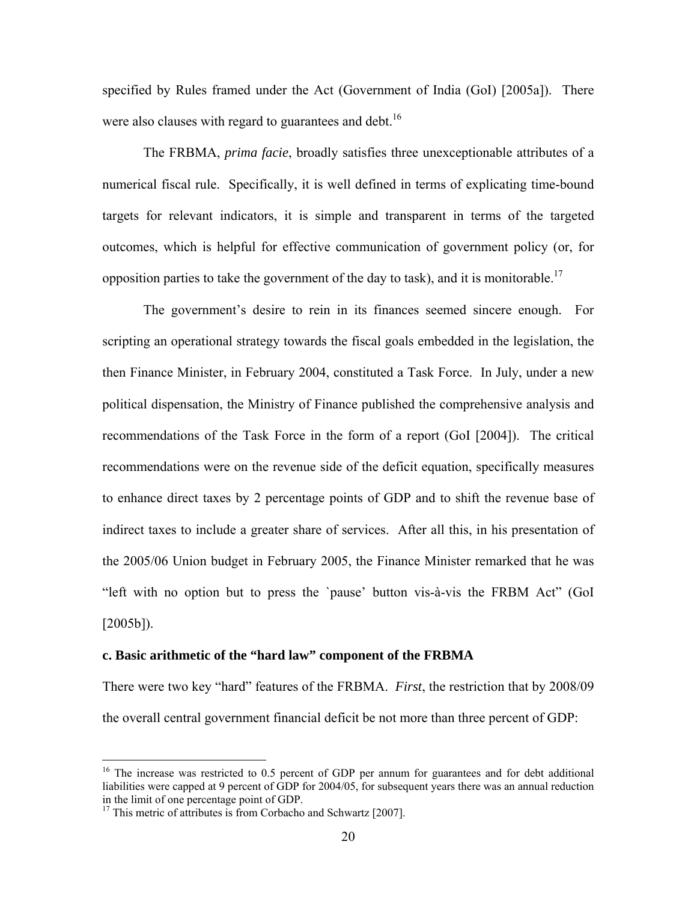specified by Rules framed under the Act (Government of India (GoI) [2005a]). There were also clauses with regard to guarantees and debt.[16]

The FRBMA, *prima facie*, broadly satisfies three unexceptionable attributes of a numerical fiscal rule. Specifically, it is well defined in terms of explicating time-bound targets for relevant indicators, it is simple and transparent in terms of the targeted outcomes, which is helpful for effective communication of government policy (or, for opposition parties to take the government of the day to task), and it is monitorable.[17]

The government's desire to rein in its finances seemed sincere enough. For scripting an operational strategy towards the fiscal goals embedded in the legislation, the then Finance Minister, in February 2004, constituted a Task Force. In July, under a new political dispensation, the Ministry of Finance published the comprehensive analysis and recommendations of the Task Force in the form of a report (GoI [2004]). The critical recommendations were on the revenue side of the deficit equation, specifically measures to enhance direct taxes by 2 percentage points of GDP and to shift the revenue base of indirect taxes to include a greater share of services. After all this, in his presentation of the 2005/06 Union budget in February 2005, the Finance Minister remarked that he was "left with no option but to press the `pause' button vis-à-vis the FRBM Act" (GoI [2005b]).

**c. Basic arithmetic of the "hard law" component of the FRBMA**

There were two key "hard" features of the FRBMA. *First*, the restriction that by 2008/09 the overall central government financial deficit be not more than three percent of GDP:

---

[16] The increase was restricted to 0.5 percent of GDP per annum for guarantees and for debt additional liabilities were capped at 9 percent of GDP for 2004/05, for subsequent years there was an annual reduction in the limit of one percentage point of GDP.

[17] This metric of attributes is from Corbacho and Schwartz [2007].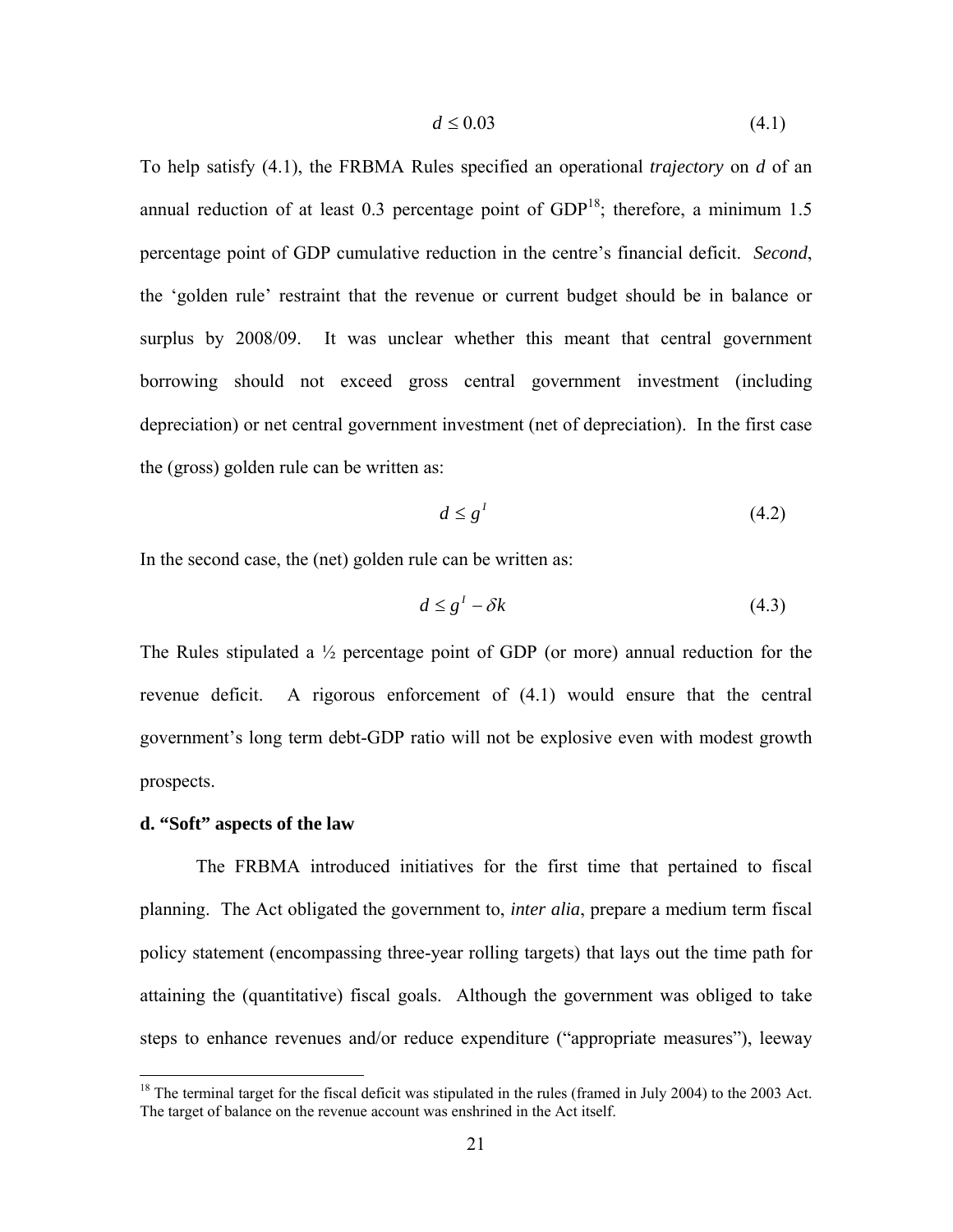$$d \leq 0.03 \tag{4.1}$$

To help satisfy (4.1), the FRBMA Rules specified an operational *trajectory* on *d* of an annual reduction of at least 0.3 percentage point of GDP[18]; therefore, a minimum 1.5 percentage point of GDP cumulative reduction in the centre's financial deficit. *Second*, the 'golden rule' restraint that the revenue or current budget should be in balance or surplus by 2008/09. It was unclear whether this meant that central government borrowing should not exceed gross central government investment (including depreciation) or net central government investment (net of depreciation). In the first case the (gross) golden rule can be written as:

$$d \leq g^I \tag{4.2}$$

In the second case, the (net) golden rule can be written as:

$$d \leq g^I - \delta k \tag{4.3}$$

The Rules stipulated a ½ percentage point of GDP (or more) annual reduction for the revenue deficit. A rigorous enforcement of (4.1) would ensure that the central government's long term debt-GDP ratio will not be explosive even with modest growth prospects.

**d. "Soft" aspects of the law**

The FRBMA introduced initiatives for the first time that pertained to fiscal planning. The Act obligated the government to, *inter alia*, prepare a medium term fiscal policy statement (encompassing three-year rolling targets) that lays out the time path for attaining the (quantitative) fiscal goals. Although the government was obliged to take steps to enhance revenues and/or reduce expenditure ("appropriate measures"), leeway

[18] The terminal target for the fiscal deficit was stipulated in the rules (framed in July 2004) to the 2003 Act. The target of balance on the revenue account was enshrined in the Act itself.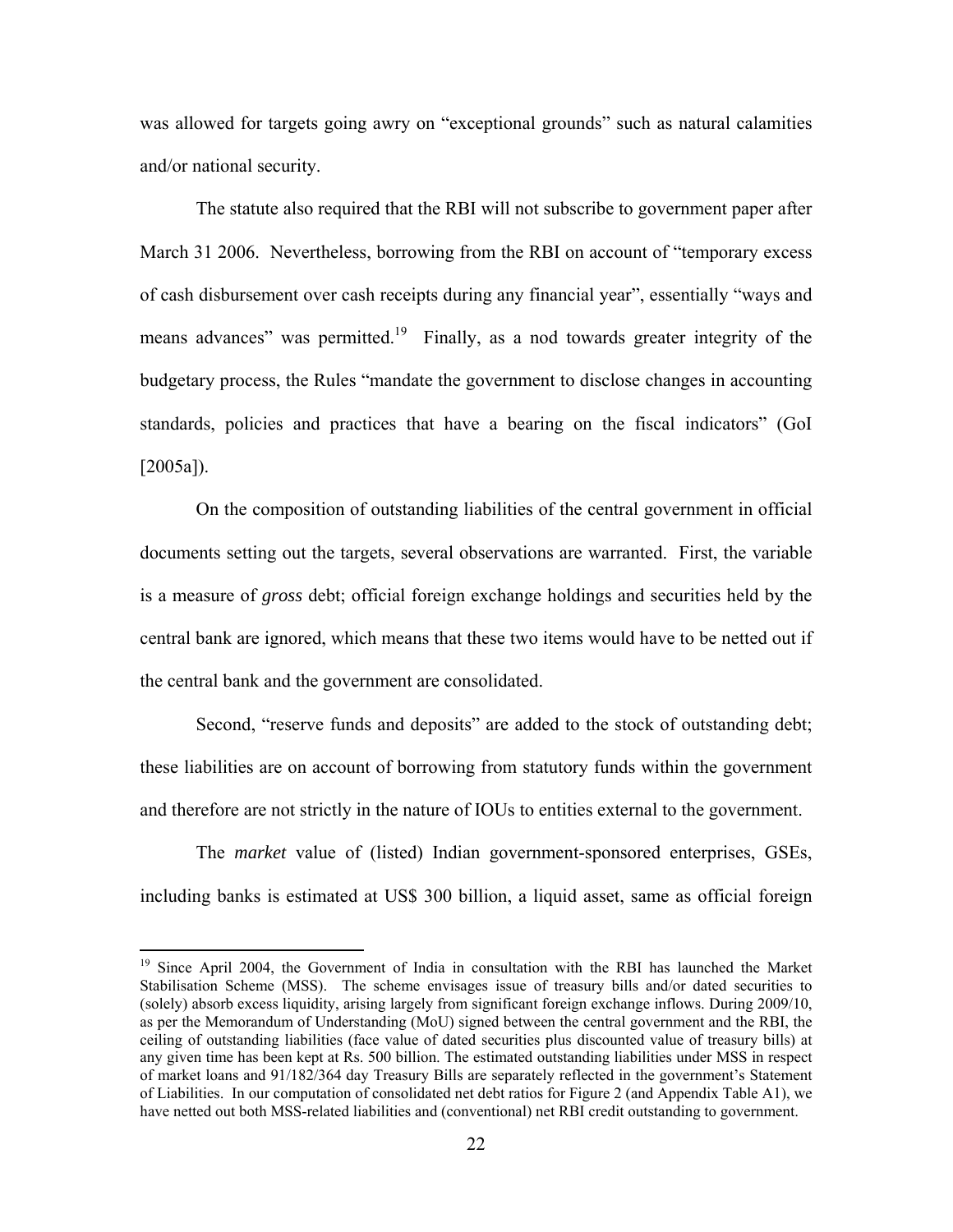was allowed for targets going awry on "exceptional grounds" such as natural calamities and/or national security.

The statute also required that the RBI will not subscribe to government paper after March 31 2006. Nevertheless, borrowing from the RBI on account of "temporary excess of cash disbursement over cash receipts during any financial year", essentially "ways and means advances" was permitted.[19] Finally, as a nod towards greater integrity of the budgetary process, the Rules "mandate the government to disclose changes in accounting standards, policies and practices that have a bearing on the fiscal indicators" (GoI [2005a]).

On the composition of outstanding liabilities of the central government in official documents setting out the targets, several observations are warranted. First, the variable is a measure of *gross* debt; official foreign exchange holdings and securities held by the central bank are ignored, which means that these two items would have to be netted out if the central bank and the government are consolidated.

Second, "reserve funds and deposits" are added to the stock of outstanding debt; these liabilities are on account of borrowing from statutory funds within the government and therefore are not strictly in the nature of IOUs to entities external to the government.

The *market* value of (listed) Indian government-sponsored enterprises, GSEs, including banks is estimated at US$ 300 billion, a liquid asset, same as official foreign

---

[19] Since April 2004, the Government of India in consultation with the RBI has launched the Market Stabilisation Scheme (MSS). The scheme envisages issue of treasury bills and/or dated securities to (solely) absorb excess liquidity, arising largely from significant foreign exchange inflows. During 2009/10, as per the Memorandum of Understanding (MoU) signed between the central government and the RBI, the ceiling of outstanding liabilities (face value of dated securities plus discounted value of treasury bills) at any given time has been kept at Rs. 500 billion. The estimated outstanding liabilities under MSS in respect of market loans and 91/182/364 day Treasury Bills are separately reflected in the government's Statement of Liabilities. In our computation of consolidated net debt ratios for Figure 2 (and Appendix Table A1), we have netted out both MSS-related liabilities and (conventional) net RBI credit outstanding to government.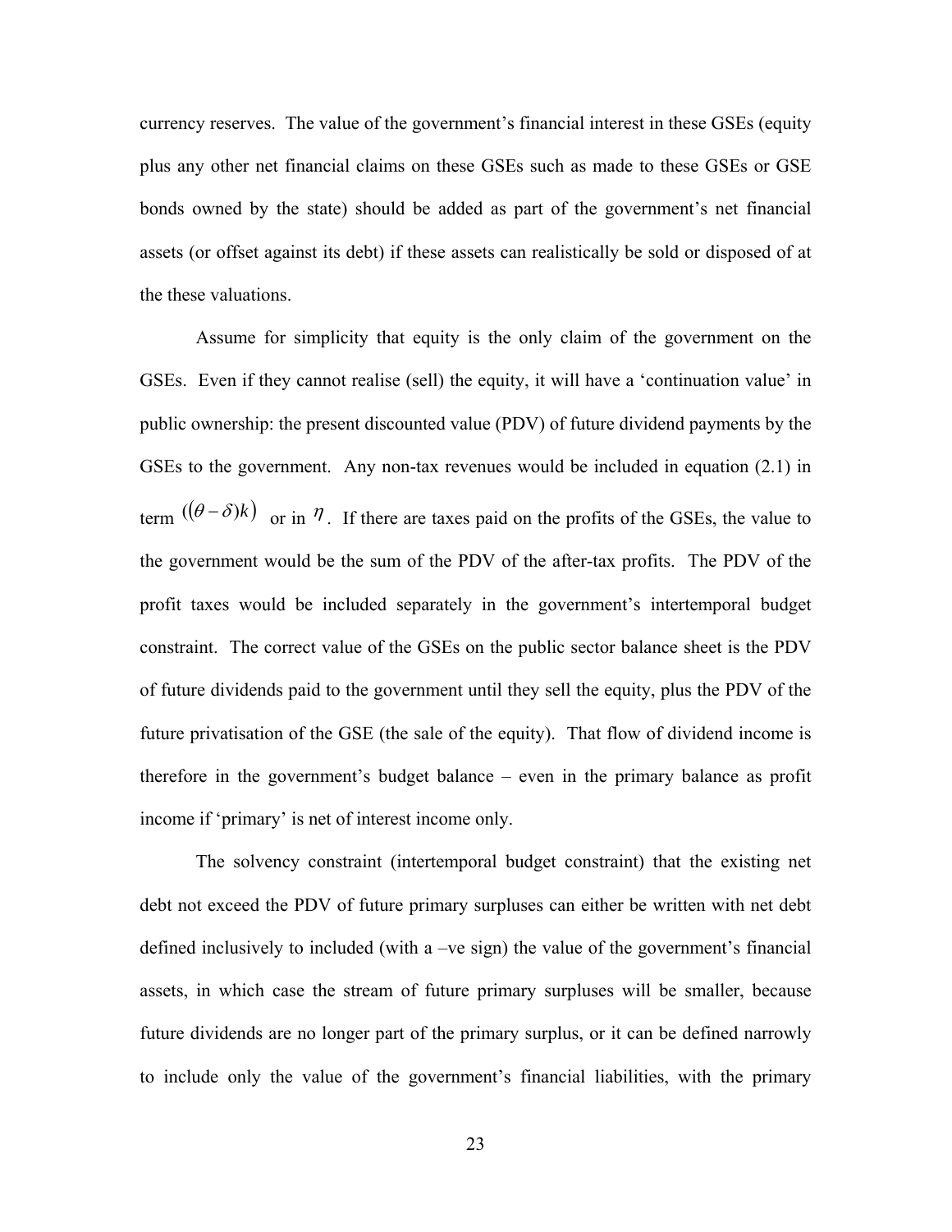currency reserves. The value of the government's financial interest in these GSEs (equity plus any other net financial claims on these GSEs such as made to these GSEs or GSE bonds owned by the state) should be added as part of the government's net financial assets (or offset against its debt) if these assets can realistically be sold or disposed of at the these valuations.

Assume for simplicity that equity is the only claim of the government on the GSEs. Even if they cannot realise (sell) the equity, it will have a 'continuation value' in public ownership: the present discounted value (PDV) of future dividend payments by the GSEs to the government. Any non-tax revenues would be included in equation (2.1) in term $((\theta - \delta)k)$ or in $\eta$. If there are taxes paid on the profits of the GSEs, the value to the government would be the sum of the PDV of the after-tax profits. The PDV of the profit taxes would be included separately in the government's intertemporal budget constraint. The correct value of the GSEs on the public sector balance sheet is the PDV of future dividends paid to the government until they sell the equity, plus the PDV of the future privatisation of the GSE (the sale of the equity). That flow of dividend income is therefore in the government's budget balance – even in the primary balance as profit income if 'primary' is net of interest income only.

The solvency constraint (intertemporal budget constraint) that the existing net debt not exceed the PDV of future primary surpluses can either be written with net debt defined inclusively to included (with a –ve sign) the value of the government's financial assets, in which case the stream of future primary surpluses will be smaller, because future dividends are no longer part of the primary surplus, or it can be defined narrowly to include only the value of the government's financial liabilities, with the primary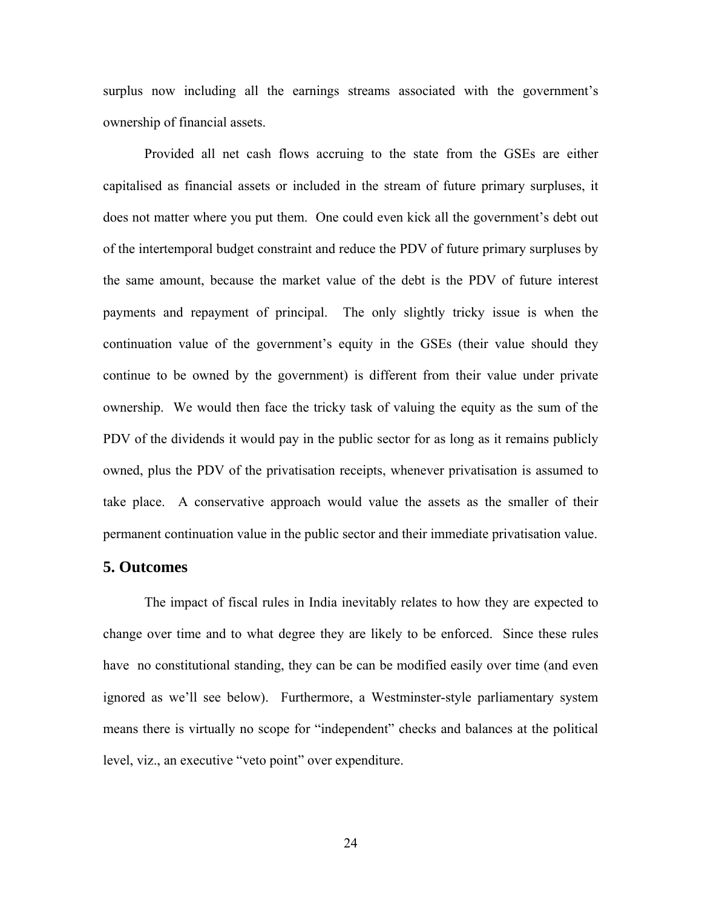surplus now including all the earnings streams associated with the government's ownership of financial assets.

Provided all net cash flows accruing to the state from the GSEs are either capitalised as financial assets or included in the stream of future primary surpluses, it does not matter where you put them. One could even kick all the government's debt out of the intertemporal budget constraint and reduce the PDV of future primary surpluses by the same amount, because the market value of the debt is the PDV of future interest payments and repayment of principal. The only slightly tricky issue is when the continuation value of the government's equity in the GSEs (their value should they continue to be owned by the government) is different from their value under private ownership. We would then face the tricky task of valuing the equity as the sum of the PDV of the dividends it would pay in the public sector for as long as it remains publicly owned, plus the PDV of the privatisation receipts, whenever privatisation is assumed to take place. A conservative approach would value the assets as the smaller of their permanent continuation value in the public sector and their immediate privatisation value.

## 5. Outcomes

The impact of fiscal rules in India inevitably relates to how they are expected to change over time and to what degree they are likely to be enforced. Since these rules have no constitutional standing, they can be can be modified easily over time (and even ignored as we'll see below). Furthermore, a Westminster-style parliamentary system means there is virtually no scope for "independent" checks and balances at the political level, viz., an executive "veto point" over expenditure.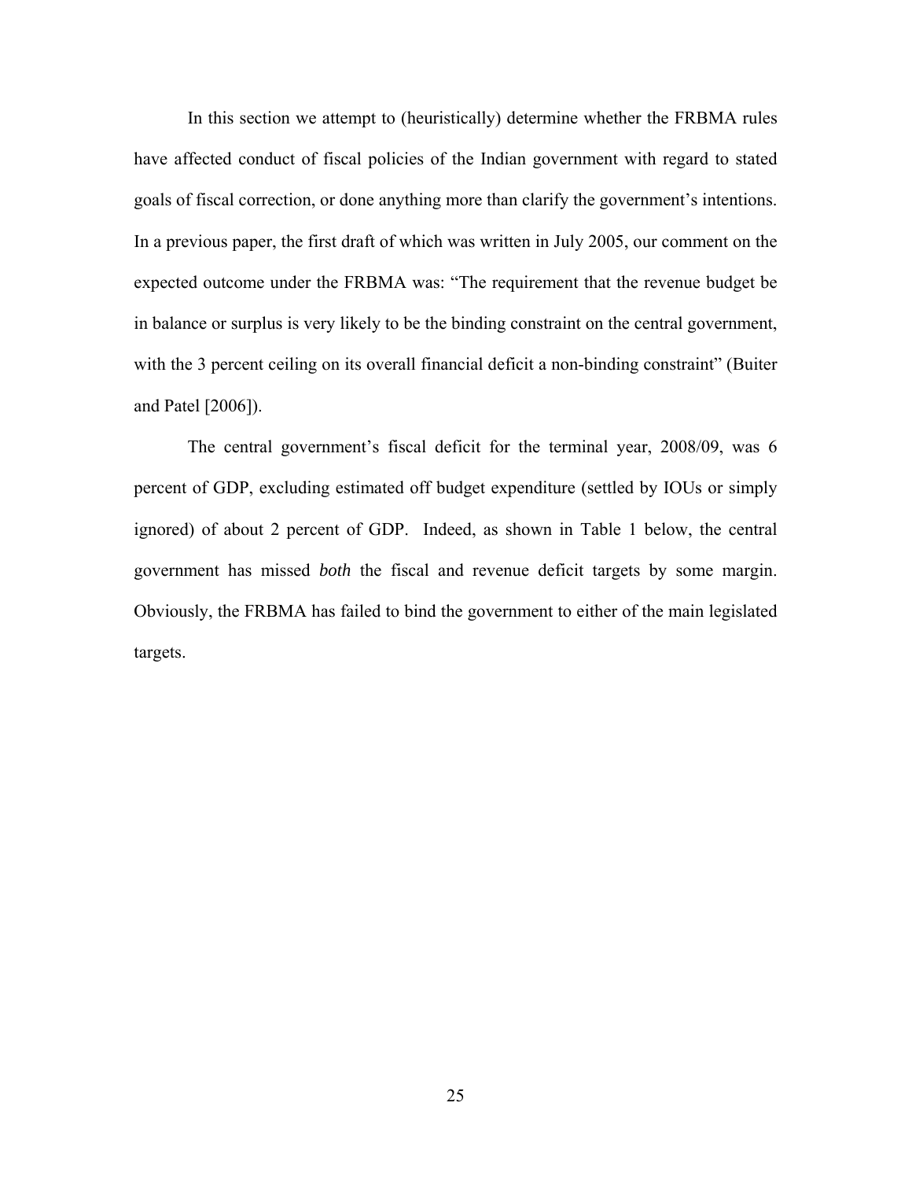In this section we attempt to (heuristically) determine whether the FRBMA rules have affected conduct of fiscal policies of the Indian government with regard to stated goals of fiscal correction, or done anything more than clarify the government's intentions. In a previous paper, the first draft of which was written in July 2005, our comment on the expected outcome under the FRBMA was: "The requirement that the revenue budget be in balance or surplus is very likely to be the binding constraint on the central government, with the 3 percent ceiling on its overall financial deficit a non-binding constraint" (Buiter and Patel [2006]).

The central government's fiscal deficit for the terminal year, 2008/09, was 6 percent of GDP, excluding estimated off budget expenditure (settled by IOUs or simply ignored) of about 2 percent of GDP. Indeed, as shown in Table 1 below, the central government has missed *both* the fiscal and revenue deficit targets by some margin. Obviously, the FRBMA has failed to bind the government to either of the main legislated targets.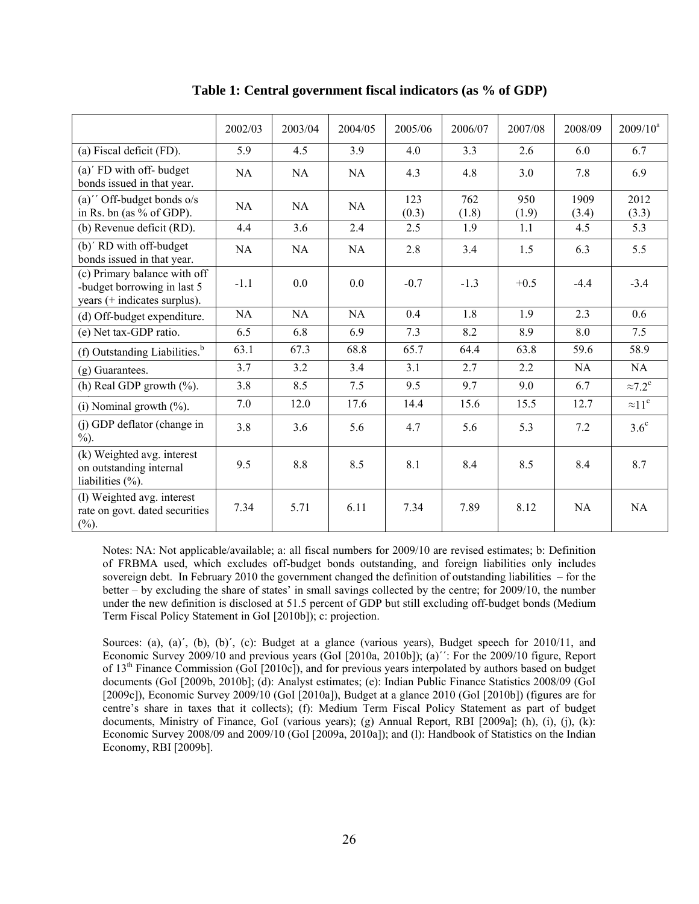**Table 1: Central government fiscal indicators (as % of GDP)**

| | 2002/03 | 2003/04 | 2004/05 | 2005/06 | 2006/07 | 2007/08 | 2008/09 | 2009/10[a] |
|---|---|---|---|---|---|---|---|---|
| (a) Fiscal deficit (FD). | 5.9 | 4.5 | 3.9 | 4.0 | 3.3 | 2.6 | 6.0 | 6.7 |
| (a)´ FD with off- budget bonds issued in that year. | NA | NA | NA | 4.3 | 4.8 | 3.0 | 7.8 | 6.9 |
| (a)´´ Off-budget bonds o/s in Rs. bn (as % of GDP). | NA | NA | NA | 123 (0.3) | 762 (1.8) | 950 (1.9) | 1909 (3.4) | 2012 (3.3) |
| (b) Revenue deficit (RD). | 4.4 | 3.6 | 2.4 | 2.5 | 1.9 | 1.1 | 4.5 | 5.3 |
| (b)´ RD with off-budget bonds issued in that year. | NA | NA | NA | 2.8 | 3.4 | 1.5 | 6.3 | 5.5 |
| (c) Primary balance with off -budget borrowing in last 5 years (+ indicates surplus). | -1.1 | 0.0 | 0.0 | -0.7 | -1.3 | +0.5 | -4.4 | -3.4 |
| (d) Off-budget expenditure. | NA | NA | NA | 0.4 | 1.8 | 1.9 | 2.3 | 0.6 |
| (e) Net tax-GDP ratio. | 6.5 | 6.8 | 6.9 | 7.3 | 8.2 | 8.9 | 8.0 | 7.5 |
| (f) Outstanding Liabilities.[b] | 63.1 | 67.3 | 68.8 | 65.7 | 64.4 | 63.8 | 59.6 | 58.9 |
| (g) Guarantees. | 3.7 | 3.2 | 3.4 | 3.1 | 2.7 | 2.2 | NA | NA |
| (h) Real GDP growth (%). | 3.8 | 8.5 | 7.5 | 9.5 | 9.7 | 9.0 | 6.7 | ≈7.2[c] |
| (i) Nominal growth (%). | 7.0 | 12.0 | 17.6 | 14.4 | 15.6 | 15.5 | 12.7 | ≈11[c] |
| (j) GDP deflator (change in %). | 3.8 | 3.6 | 5.6 | 4.7 | 5.6 | 5.3 | 7.2 | 3.6[c] |
| (k) Weighted avg. interest on outstanding internal liabilities (%). | 9.5 | 8.8 | 8.5 | 8.1 | 8.4 | 8.5 | 8.4 | 8.7 |
| (l) Weighted avg. interest rate on govt. dated securities (%). | 7.34 | 5.71 | 6.11 | 7.34 | 7.89 | 8.12 | NA | NA |

Notes: NA: Not applicable/available; a: all fiscal numbers for 2009/10 are revised estimates; b: Definition of FRBMA used, which excludes off-budget bonds outstanding, and foreign liabilities only includes sovereign debt. In February 2010 the government changed the definition of outstanding liabilities – for the better – by excluding the share of states' in small savings collected by the centre; for 2009/10, the number under the new definition is disclosed at 51.5 percent of GDP but still excluding off-budget bonds (Medium Term Fiscal Policy Statement in GoI [2010b]); c: projection.

Sources: (a), (a)´, (b), (b)´, (c): Budget at a glance (various years), Budget speech for 2010/11, and Economic Survey 2009/10 and previous years (GoI [2010a, 2010b]); (a)´´: For the 2009/10 figure, Report of 13th Finance Commission (GoI [2010c]), and for previous years interpolated by authors based on budget documents (GoI [2009b, 2010b]; (d): Analyst estimates; (e): Indian Public Finance Statistics 2008/09 (GoI [2009c]), Economic Survey 2009/10 (GoI [2010a]), Budget at a glance 2010 (GoI [2010b]) (figures are for centre's share in taxes that it collects); (f): Medium Term Fiscal Policy Statement as part of budget documents, Ministry of Finance, GoI (various years); (g) Annual Report, RBI [2009a]; (h), (i), (j), (k): Economic Survey 2008/09 and 2009/10 (GoI [2009a, 2010a]); and (l): Handbook of Statistics on the Indian Economy, RBI [2009b].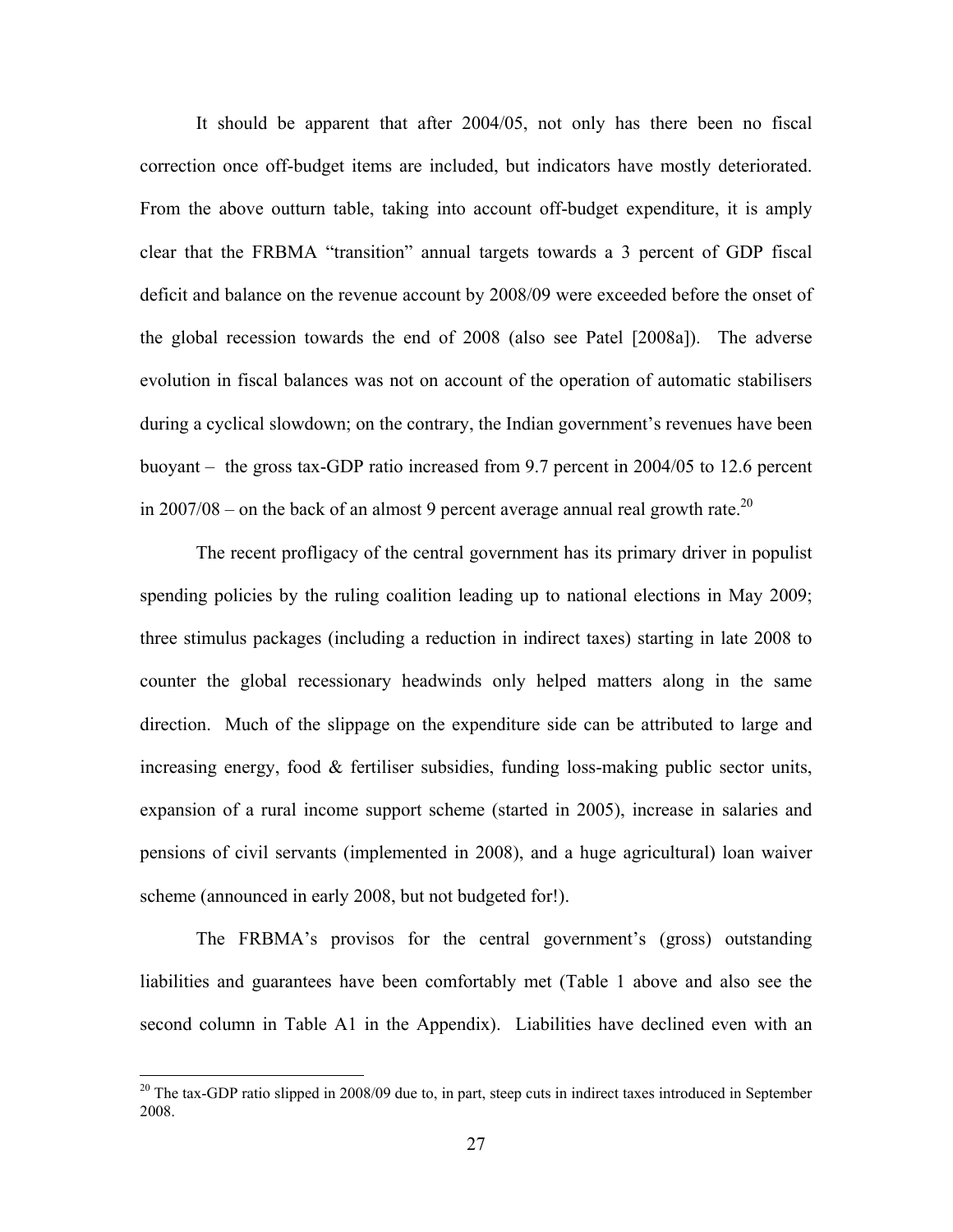It should be apparent that after 2004/05, not only has there been no fiscal correction once off-budget items are included, but indicators have mostly deteriorated. From the above outturn table, taking into account off-budget expenditure, it is amply clear that the FRBMA "transition" annual targets towards a 3 percent of GDP fiscal deficit and balance on the revenue account by 2008/09 were exceeded before the onset of the global recession towards the end of 2008 (also see Patel [2008a]). The adverse evolution in fiscal balances was not on account of the operation of automatic stabilisers during a cyclical slowdown; on the contrary, the Indian government's revenues have been buoyant – the gross tax-GDP ratio increased from 9.7 percent in 2004/05 to 12.6 percent in 2007/08 – on the back of an almost 9 percent average annual real growth rate.[20]

The recent profligacy of the central government has its primary driver in populist spending policies by the ruling coalition leading up to national elections in May 2009; three stimulus packages (including a reduction in indirect taxes) starting in late 2008 to counter the global recessionary headwinds only helped matters along in the same direction. Much of the slippage on the expenditure side can be attributed to large and increasing energy, food & fertiliser subsidies, funding loss-making public sector units, expansion of a rural income support scheme (started in 2005), increase in salaries and pensions of civil servants (implemented in 2008), and a huge agricultural) loan waiver scheme (announced in early 2008, but not budgeted for!).

The FRBMA's provisos for the central government's (gross) outstanding liabilities and guarantees have been comfortably met (Table 1 above and also see the second column in Table A1 in the Appendix). Liabilities have declined even with an

[20] The tax-GDP ratio slipped in 2008/09 due to, in part, steep cuts in indirect taxes introduced in September 2008.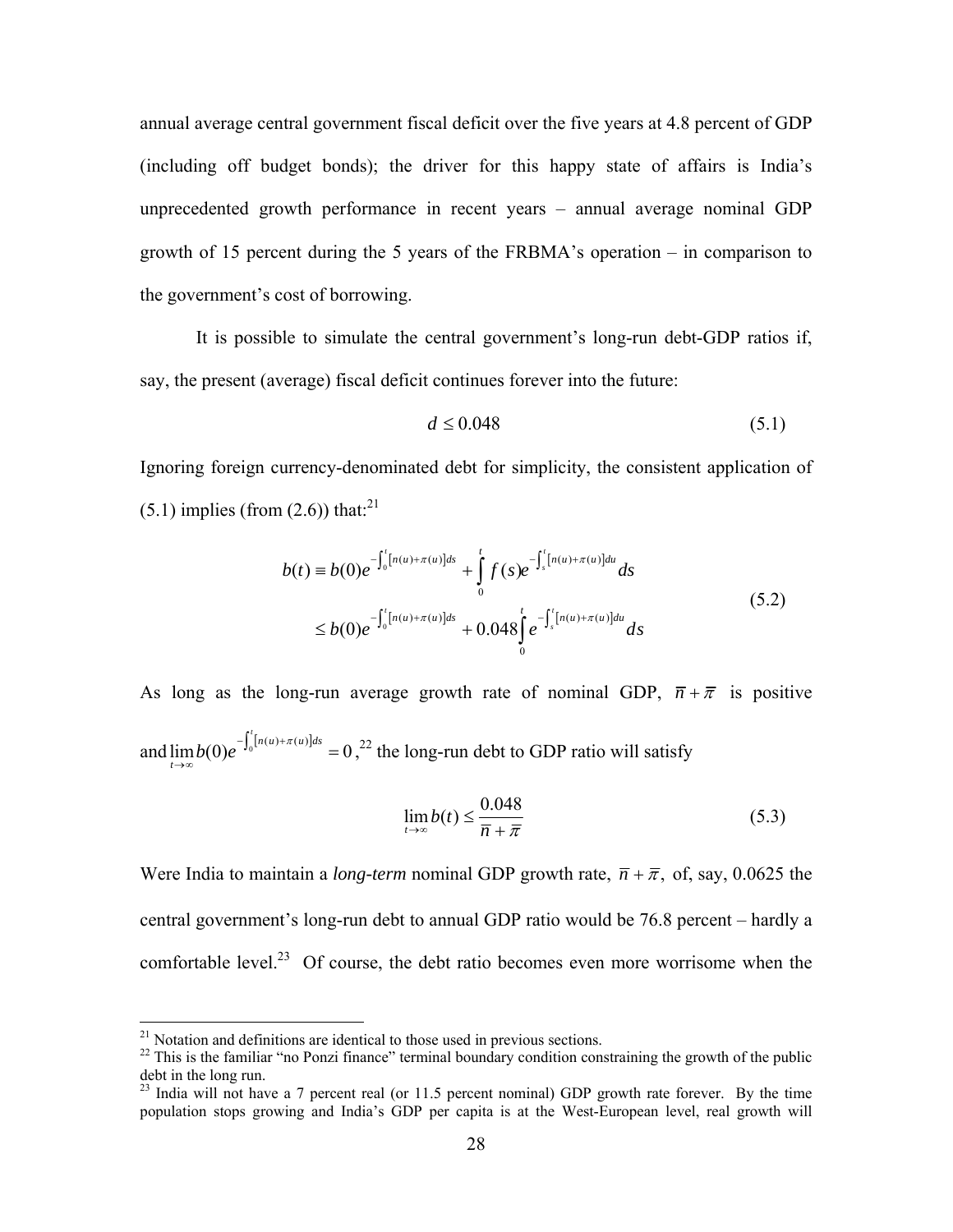annual average central government fiscal deficit over the five years at 4.8 percent of GDP (including off budget bonds); the driver for this happy state of affairs is India's unprecedented growth performance in recent years – annual average nominal GDP growth of 15 percent during the 5 years of the FRBMA's operation – in comparison to the government's cost of borrowing.

It is possible to simulate the central government's long-run debt-GDP ratios if, say, the present (average) fiscal deficit continues forever into the future:

$$d \leq 0.048 \tag{5.1}$$

Ignoring foreign currency-denominated debt for simplicity, the consistent application of (5.1) implies (from (2.6)) that:[21]

$$\begin{aligned} b(t) &\equiv b(0)e^{-\int_0^t [n(u)+\pi(u)]ds} + \int_0^t f(s)e^{-\int_s^t [n(u)+\pi(u)]du} ds \\ &\leq b(0)e^{-\int_0^t [n(u)+\pi(u)]ds} + 0.048\int_0^t e^{-\int_s^t [n(u)+\pi(u)]du} ds \end{aligned} \tag{5.2}$$

As long as the long-run average growth rate of nominal GDP, $\bar{n}+\bar{\pi}$ is positive and $\lim_{t\to\infty} b(0)e^{-\int_0^t [n(u)+\pi(u)]ds} = 0$,[22] the long-run debt to GDP ratio will satisfy

$$\lim_{t\to\infty} b(t) \leq \frac{0.048}{\bar{n}+\bar{\pi}} \tag{5.3}$$

Were India to maintain a *long-term* nominal GDP growth rate, $\bar{n}+\bar{\pi}$, of, say, 0.0625 the central government's long-run debt to annual GDP ratio would be 76.8 percent – hardly a comfortable level.[23] Of course, the debt ratio becomes even more worrisome when the

---

[21] Notation and definitions are identical to those used in previous sections.

[22] This is the familiar "no Ponzi finance" terminal boundary condition constraining the growth of the public debt in the long run.

[23] India will not have a 7 percent real (or 11.5 percent nominal) GDP growth rate forever. By the time population stops growing and India's GDP per capita is at the West-European level, real growth will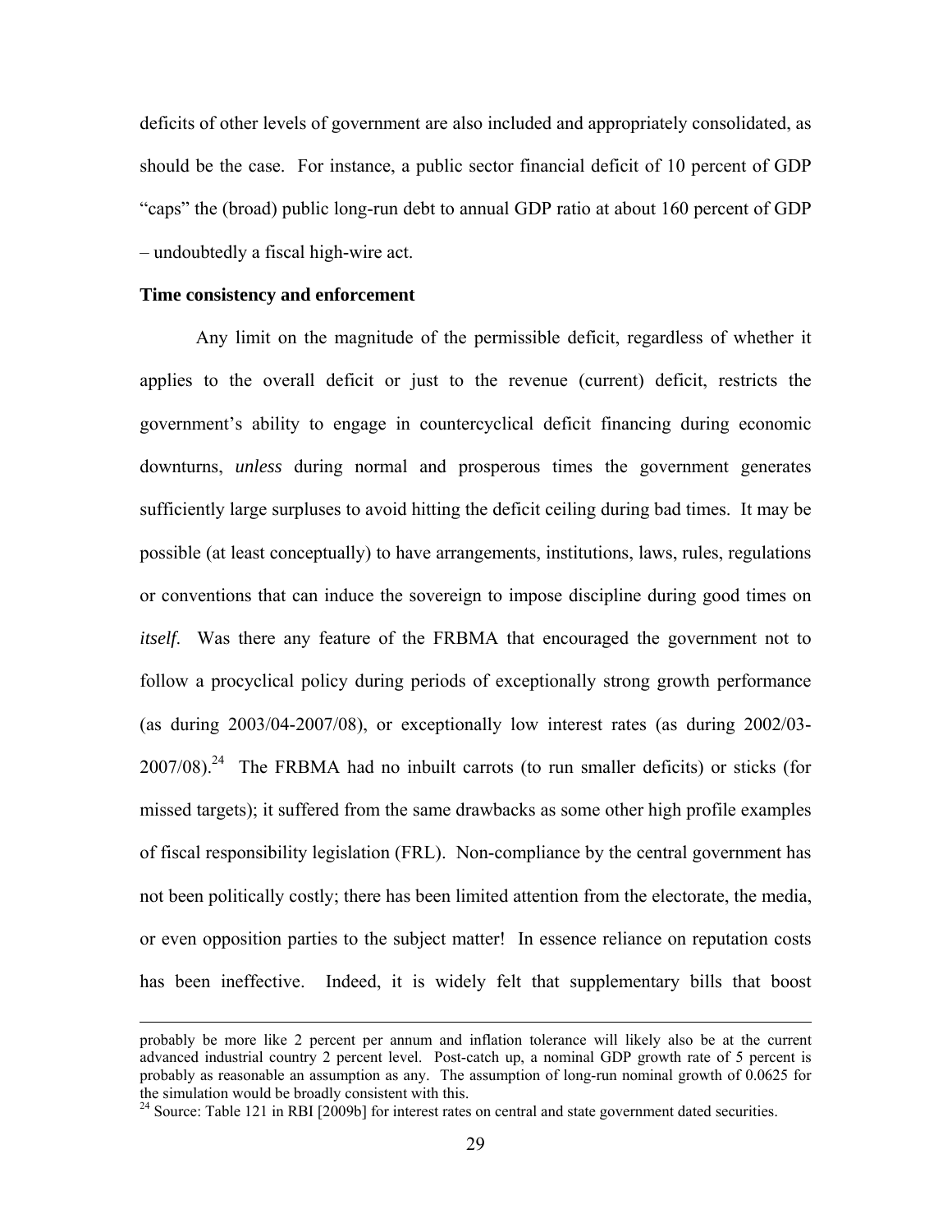deficits of other levels of government are also included and appropriately consolidated, as should be the case. For instance, a public sector financial deficit of 10 percent of GDP "caps" the (broad) public long-run debt to annual GDP ratio at about 160 percent of GDP – undoubtedly a fiscal high-wire act.

**Time consistency and enforcement**

Any limit on the magnitude of the permissible deficit, regardless of whether it applies to the overall deficit or just to the revenue (current) deficit, restricts the government's ability to engage in countercyclical deficit financing during economic downturns, *unless* during normal and prosperous times the government generates sufficiently large surpluses to avoid hitting the deficit ceiling during bad times. It may be possible (at least conceptually) to have arrangements, institutions, laws, rules, regulations or conventions that can induce the sovereign to impose discipline during good times on *itself*. Was there any feature of the FRBMA that encouraged the government not to follow a procyclical policy during periods of exceptionally strong growth performance (as during 2003/04-2007/08), or exceptionally low interest rates (as during 2002/03-2007/08).[24] The FRBMA had no inbuilt carrots (to run smaller deficits) or sticks (for missed targets); it suffered from the same drawbacks as some other high profile examples of fiscal responsibility legislation (FRL). Non-compliance by the central government has not been politically costly; there has been limited attention from the electorate, the media, or even opposition parties to the subject matter! In essence reliance on reputation costs has been ineffective. Indeed, it is widely felt that supplementary bills that boost

probably be more like 2 percent per annum and inflation tolerance will likely also be at the current advanced industrial country 2 percent level. Post-catch up, a nominal GDP growth rate of 5 percent is probably as reasonable an assumption as any. The assumption of long-run nominal growth of 0.0625 for the simulation would be broadly consistent with this.

[24] Source: Table 121 in RBI [2009b] for interest rates on central and state government dated securities.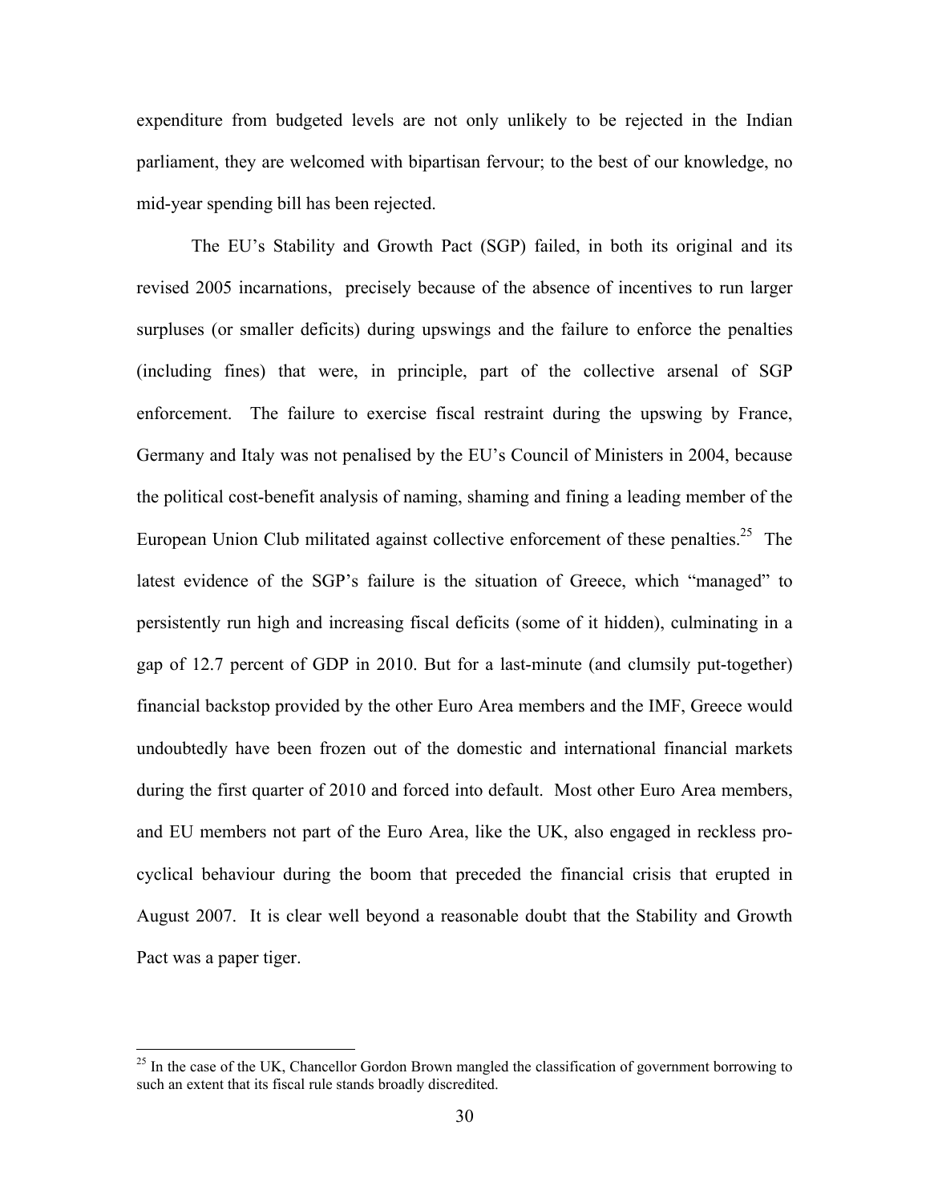expenditure from budgeted levels are not only unlikely to be rejected in the Indian parliament, they are welcomed with bipartisan fervour; to the best of our knowledge, no mid-year spending bill has been rejected.

The EU's Stability and Growth Pact (SGP) failed, in both its original and its revised 2005 incarnations, precisely because of the absence of incentives to run larger surpluses (or smaller deficits) during upswings and the failure to enforce the penalties (including fines) that were, in principle, part of the collective arsenal of SGP enforcement. The failure to exercise fiscal restraint during the upswing by France, Germany and Italy was not penalised by the EU's Council of Ministers in 2004, because the political cost-benefit analysis of naming, shaming and fining a leading member of the European Union Club militated against collective enforcement of these penalties.[25] The latest evidence of the SGP's failure is the situation of Greece, which "managed" to persistently run high and increasing fiscal deficits (some of it hidden), culminating in a gap of 12.7 percent of GDP in 2010. But for a last-minute (and clumsily put-together) financial backstop provided by the other Euro Area members and the IMF, Greece would undoubtedly have been frozen out of the domestic and international financial markets during the first quarter of 2010 and forced into default. Most other Euro Area members, and EU members not part of the Euro Area, like the UK, also engaged in reckless pro-cyclical behaviour during the boom that preceded the financial crisis that erupted in August 2007. It is clear well beyond a reasonable doubt that the Stability and Growth Pact was a paper tiger.

---

[25] In the case of the UK, Chancellor Gordon Brown mangled the classification of government borrowing to such an extent that its fiscal rule stands broadly discredited.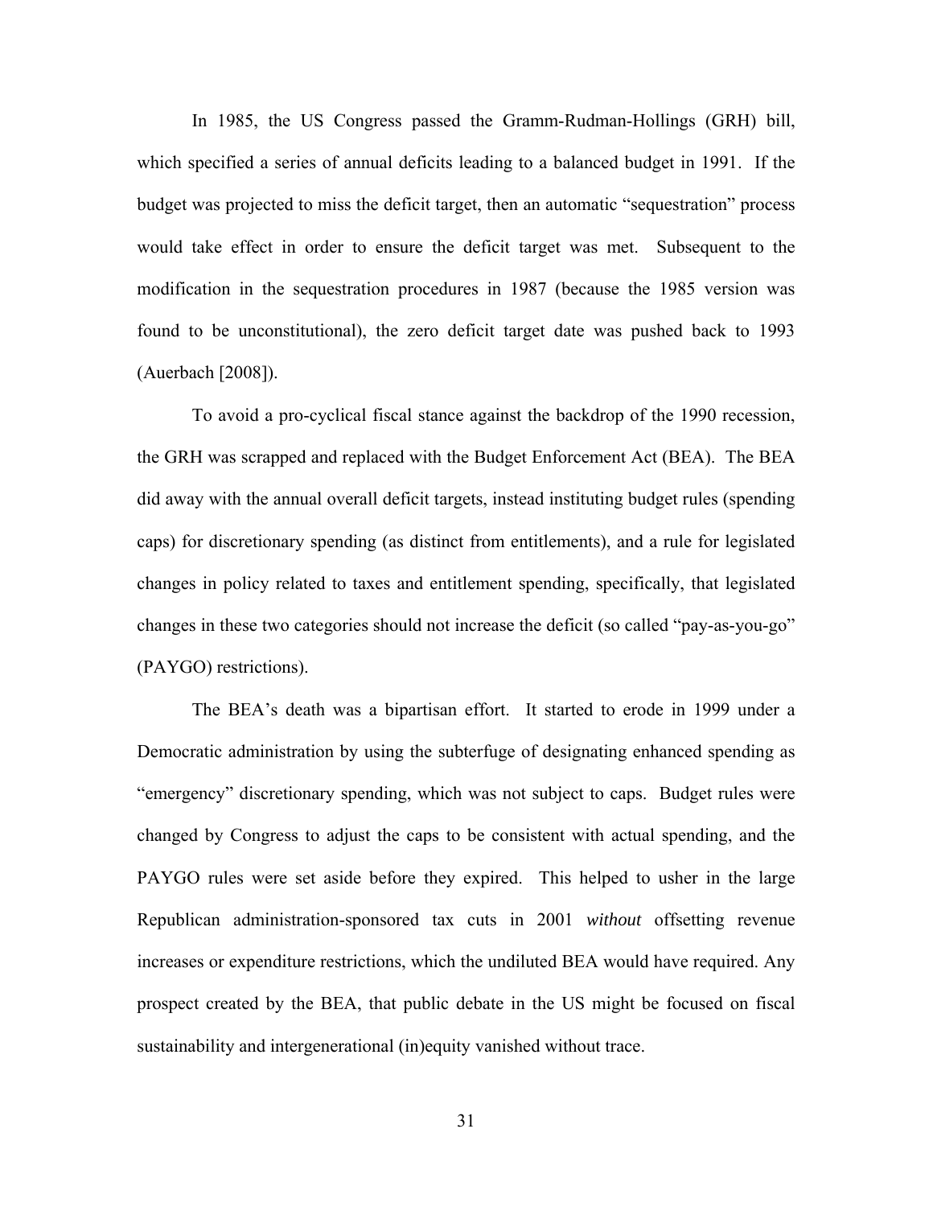In 1985, the US Congress passed the Gramm-Rudman-Hollings (GRH) bill, which specified a series of annual deficits leading to a balanced budget in 1991. If the budget was projected to miss the deficit target, then an automatic "sequestration" process would take effect in order to ensure the deficit target was met. Subsequent to the modification in the sequestration procedures in 1987 (because the 1985 version was found to be unconstitutional), the zero deficit target date was pushed back to 1993 (Auerbach [2008]).

To avoid a pro-cyclical fiscal stance against the backdrop of the 1990 recession, the GRH was scrapped and replaced with the Budget Enforcement Act (BEA). The BEA did away with the annual overall deficit targets, instead instituting budget rules (spending caps) for discretionary spending (as distinct from entitlements), and a rule for legislated changes in policy related to taxes and entitlement spending, specifically, that legislated changes in these two categories should not increase the deficit (so called "pay-as-you-go" (PAYGO) restrictions).

The BEA's death was a bipartisan effort. It started to erode in 1999 under a Democratic administration by using the subterfuge of designating enhanced spending as "emergency" discretionary spending, which was not subject to caps. Budget rules were changed by Congress to adjust the caps to be consistent with actual spending, and the PAYGO rules were set aside before they expired. This helped to usher in the large Republican administration-sponsored tax cuts in 2001 *without* offsetting revenue increases or expenditure restrictions, which the undiluted BEA would have required. Any prospect created by the BEA, that public debate in the US might be focused on fiscal sustainability and intergenerational (in)equity vanished without trace.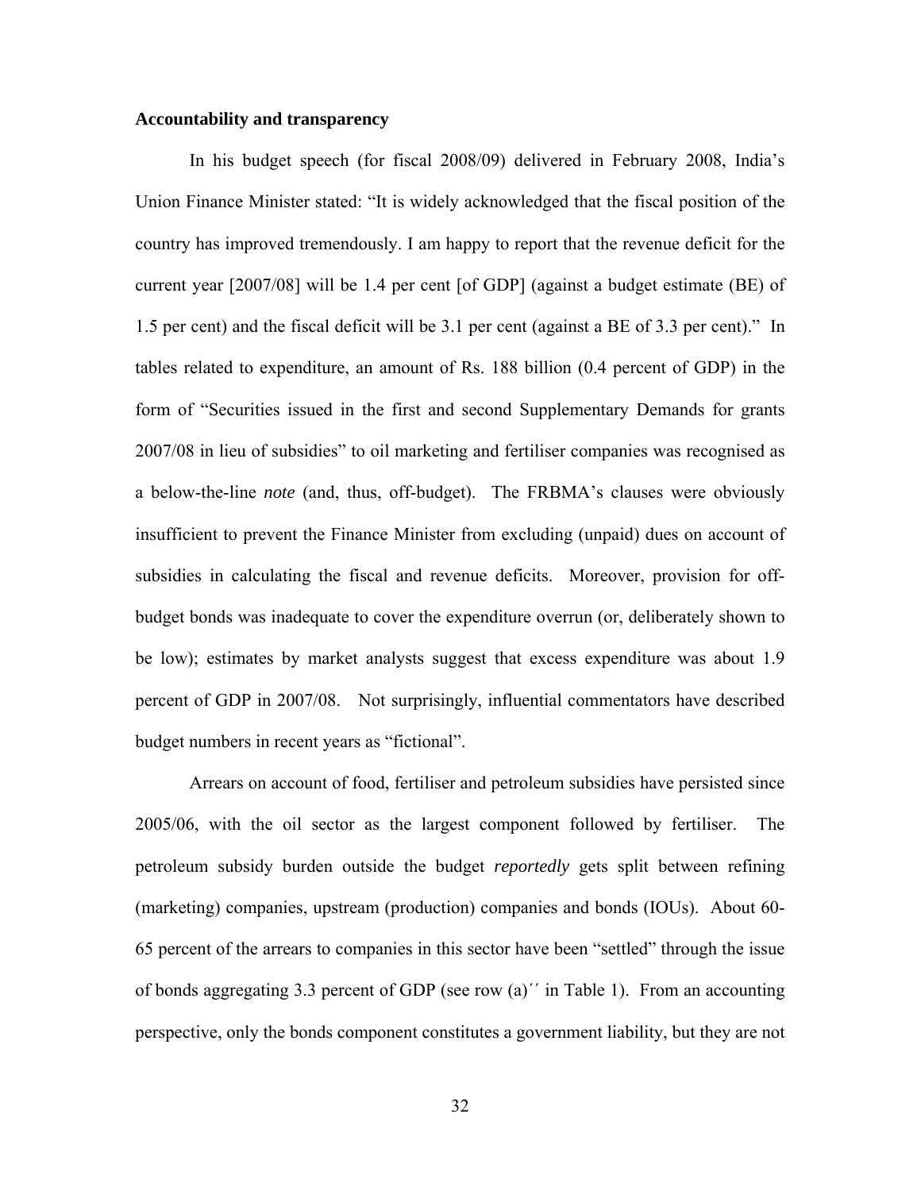**Accountability and transparency**

In his budget speech (for fiscal 2008/09) delivered in February 2008, India's Union Finance Minister stated: "It is widely acknowledged that the fiscal position of the country has improved tremendously. I am happy to report that the revenue deficit for the current year [2007/08] will be 1.4 per cent [of GDP] (against a budget estimate (BE) of 1.5 per cent) and the fiscal deficit will be 3.1 per cent (against a BE of 3.3 per cent)." In tables related to expenditure, an amount of Rs. 188 billion (0.4 percent of GDP) in the form of "Securities issued in the first and second Supplementary Demands for grants 2007/08 in lieu of subsidies" to oil marketing and fertiliser companies was recognised as a below-the-line *note* (and, thus, off-budget). The FRBMA's clauses were obviously insufficient to prevent the Finance Minister from excluding (unpaid) dues on account of subsidies in calculating the fiscal and revenue deficits. Moreover, provision for off-budget bonds was inadequate to cover the expenditure overrun (or, deliberately shown to be low); estimates by market analysts suggest that excess expenditure was about 1.9 percent of GDP in 2007/08. Not surprisingly, influential commentators have described budget numbers in recent years as "fictional".

Arrears on account of food, fertiliser and petroleum subsidies have persisted since 2005/06, with the oil sector as the largest component followed by fertiliser. The petroleum subsidy burden outside the budget *reportedly* gets split between refining (marketing) companies, upstream (production) companies and bonds (IOUs). About 60-65 percent of the arrears to companies in this sector have been "settled" through the issue of bonds aggregating 3.3 percent of GDP (see row (a)´´ in Table 1). From an accounting perspective, only the bonds component constitutes a government liability, but they are not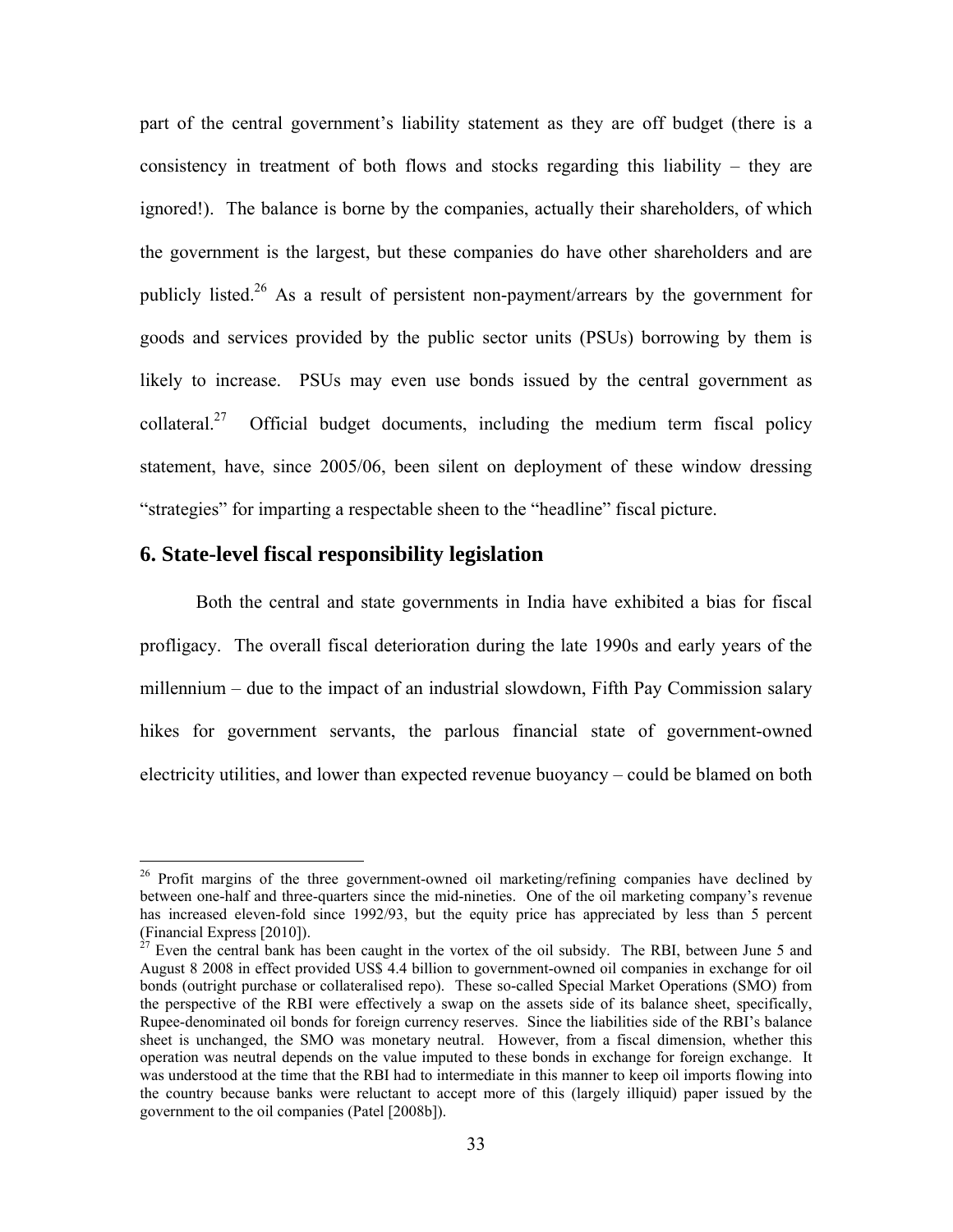part of the central government's liability statement as they are off budget (there is a consistency in treatment of both flows and stocks regarding this liability – they are ignored!). The balance is borne by the companies, actually their shareholders, of which the government is the largest, but these companies do have other shareholders and are publicly listed.[26] As a result of persistent non-payment/arrears by the government for goods and services provided by the public sector units (PSUs) borrowing by them is likely to increase. PSUs may even use bonds issued by the central government as collateral.[27] Official budget documents, including the medium term fiscal policy statement, have, since 2005/06, been silent on deployment of these window dressing "strategies" for imparting a respectable sheen to the "headline" fiscal picture.

## 6. State-level fiscal responsibility legislation

Both the central and state governments in India have exhibited a bias for fiscal profligacy. The overall fiscal deterioration during the late 1990s and early years of the millennium – due to the impact of an industrial slowdown, Fifth Pay Commission salary hikes for government servants, the parlous financial state of government-owned electricity utilities, and lower than expected revenue buoyancy – could be blamed on both

---

[26] Profit margins of the three government-owned oil marketing/refining companies have declined by between one-half and three-quarters since the mid-nineties. One of the oil marketing company's revenue has increased eleven-fold since 1992/93, but the equity price has appreciated by less than 5 percent (Financial Express [2010]).

[27] Even the central bank has been caught in the vortex of the oil subsidy. The RBI, between June 5 and August 8 2008 in effect provided US$ 4.4 billion to government-owned oil companies in exchange for oil bonds (outright purchase or collateralised repo). These so-called Special Market Operations (SMO) from the perspective of the RBI were effectively a swap on the assets side of its balance sheet, specifically, Rupee-denominated oil bonds for foreign currency reserves. Since the liabilities side of the RBI's balance sheet is unchanged, the SMO was monetary neutral. However, from a fiscal dimension, whether this operation was neutral depends on the value imputed to these bonds in exchange for foreign exchange. It was understood at the time that the RBI had to intermediate in this manner to keep oil imports flowing into the country because banks were reluctant to accept more of this (largely illiquid) paper issued by the government to the oil companies (Patel [2008b]).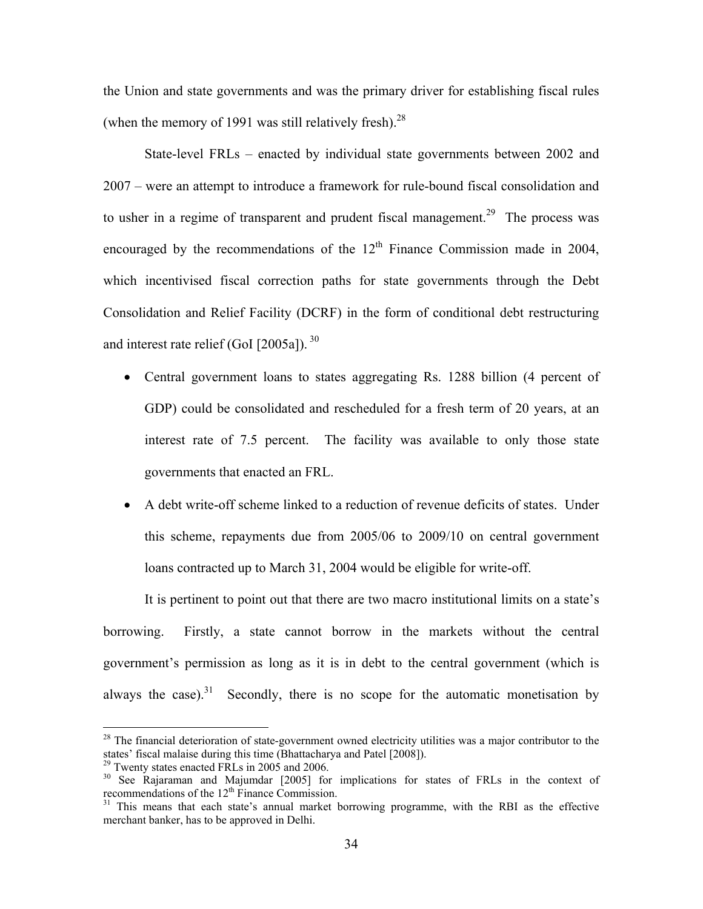the Union and state governments and was the primary driver for establishing fiscal rules (when the memory of 1991 was still relatively fresh).[28]

State-level FRLs – enacted by individual state governments between 2002 and 2007 – were an attempt to introduce a framework for rule-bound fiscal consolidation and to usher in a regime of transparent and prudent fiscal management.[29] The process was encouraged by the recommendations of the 12th Finance Commission made in 2004, which incentivised fiscal correction paths for state governments through the Debt Consolidation and Relief Facility (DCRF) in the form of conditional debt restructuring and interest rate relief (GoI [2005a]).[30]

- Central government loans to states aggregating Rs. 1288 billion (4 percent of GDP) could be consolidated and rescheduled for a fresh term of 20 years, at an interest rate of 7.5 percent. The facility was available to only those state governments that enacted an FRL.
- A debt write-off scheme linked to a reduction of revenue deficits of states. Under this scheme, repayments due from 2005/06 to 2009/10 on central government loans contracted up to March 31, 2004 would be eligible for write-off.

It is pertinent to point out that there are two macro institutional limits on a state's borrowing. Firstly, a state cannot borrow in the markets without the central government's permission as long as it is in debt to the central government (which is always the case).[31] Secondly, there is no scope for the automatic monetisation by

---

[28] The financial deterioration of state-government owned electricity utilities was a major contributor to the states' fiscal malaise during this time (Bhattacharya and Patel [2008]).

[29] Twenty states enacted FRLs in 2005 and 2006.

[30] See Rajaraman and Majumdar [2005] for implications for states of FRLs in the context of recommendations of the 12th Finance Commission.

[31] This means that each state's annual market borrowing programme, with the RBI as the effective merchant banker, has to be approved in Delhi.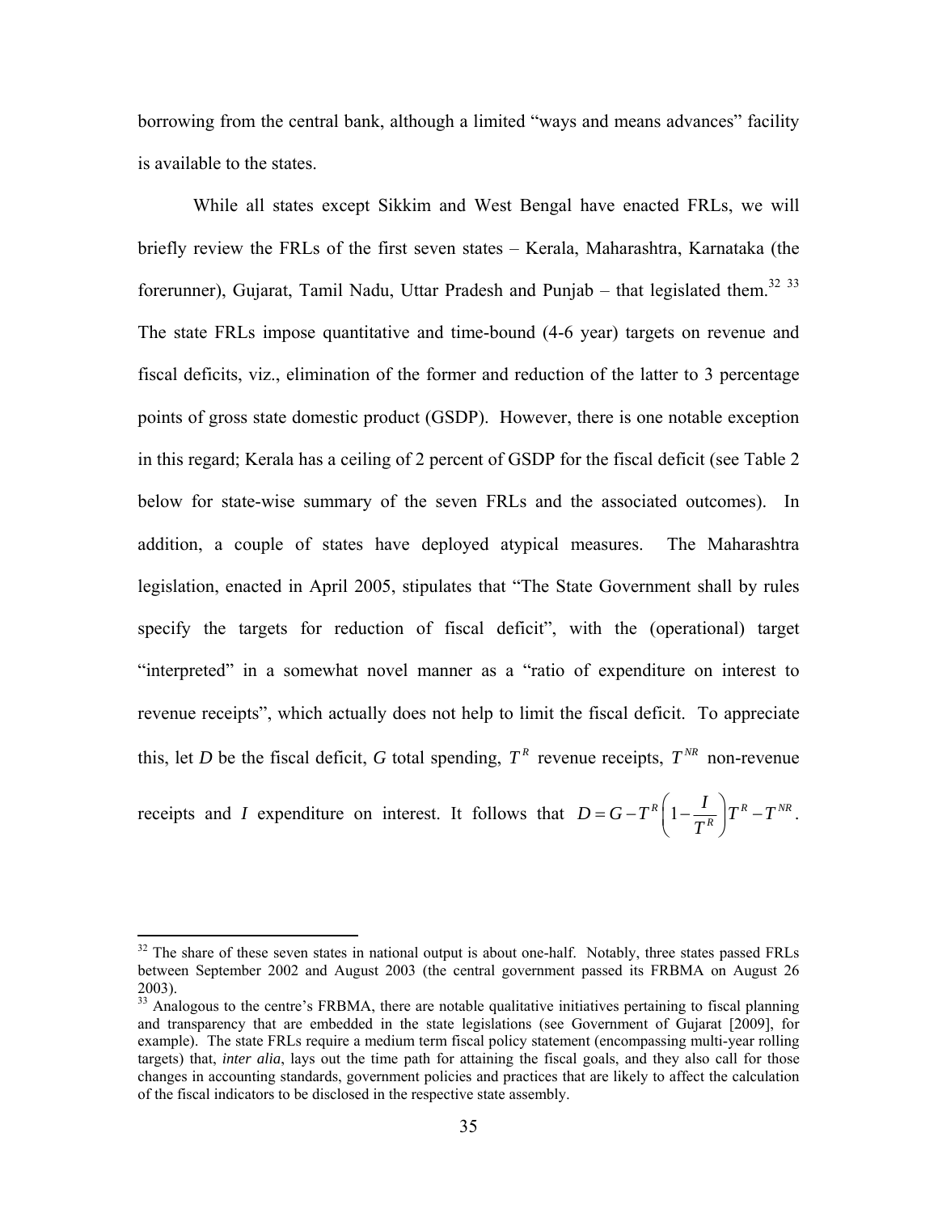borrowing from the central bank, although a limited "ways and means advances" facility is available to the states.

While all states except Sikkim and West Bengal have enacted FRLs, we will briefly review the FRLs of the first seven states – Kerala, Maharashtra, Karnataka (the forerunner), Gujarat, Tamil Nadu, Uttar Pradesh and Punjab – that legislated them.[32] [33] The state FRLs impose quantitative and time-bound (4-6 year) targets on revenue and fiscal deficits, viz., elimination of the former and reduction of the latter to 3 percentage points of gross state domestic product (GSDP). However, there is one notable exception in this regard; Kerala has a ceiling of 2 percent of GSDP for the fiscal deficit (see Table 2 below for state-wise summary of the seven FRLs and the associated outcomes). In addition, a couple of states have deployed atypical measures. The Maharashtra legislation, enacted in April 2005, stipulates that "The State Government shall by rules specify the targets for reduction of fiscal deficit", with the (operational) target "interpreted" in a somewhat novel manner as a "ratio of expenditure on interest to revenue receipts", which actually does not help to limit the fiscal deficit. To appreciate this, let *D* be the fiscal deficit, *G* total spending, $T^R$ revenue receipts, $T^{NR}$ non-revenue receipts and *I* expenditure on interest. It follows that $D = G - T^R\left(1 - \frac{I}{T^R}\right)T^R - T^{NR}$.

---

[32] The share of these seven states in national output is about one-half. Notably, three states passed FRLs between September 2002 and August 2003 (the central government passed its FRBMA on August 26 2003).

[33] Analogous to the centre's FRBMA, there are notable qualitative initiatives pertaining to fiscal planning and transparency that are embedded in the state legislations (see Government of Gujarat [2009], for example). The state FRLs require a medium term fiscal policy statement (encompassing multi-year rolling targets) that, *inter alia*, lays out the time path for attaining the fiscal goals, and they also call for those changes in accounting standards, government policies and practices that are likely to affect the calculation of the fiscal indicators to be disclosed in the respective state assembly.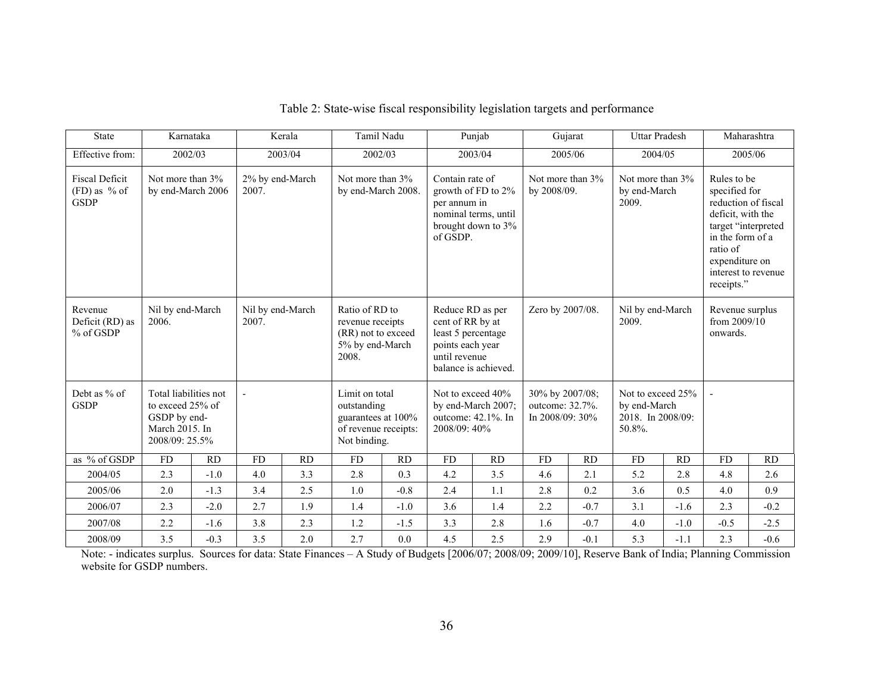Table 2: State-wise fiscal responsibility legislation targets and performance

| State | Karnataka | | Kerala | | Tamil Nadu | | Punjab | | Gujarat | | Uttar Pradesh | | Maharashtra | |
|---|---|---|---|---|---|---|---|---|---|---|---|---|---|---|
| Effective from: | 2002/03 | | 2003/04 | | 2002/03 | | 2003/04 | | 2005/06 | | 2004/05 | | 2005/06 | |
| Fiscal Deficit (FD) as % of GSDP | Not more than 3% by end-March 2006 | | 2% by end-March 2007. | | Not more than 3% by end-March 2008. | | Contain rate of growth of FD to 2% per annum in nominal terms, until brought down to 3% of GSDP. | | Not more than 3% by 2008/09. | | Not more than 3% by end-March 2009. | | Rules to be specified for reduction of fiscal deficit, with the target "interpreted in the form of a ratio of expenditure on interest to revenue receipts." | |
| Revenue Deficit (RD) as % of GSDP | Nil by end-March 2006. | | Nil by end-March 2007. | | Ratio of RD to revenue receipts (RR) not to exceed 5% by end-March 2008. | | Reduce RD as per cent of RR by at least 5 percentage points each year until revenue balance is achieved. | | Zero by 2007/08. | | Nil by end-March 2009. | | Revenue surplus from 2009/10 onwards. | |
| Debt as % of GSDP | Total liabilities not to exceed 25% of GSDP by end-March 2015. In 2008/09: 25.5% | | - | | Limit on total outstanding guarantees at 100% of revenue receipts: Not binding. | | Not to exceed 40% by end-March 2007; outcome: 42.1%. In 2008/09: 40% | | 30% by 2007/08; outcome: 32.7%. In 2008/09: 30% | | Not to exceed 25% by end-March 2018. In 2008/09: 50.8%. | | - | |
| as % of GSDP | FD | RD | FD | RD | FD | RD | FD | RD | FD | RD | FD | RD | FD | RD |
| 2004/05 | 2.3 | -1.0 | 4.0 | 3.3 | 2.8 | 0.3 | 4.2 | 3.5 | 4.6 | 2.1 | 5.2 | 2.8 | 4.8 | 2.6 |
| 2005/06 | 2.0 | -1.3 | 3.4 | 2.5 | 1.0 | -0.8 | 2.4 | 1.1 | 2.8 | 0.2 | 3.6 | 0.5 | 4.0 | 0.9 |
| 2006/07 | 2.3 | -2.0 | 2.7 | 1.9 | 1.4 | -1.0 | 3.6 | 1.4 | 2.2 | -0.7 | 3.1 | -1.6 | 2.3 | -0.2 |
| 2007/08 | 2.2 | -1.6 | 3.8 | 2.3 | 1.2 | -1.5 | 3.3 | 2.8 | 1.6 | -0.7 | 4.0 | -1.0 | -0.5 | -2.5 |
| 2008/09 | 3.5 | -0.3 | 3.5 | 2.0 | 2.7 | 0.0 | 4.5 | 2.5 | 2.9 | -0.1 | 5.3 | -1.1 | 2.3 | -0.6 |

Note: - indicates surplus. Sources for data: State Finances – A Study of Budgets [2006/07; 2008/09; 2009/10], Reserve Bank of India; Planning Commission website for GSDP numbers.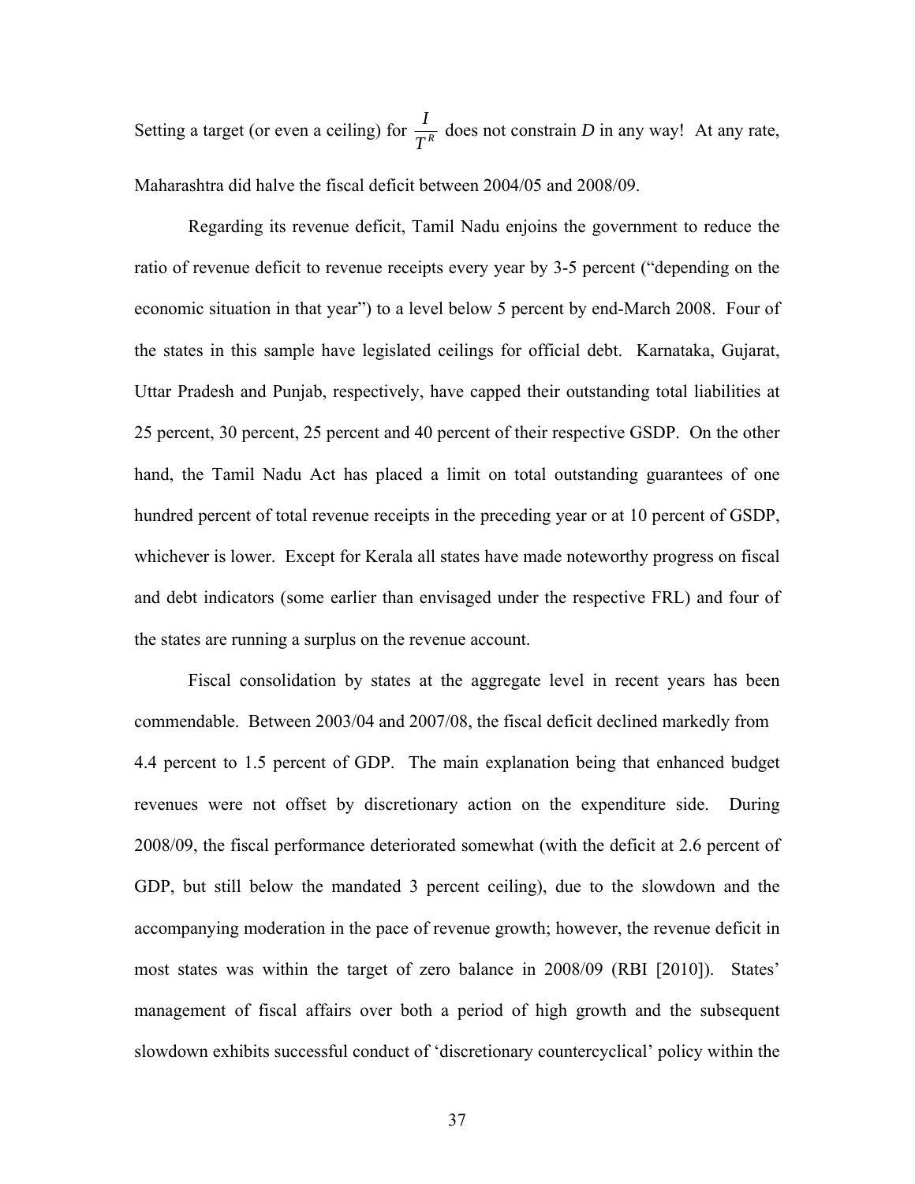Setting a target (or even a ceiling) for $\frac{I}{T^R}$ does not constrain *D* in any way! At any rate, Maharashtra did halve the fiscal deficit between 2004/05 and 2008/09.

Regarding its revenue deficit, Tamil Nadu enjoins the government to reduce the ratio of revenue deficit to revenue receipts every year by 3-5 percent ("depending on the economic situation in that year") to a level below 5 percent by end-March 2008. Four of the states in this sample have legislated ceilings for official debt. Karnataka, Gujarat, Uttar Pradesh and Punjab, respectively, have capped their outstanding total liabilities at 25 percent, 30 percent, 25 percent and 40 percent of their respective GSDP. On the other hand, the Tamil Nadu Act has placed a limit on total outstanding guarantees of one hundred percent of total revenue receipts in the preceding year or at 10 percent of GSDP, whichever is lower. Except for Kerala all states have made noteworthy progress on fiscal and debt indicators (some earlier than envisaged under the respective FRL) and four of the states are running a surplus on the revenue account.

Fiscal consolidation by states at the aggregate level in recent years has been commendable. Between 2003/04 and 2007/08, the fiscal deficit declined markedly from 4.4 percent to 1.5 percent of GDP. The main explanation being that enhanced budget revenues were not offset by discretionary action on the expenditure side. During 2008/09, the fiscal performance deteriorated somewhat (with the deficit at 2.6 percent of GDP, but still below the mandated 3 percent ceiling), due to the slowdown and the accompanying moderation in the pace of revenue growth; however, the revenue deficit in most states was within the target of zero balance in 2008/09 (RBI [2010]). States' management of fiscal affairs over both a period of high growth and the subsequent slowdown exhibits successful conduct of 'discretionary countercyclical' policy within the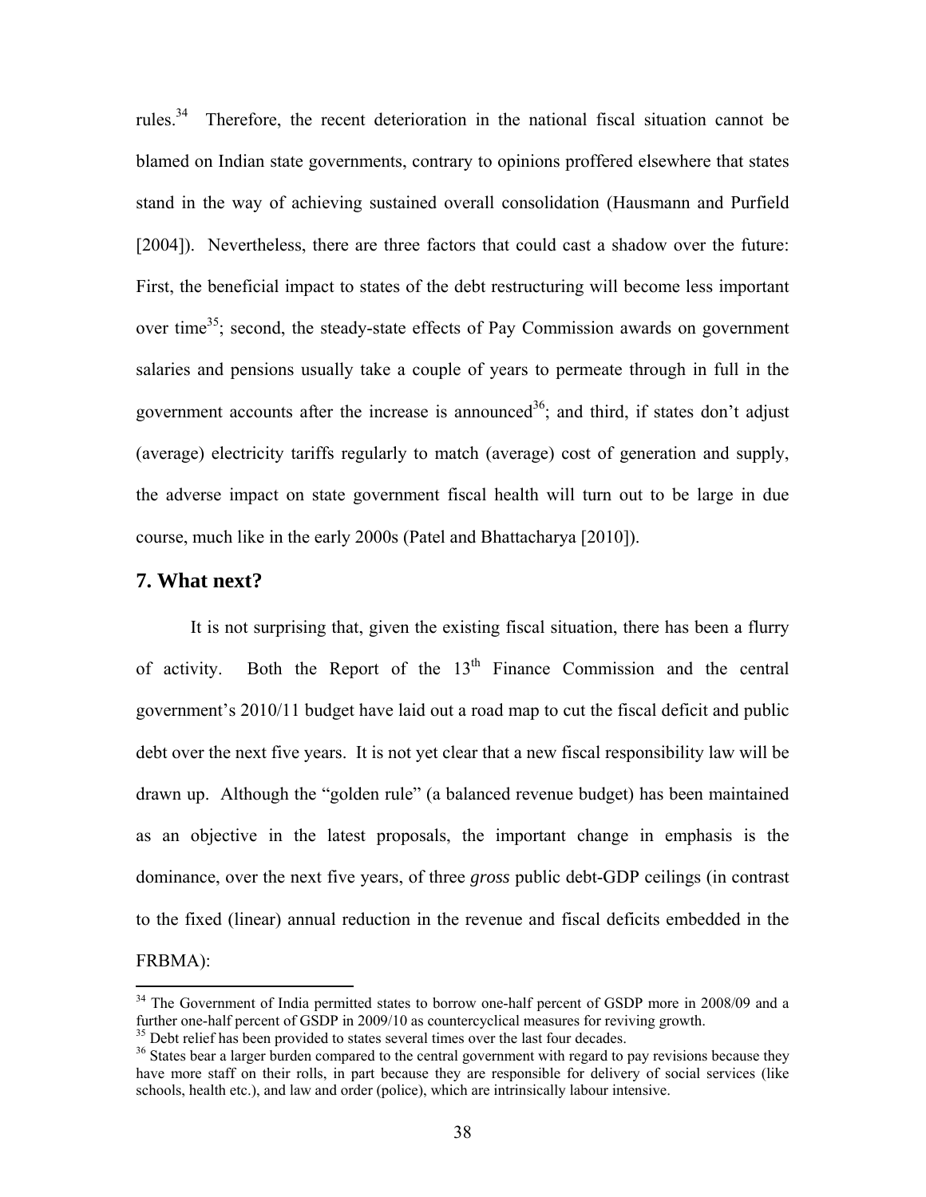rules.[34] Therefore, the recent deterioration in the national fiscal situation cannot be blamed on Indian state governments, contrary to opinions proffered elsewhere that states stand in the way of achieving sustained overall consolidation (Hausmann and Purfield [2004]). Nevertheless, there are three factors that could cast a shadow over the future: First, the beneficial impact to states of the debt restructuring will become less important over time[35]; second, the steady-state effects of Pay Commission awards on government salaries and pensions usually take a couple of years to permeate through in full in the government accounts after the increase is announced[36]; and third, if states don't adjust (average) electricity tariffs regularly to match (average) cost of generation and supply, the adverse impact on state government fiscal health will turn out to be large in due course, much like in the early 2000s (Patel and Bhattacharya [2010]).

## 7. What next?

It is not surprising that, given the existing fiscal situation, there has been a flurry of activity. Both the Report of the 13th Finance Commission and the central government's 2010/11 budget have laid out a road map to cut the fiscal deficit and public debt over the next five years. It is not yet clear that a new fiscal responsibility law will be drawn up. Although the "golden rule" (a balanced revenue budget) has been maintained as an objective in the latest proposals, the important change in emphasis is the dominance, over the next five years, of three *gross* public debt-GDP ceilings (in contrast to the fixed (linear) annual reduction in the revenue and fiscal deficits embedded in the FRBMA):

---

[34] The Government of India permitted states to borrow one-half percent of GSDP more in 2008/09 and a further one-half percent of GSDP in 2009/10 as countercyclical measures for reviving growth.

[35] Debt relief has been provided to states several times over the last four decades.

[36] States bear a larger burden compared to the central government with regard to pay revisions because they have more staff on their rolls, in part because they are responsible for delivery of social services (like schools, health etc.), and law and order (police), which are intrinsically labour intensive.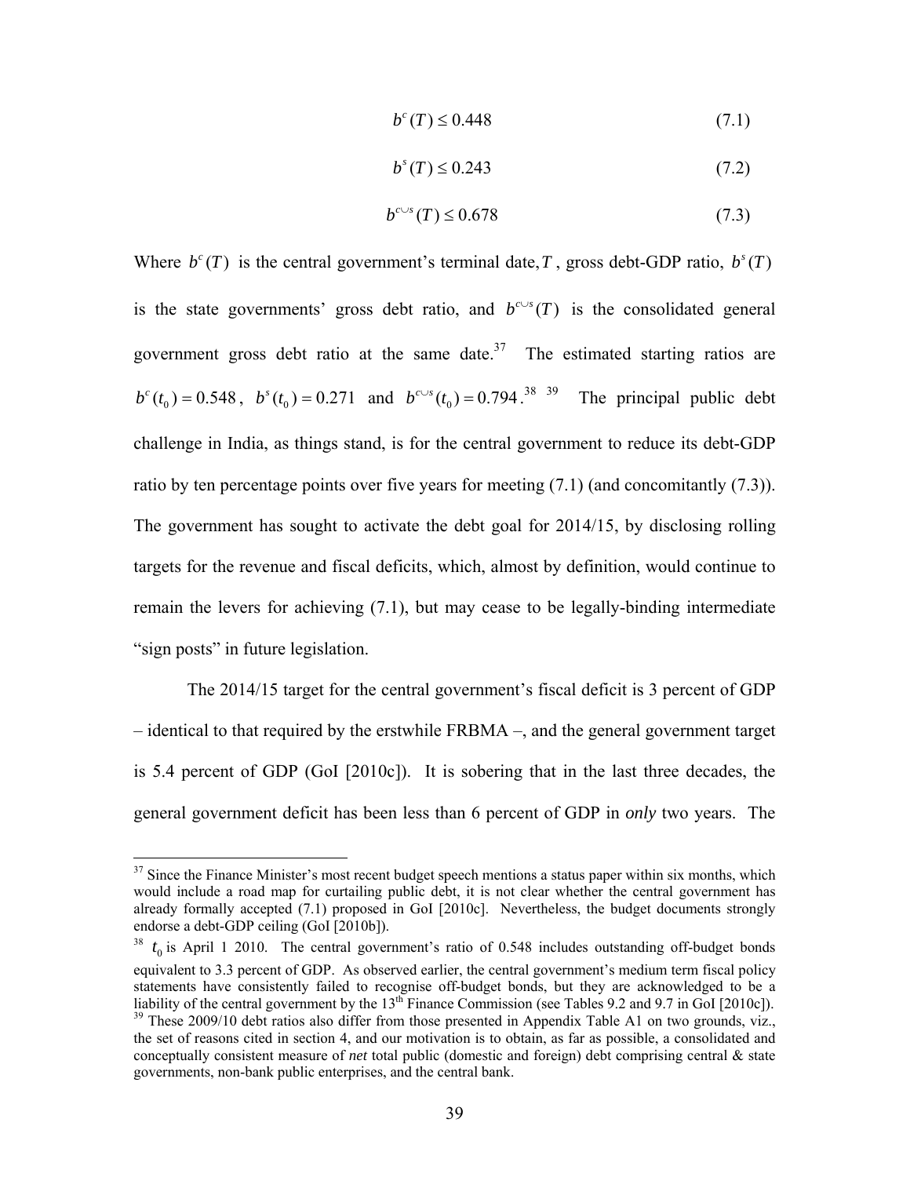$$b^c(T) \leq 0.448 \tag{7.1}$$

$$b^s(T) \leq 0.243 \tag{7.2}$$

$$b^{c \cup s}(T) \leq 0.678 \tag{7.3}$$

Where $b^c(T)$ is the central government's terminal date, $T$, gross debt-GDP ratio, $b^s(T)$ is the state governments' gross debt ratio, and $b^{c \cup s}(T)$ is the consolidated general government gross debt ratio at the same date.[37] The estimated starting ratios are $b^c(t_0) = 0.548$, $b^s(t_0) = 0.271$ and $b^{c \cup s}(t_0) = 0.794$.[38] [39] The principal public debt challenge in India, as things stand, is for the central government to reduce its debt-GDP ratio by ten percentage points over five years for meeting (7.1) (and concomitantly (7.3)). The government has sought to activate the debt goal for 2014/15, by disclosing rolling targets for the revenue and fiscal deficits, which, almost by definition, would continue to remain the levers for achieving (7.1), but may cease to be legally-binding intermediate "sign posts" in future legislation.

The 2014/15 target for the central government's fiscal deficit is 3 percent of GDP – identical to that required by the erstwhile FRBMA –, and the general government target is 5.4 percent of GDP (GoI [2010c]). It is sobering that in the last three decades, the general government deficit has been less than 6 percent of GDP in *only* two years. The

---

[37] Since the Finance Minister's most recent budget speech mentions a status paper within six months, which would include a road map for curtailing public debt, it is not clear whether the central government has already formally accepted (7.1) proposed in GoI [2010c]. Nevertheless, the budget documents strongly endorse a debt-GDP ceiling (GoI [2010b]).

[38] $t_0$ is April 1 2010. The central government's ratio of 0.548 includes outstanding off-budget bonds equivalent to 3.3 percent of GDP. As observed earlier, the central government's medium term fiscal policy statements have consistently failed to recognise off-budget bonds, but they are acknowledged to be a liability of the central government by the 13th Finance Commission (see Tables 9.2 and 9.7 in GoI [2010c]).

[39] These 2009/10 debt ratios also differ from those presented in Appendix Table A1 on two grounds, viz., the set of reasons cited in section 4, and our motivation is to obtain, as far as possible, a consolidated and conceptually consistent measure of *net* total public (domestic and foreign) debt comprising central & state governments, non-bank public enterprises, and the central bank.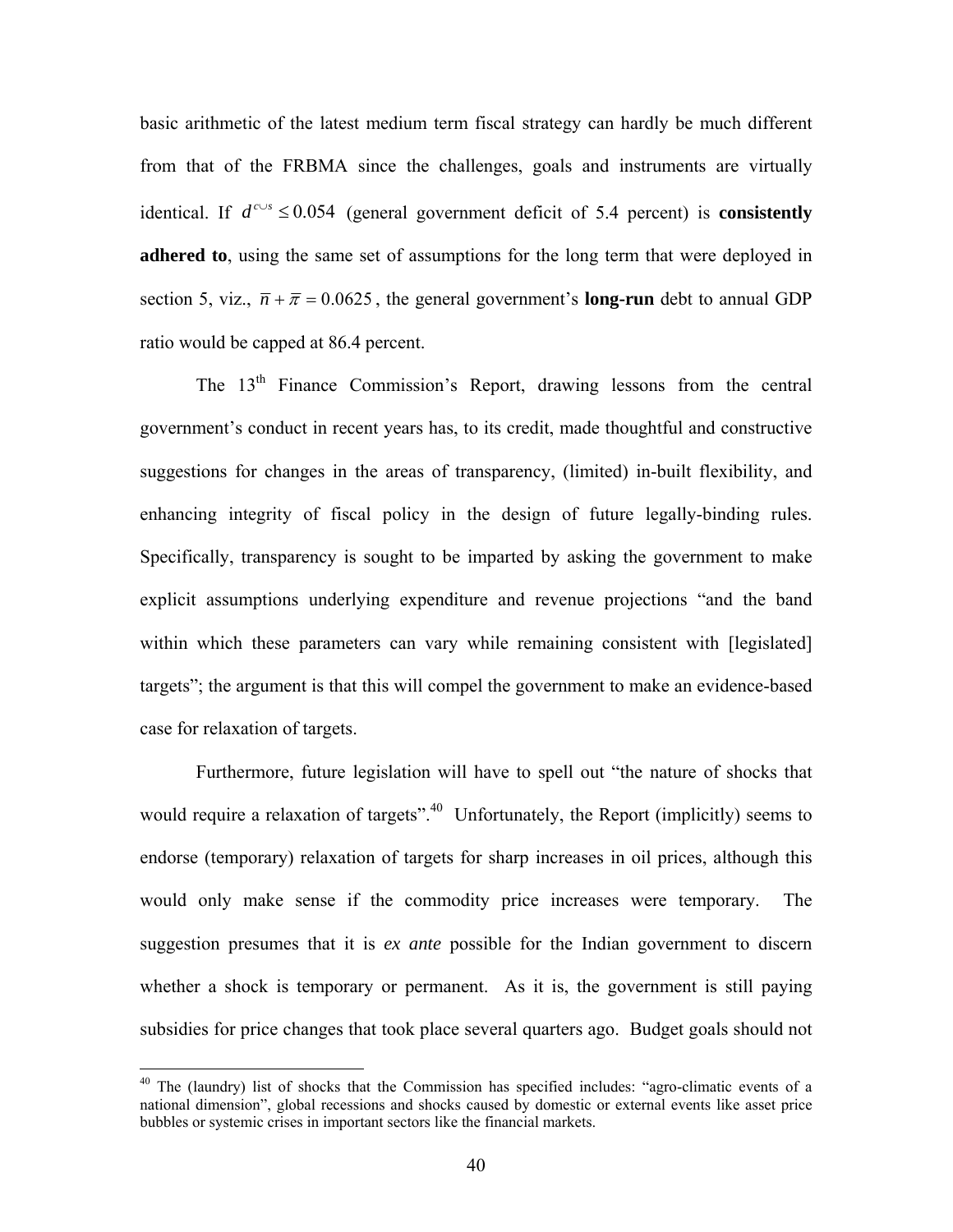basic arithmetic of the latest medium term fiscal strategy can hardly be much different from that of the FRBMA since the challenges, goals and instruments are virtually identical. If $d^{c \cup s} \leq 0.054$ (general government deficit of 5.4 percent) is **consistently adhered to**, using the same set of assumptions for the long term that were deployed in section 5, viz., $\overline{n} + \overline{\pi} = 0.0625$, the general government's **long-run** debt to annual GDP ratio would be capped at 86.4 percent.

The 13th Finance Commission's Report, drawing lessons from the central government's conduct in recent years has, to its credit, made thoughtful and constructive suggestions for changes in the areas of transparency, (limited) in-built flexibility, and enhancing integrity of fiscal policy in the design of future legally-binding rules. Specifically, transparency is sought to be imparted by asking the government to make explicit assumptions underlying expenditure and revenue projections "and the band within which these parameters can vary while remaining consistent with [legislated] targets"; the argument is that this will compel the government to make an evidence-based case for relaxation of targets.

Furthermore, future legislation will have to spell out "the nature of shocks that would require a relaxation of targets".[40] Unfortunately, the Report (implicitly) seems to endorse (temporary) relaxation of targets for sharp increases in oil prices, although this would only make sense if the commodity price increases were temporary. The suggestion presumes that it is *ex ante* possible for the Indian government to discern whether a shock is temporary or permanent. As it is, the government is still paying subsidies for price changes that took place several quarters ago. Budget goals should not

---

[40] The (laundry) list of shocks that the Commission has specified includes: "agro-climatic events of a national dimension", global recessions and shocks caused by domestic or external events like asset price bubbles or systemic crises in important sectors like the financial markets.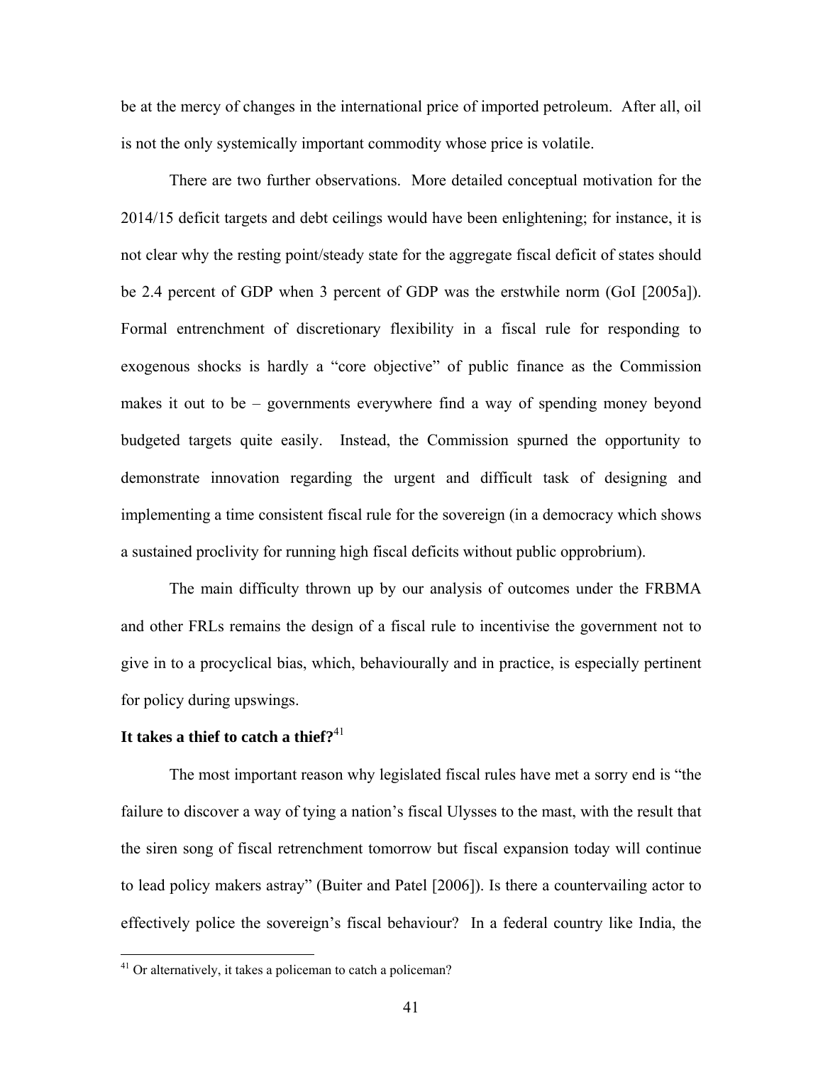be at the mercy of changes in the international price of imported petroleum. After all, oil is not the only systemically important commodity whose price is volatile.

There are two further observations. More detailed conceptual motivation for the 2014/15 deficit targets and debt ceilings would have been enlightening; for instance, it is not clear why the resting point/steady state for the aggregate fiscal deficit of states should be 2.4 percent of GDP when 3 percent of GDP was the erstwhile norm (GoI [2005a]). Formal entrenchment of discretionary flexibility in a fiscal rule for responding to exogenous shocks is hardly a "core objective" of public finance as the Commission makes it out to be – governments everywhere find a way of spending money beyond budgeted targets quite easily. Instead, the Commission spurned the opportunity to demonstrate innovation regarding the urgent and difficult task of designing and implementing a time consistent fiscal rule for the sovereign (in a democracy which shows a sustained proclivity for running high fiscal deficits without public opprobrium).

The main difficulty thrown up by our analysis of outcomes under the FRBMA and other FRLs remains the design of a fiscal rule to incentivise the government not to give in to a procyclical bias, which, behaviourally and in practice, is especially pertinent for policy during upswings.

**It takes a thief to catch a thief?**[41]

The most important reason why legislated fiscal rules have met a sorry end is "the failure to discover a way of tying a nation's fiscal Ulysses to the mast, with the result that the siren song of fiscal retrenchment tomorrow but fiscal expansion today will continue to lead policy makers astray" (Buiter and Patel [2006]). Is there a countervailing actor to effectively police the sovereign's fiscal behaviour? In a federal country like India, the

[41] Or alternatively, it takes a policeman to catch a policeman?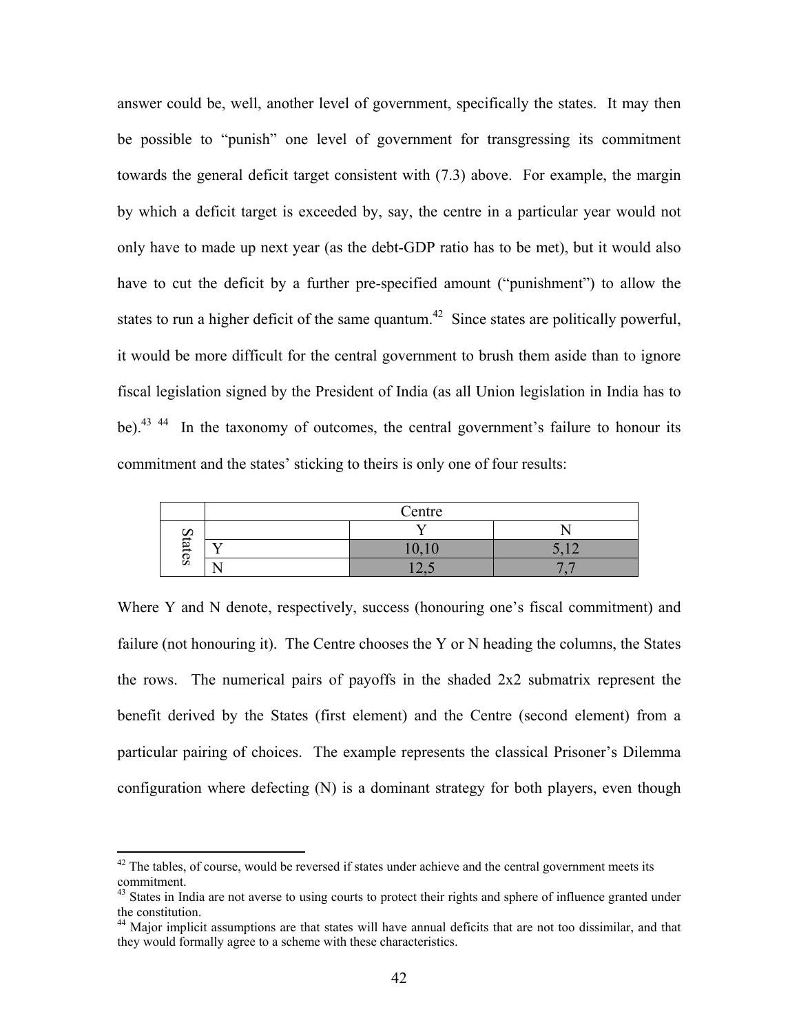answer could be, well, another level of government, specifically the states. It may then be possible to "punish" one level of government for transgressing its commitment towards the general deficit target consistent with (7.3) above. For example, the margin by which a deficit target is exceeded by, say, the centre in a particular year would not only have to made up next year (as the debt-GDP ratio has to be met), but it would also have to cut the deficit by a further pre-specified amount ("punishment") to allow the states to run a higher deficit of the same quantum.[42] Since states are politically powerful, it would be more difficult for the central government to brush them aside than to ignore fiscal legislation signed by the President of India (as all Union legislation in India has to be).[43] [44] In the taxonomy of outcomes, the central government's failure to honour its commitment and the states' sticking to theirs is only one of four results:

| | | Centre | |
|---|---|---|---|
| | | Y | N |
| States | Y | 10,10 | 5,12 |
| | N | 12,5 | 7,7 |

Where Y and N denote, respectively, success (honouring one's fiscal commitment) and failure (not honouring it). The Centre chooses the Y or N heading the columns, the States the rows. The numerical pairs of payoffs in the shaded 2x2 submatrix represent the benefit derived by the States (first element) and the Centre (second element) from a particular pairing of choices. The example represents the classical Prisoner's Dilemma configuration where defecting (N) is a dominant strategy for both players, even though

---

[42] The tables, of course, would be reversed if states under achieve and the central government meets its commitment.

[43] States in India are not averse to using courts to protect their rights and sphere of influence granted under the constitution.

[44] Major implicit assumptions are that states will have annual deficits that are not too dissimilar, and that they would formally agree to a scheme with these characteristics.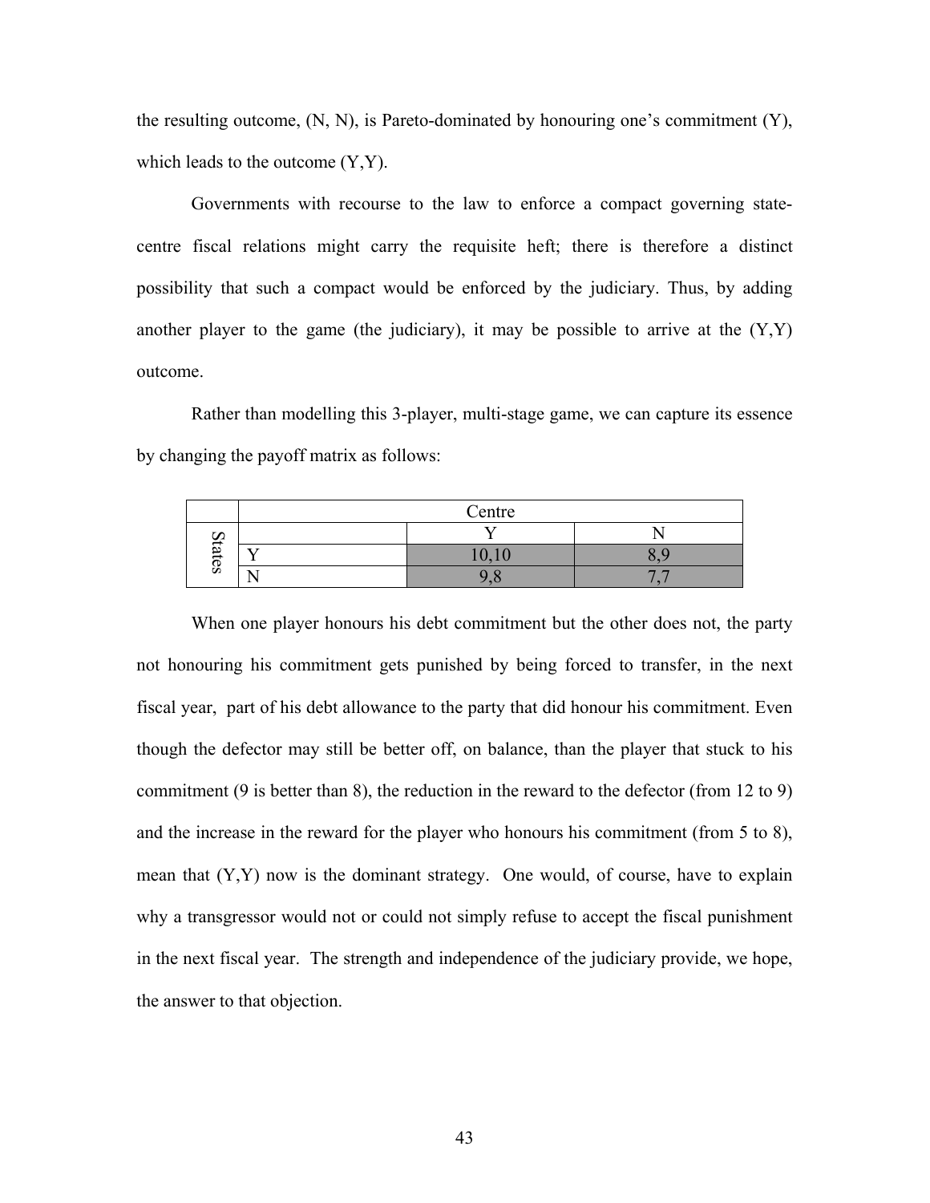the resulting outcome, (N, N), is Pareto-dominated by honouring one's commitment (Y), which leads to the outcome (Y,Y).

Governments with recourse to the law to enforce a compact governing state-centre fiscal relations might carry the requisite heft; there is therefore a distinct possibility that such a compact would be enforced by the judiciary. Thus, by adding another player to the game (the judiciary), it may be possible to arrive at the (Y,Y) outcome.

Rather than modelling this 3-player, multi-stage game, we can capture its essence by changing the payoff matrix as follows:

| | | Centre | |
|---|---|---|---|
| | | Y | N |
| States | Y | 10,10 | 8,9 |
| | N | 9,8 | 7,7 |

When one player honours his debt commitment but the other does not, the party not honouring his commitment gets punished by being forced to transfer, in the next fiscal year, part of his debt allowance to the party that did honour his commitment. Even though the defector may still be better off, on balance, than the player that stuck to his commitment (9 is better than 8), the reduction in the reward to the defector (from 12 to 9) and the increase in the reward for the player who honours his commitment (from 5 to 8), mean that (Y,Y) now is the dominant strategy. One would, of course, have to explain why a transgressor would not or could not simply refuse to accept the fiscal punishment in the next fiscal year. The strength and independence of the judiciary provide, we hope, the answer to that objection.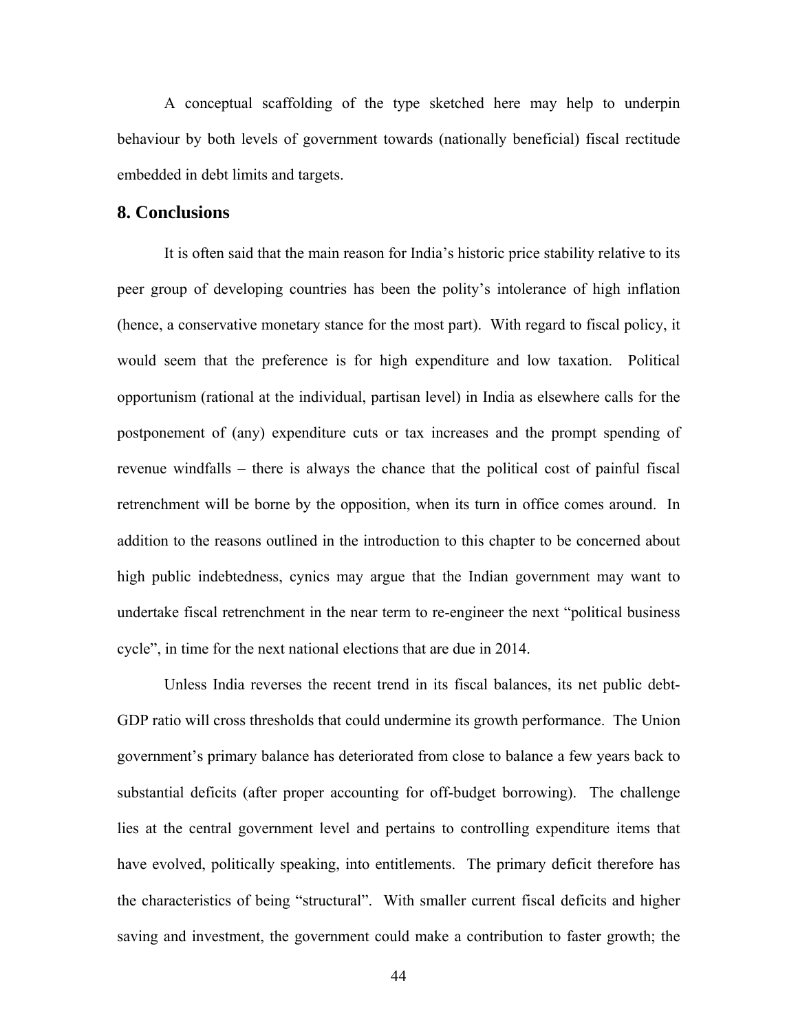A conceptual scaffolding of the type sketched here may help to underpin behaviour by both levels of government towards (nationally beneficial) fiscal rectitude embedded in debt limits and targets.

## 8. Conclusions

It is often said that the main reason for India's historic price stability relative to its peer group of developing countries has been the polity's intolerance of high inflation (hence, a conservative monetary stance for the most part). With regard to fiscal policy, it would seem that the preference is for high expenditure and low taxation. Political opportunism (rational at the individual, partisan level) in India as elsewhere calls for the postponement of (any) expenditure cuts or tax increases and the prompt spending of revenue windfalls – there is always the chance that the political cost of painful fiscal retrenchment will be borne by the opposition, when its turn in office comes around. In addition to the reasons outlined in the introduction to this chapter to be concerned about high public indebtedness, cynics may argue that the Indian government may want to undertake fiscal retrenchment in the near term to re-engineer the next "political business cycle", in time for the next national elections that are due in 2014.

Unless India reverses the recent trend in its fiscal balances, its net public debt-GDP ratio will cross thresholds that could undermine its growth performance. The Union government's primary balance has deteriorated from close to balance a few years back to substantial deficits (after proper accounting for off-budget borrowing). The challenge lies at the central government level and pertains to controlling expenditure items that have evolved, politically speaking, into entitlements. The primary deficit therefore has the characteristics of being "structural". With smaller current fiscal deficits and higher saving and investment, the government could make a contribution to faster growth; the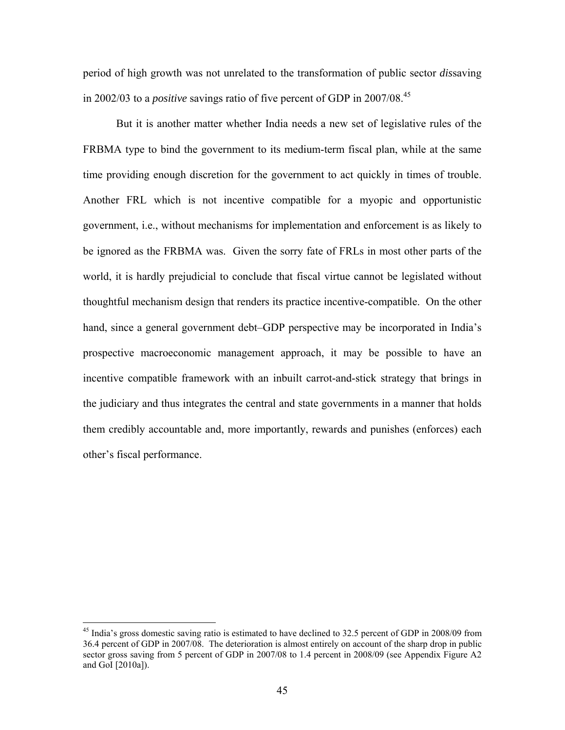period of high growth was not unrelated to the transformation of public sector *dis*saving in 2002/03 to a *positive* savings ratio of five percent of GDP in 2007/08.[45]

But it is another matter whether India needs a new set of legislative rules of the FRBMA type to bind the government to its medium-term fiscal plan, while at the same time providing enough discretion for the government to act quickly in times of trouble. Another FRL which is not incentive compatible for a myopic and opportunistic government, i.e., without mechanisms for implementation and enforcement is as likely to be ignored as the FRBMA was. Given the sorry fate of FRLs in most other parts of the world, it is hardly prejudicial to conclude that fiscal virtue cannot be legislated without thoughtful mechanism design that renders its practice incentive-compatible. On the other hand, since a general government debt–GDP perspective may be incorporated in India's prospective macroeconomic management approach, it may be possible to have an incentive compatible framework with an inbuilt carrot-and-stick strategy that brings in the judiciary and thus integrates the central and state governments in a manner that holds them credibly accountable and, more importantly, rewards and punishes (enforces) each other's fiscal performance.

---

[45] India's gross domestic saving ratio is estimated to have declined to 32.5 percent of GDP in 2008/09 from 36.4 percent of GDP in 2007/08. The deterioration is almost entirely on account of the sharp drop in public sector gross saving from 5 percent of GDP in 2007/08 to 1.4 percent in 2008/09 (see Appendix Figure A2 and GoI [2010a]).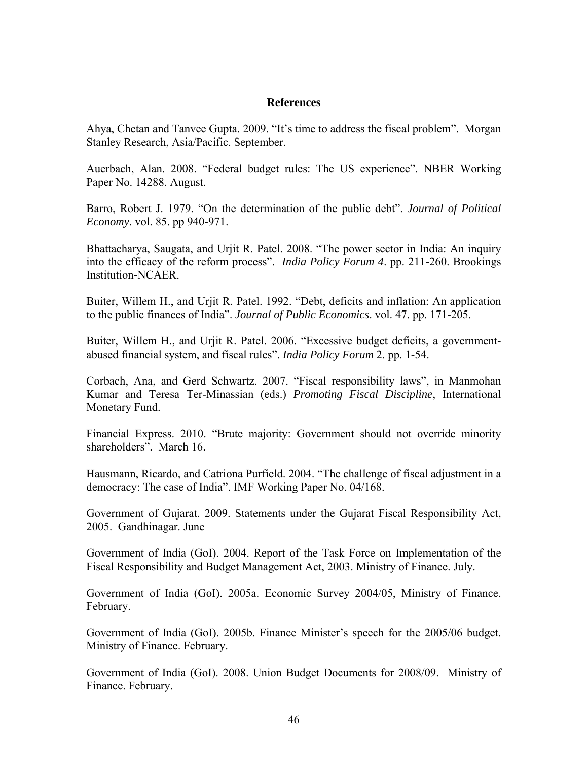## References

Ahya, Chetan and Tanvee Gupta. 2009. "It's time to address the fiscal problem". Morgan Stanley Research, Asia/Pacific. September.

Auerbach, Alan. 2008. "Federal budget rules: The US experience". NBER Working Paper No. 14288. August.

Barro, Robert J. 1979. "On the determination of the public debt". *Journal of Political Economy*. vol. 85. pp 940-971.

Bhattacharya, Saugata, and Urjit R. Patel. 2008. "The power sector in India: An inquiry into the efficacy of the reform process". *India Policy Forum 4*. pp. 211-260. Brookings Institution-NCAER.

Buiter, Willem H., and Urjit R. Patel. 1992. "Debt, deficits and inflation: An application to the public finances of India". *Journal of Public Economics*. vol. 47. pp. 171-205.

Buiter, Willem H., and Urjit R. Patel. 2006. "Excessive budget deficits, a government-abused financial system, and fiscal rules". *India Policy Forum* 2. pp. 1-54.

Corbach, Ana, and Gerd Schwartz. 2007. "Fiscal responsibility laws", in Manmohan Kumar and Teresa Ter-Minassian (eds.) *Promoting Fiscal Discipline*, International Monetary Fund.

Financial Express. 2010. "Brute majority: Government should not override minority shareholders". March 16.

Hausmann, Ricardo, and Catriona Purfield. 2004. "The challenge of fiscal adjustment in a democracy: The case of India". IMF Working Paper No. 04/168.

Government of Gujarat. 2009. Statements under the Gujarat Fiscal Responsibility Act, 2005. Gandhinagar. June

Government of India (GoI). 2004. Report of the Task Force on Implementation of the Fiscal Responsibility and Budget Management Act, 2003. Ministry of Finance. July.

Government of India (GoI). 2005a. Economic Survey 2004/05, Ministry of Finance. February.

Government of India (GoI). 2005b. Finance Minister's speech for the 2005/06 budget. Ministry of Finance. February.

Government of India (GoI). 2008. Union Budget Documents for 2008/09. Ministry of Finance. February.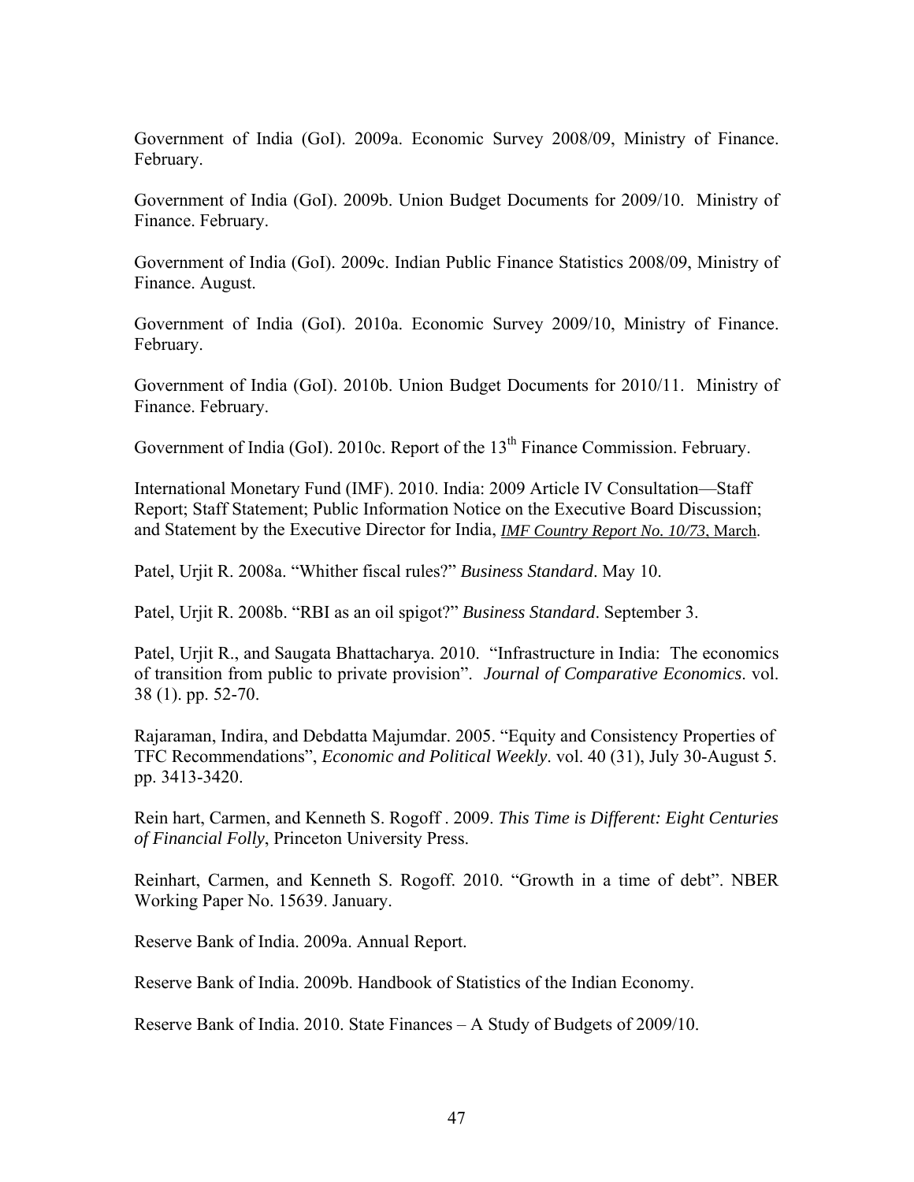Government of India (GoI). 2009a. Economic Survey 2008/09, Ministry of Finance. February.

Government of India (GoI). 2009b. Union Budget Documents for 2009/10. Ministry of Finance. February.

Government of India (GoI). 2009c. Indian Public Finance Statistics 2008/09, Ministry of Finance. August.

Government of India (GoI). 2010a. Economic Survey 2009/10, Ministry of Finance. February.

Government of India (GoI). 2010b. Union Budget Documents for 2010/11. Ministry of Finance. February.

Government of India (GoI). 2010c. Report of the 13th Finance Commission. February.

International Monetary Fund (IMF). 2010. India: 2009 Article IV Consultation—Staff Report; Staff Statement; Public Information Notice on the Executive Board Discussion; and Statement by the Executive Director for India, *IMF Country Report No. 10/73*, March.

Patel, Urjit R. 2008a. "Whither fiscal rules?" *Business Standard*. May 10.

Patel, Urjit R. 2008b. "RBI as an oil spigot?" *Business Standard*. September 3.

Patel, Urjit R., and Saugata Bhattacharya. 2010. "Infrastructure in India: The economics of transition from public to private provision". *Journal of Comparative Economics*. vol. 38 (1). pp. 52-70.

Rajaraman, Indira, and Debdatta Majumdar. 2005. "Equity and Consistency Properties of TFC Recommendations", *Economic and Political Weekly*. vol. 40 (31), July 30-August 5. pp. 3413-3420.

Rein hart, Carmen, and Kenneth S. Rogoff . 2009. *This Time is Different: Eight Centuries of Financial Folly*, Princeton University Press.

Reinhart, Carmen, and Kenneth S. Rogoff. 2010. "Growth in a time of debt". NBER Working Paper No. 15639. January.

Reserve Bank of India. 2009a. Annual Report.

Reserve Bank of India. 2009b. Handbook of Statistics of the Indian Economy.

Reserve Bank of India. 2010. State Finances – A Study of Budgets of 2009/10.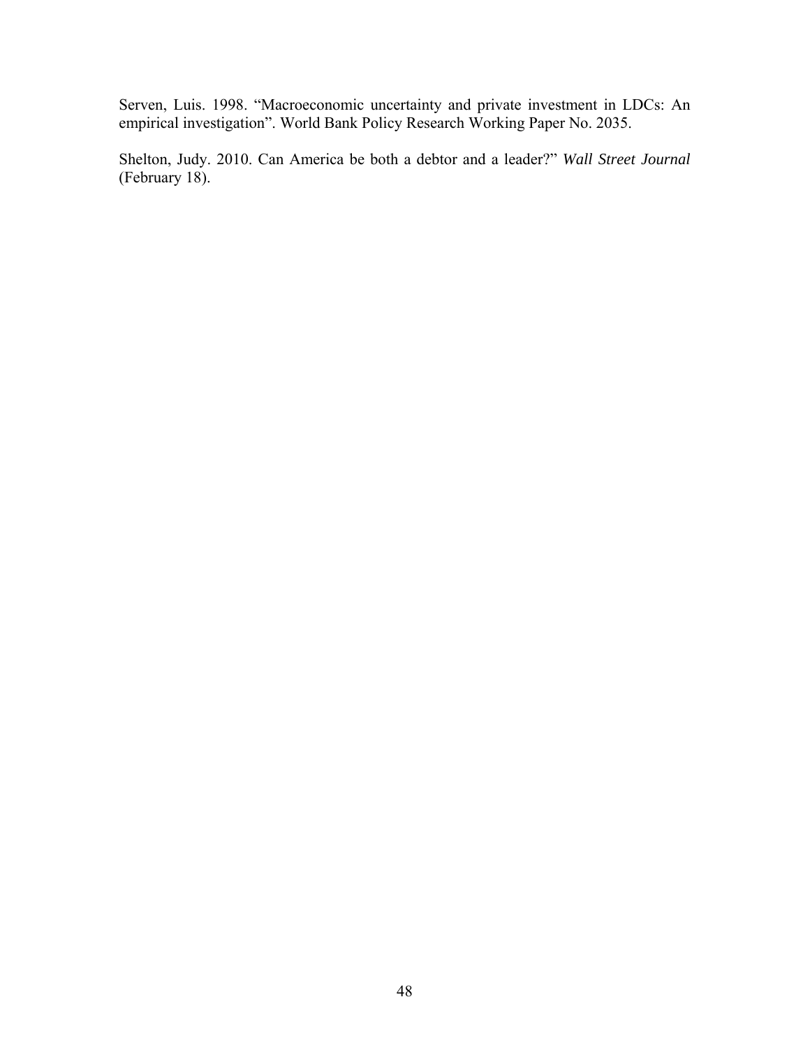Serven, Luis. 1998. "Macroeconomic uncertainty and private investment in LDCs: An empirical investigation". World Bank Policy Research Working Paper No. 2035.

Shelton, Judy. 2010. Can America be both a debtor and a leader?" *Wall Street Journal* (February 18).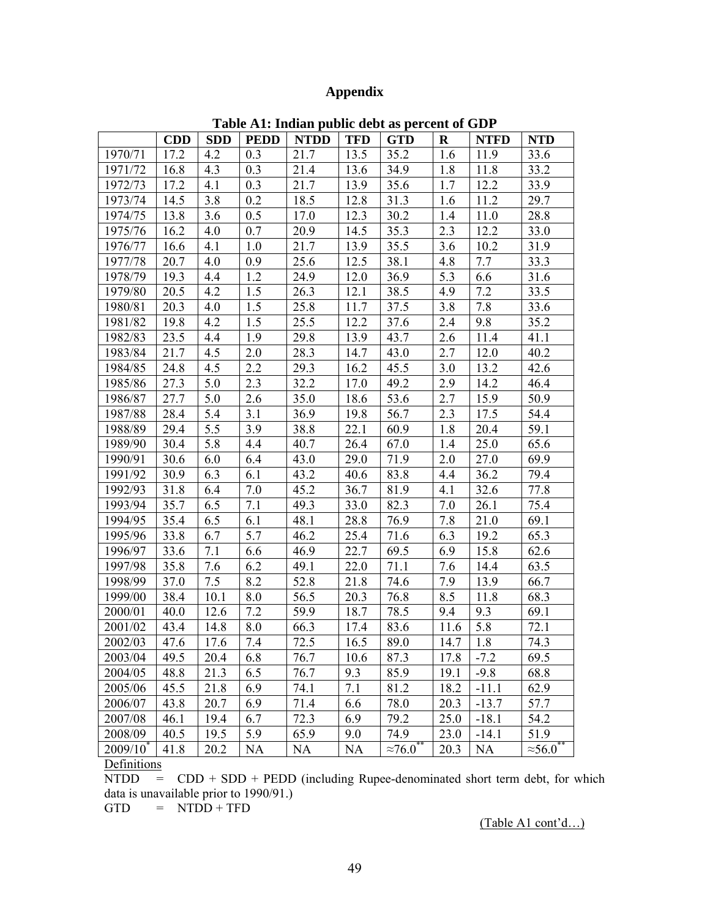# Appendix

**Table A1: Indian public debt as percent of GDP**

| | CDD | SDD | PEDD | NTDD | TFD | GTD | R | NTFD | NTD |
|---|---|---|---|---|---|---|---|---|---|
| 1970/71 | 17.2 | 4.2 | 0.3 | 21.7 | 13.5 | 35.2 | 1.6 | 11.9 | 33.6 |
| 1971/72 | 16.8 | 4.3 | 0.3 | 21.4 | 13.6 | 34.9 | 1.8 | 11.8 | 33.2 |
| 1972/73 | 17.2 | 4.1 | 0.3 | 21.7 | 13.9 | 35.6 | 1.7 | 12.2 | 33.9 |
| 1973/74 | 14.5 | 3.8 | 0.2 | 18.5 | 12.8 | 31.3 | 1.6 | 11.2 | 29.7 |
| 1974/75 | 13.8 | 3.6 | 0.5 | 17.0 | 12.3 | 30.2 | 1.4 | 11.0 | 28.8 |
| 1975/76 | 16.2 | 4.0 | 0.7 | 20.9 | 14.5 | 35.3 | 2.3 | 12.2 | 33.0 |
| 1976/77 | 16.6 | 4.1 | 1.0 | 21.7 | 13.9 | 35.5 | 3.6 | 10.2 | 31.9 |
| 1977/78 | 20.7 | 4.0 | 0.9 | 25.6 | 12.5 | 38.1 | 4.8 | 7.7 | 33.3 |
| 1978/79 | 19.3 | 4.4 | 1.2 | 24.9 | 12.0 | 36.9 | 5.3 | 6.6 | 31.6 |
| 1979/80 | 20.5 | 4.2 | 1.5 | 26.3 | 12.1 | 38.5 | 4.9 | 7.2 | 33.5 |
| 1980/81 | 20.3 | 4.0 | 1.5 | 25.8 | 11.7 | 37.5 | 3.8 | 7.8 | 33.6 |
| 1981/82 | 19.8 | 4.2 | 1.5 | 25.5 | 12.2 | 37.6 | 2.4 | 9.8 | 35.2 |
| 1982/83 | 23.5 | 4.4 | 1.9 | 29.8 | 13.9 | 43.7 | 2.6 | 11.4 | 41.1 |
| 1983/84 | 21.7 | 4.5 | 2.0 | 28.3 | 14.7 | 43.0 | 2.7 | 12.0 | 40.2 |
| 1984/85 | 24.8 | 4.5 | 2.2 | 29.3 | 16.2 | 45.5 | 3.0 | 13.2 | 42.6 |
| 1985/86 | 27.3 | 5.0 | 2.3 | 32.2 | 17.0 | 49.2 | 2.9 | 14.2 | 46.4 |
| 1986/87 | 27.7 | 5.0 | 2.6 | 35.0 | 18.6 | 53.6 | 2.7 | 15.9 | 50.9 |
| 1987/88 | 28.4 | 5.4 | 3.1 | 36.9 | 19.8 | 56.7 | 2.3 | 17.5 | 54.4 |
| 1988/89 | 29.4 | 5.5 | 3.9 | 38.8 | 22.1 | 60.9 | 1.8 | 20.4 | 59.1 |
| 1989/90 | 30.4 | 5.8 | 4.4 | 40.7 | 26.4 | 67.0 | 1.4 | 25.0 | 65.6 |
| 1990/91 | 30.6 | 6.0 | 6.4 | 43.0 | 29.0 | 71.9 | 2.0 | 27.0 | 69.9 |
| 1991/92 | 30.9 | 6.3 | 6.1 | 43.2 | 40.6 | 83.8 | 4.4 | 36.2 | 79.4 |
| 1992/93 | 31.8 | 6.4 | 7.0 | 45.2 | 36.7 | 81.9 | 4.1 | 32.6 | 77.8 |
| 1993/94 | 35.7 | 6.5 | 7.1 | 49.3 | 33.0 | 82.3 | 7.0 | 26.1 | 75.4 |
| 1994/95 | 35.4 | 6.5 | 6.1 | 48.1 | 28.8 | 76.9 | 7.8 | 21.0 | 69.1 |
| 1995/96 | 33.8 | 6.7 | 5.7 | 46.2 | 25.4 | 71.6 | 6.3 | 19.2 | 65.3 |
| 1996/97 | 33.6 | 7.1 | 6.6 | 46.9 | 22.7 | 69.5 | 6.9 | 15.8 | 62.6 |
| 1997/98 | 35.8 | 7.6 | 6.2 | 49.1 | 22.0 | 71.1 | 7.6 | 14.4 | 63.5 |
| 1998/99 | 37.0 | 7.5 | 8.2 | 52.8 | 21.8 | 74.6 | 7.9 | 13.9 | 66.7 |
| 1999/00 | 38.4 | 10.1 | 8.0 | 56.5 | 20.3 | 76.8 | 8.5 | 11.8 | 68.3 |
| 2000/01 | 40.0 | 12.6 | 7.2 | 59.9 | 18.7 | 78.5 | 9.4 | 9.3 | 69.1 |
| 2001/02 | 43.4 | 14.8 | 8.0 | 66.3 | 17.4 | 83.6 | 11.6 | 5.8 | 72.1 |
| 2002/03 | 47.6 | 17.6 | 7.4 | 72.5 | 16.5 | 89.0 | 14.7 | 1.8 | 74.3 |
| 2003/04 | 49.5 | 20.4 | 6.8 | 76.7 | 10.6 | 87.3 | 17.8 | -7.2 | 69.5 |
| 2004/05 | 48.8 | 21.3 | 6.5 | 76.7 | 9.3 | 85.9 | 19.1 | -9.8 | 68.8 |
| 2005/06 | 45.5 | 21.8 | 6.9 | 74.1 | 7.1 | 81.2 | 18.2 | -11.1 | 62.9 |
| 2006/07 | 43.8 | 20.7 | 6.9 | 71.4 | 6.6 | 78.0 | 20.3 | -13.7 | 57.7 |
| 2007/08 | 46.1 | 19.4 | 6.7 | 72.3 | 6.9 | 79.2 | 25.0 | -18.1 | 54.2 |
| 2008/09 | 40.5 | 19.5 | 5.9 | 65.9 | 9.0 | 74.9 | 23.0 | -14.1 | 51.9 |
| 2009/10* | 41.8 | 20.2 | NA | NA | NA | ≈76.0** | 20.3 | NA | ≈56.0** |

Definitions

NTDD = CDD + SDD + PEDD (including Rupee-denominated short term debt, for which data is unavailable prior to 1990/91.)

GTD = NTDD + TFD

(Table A1 cont'd…)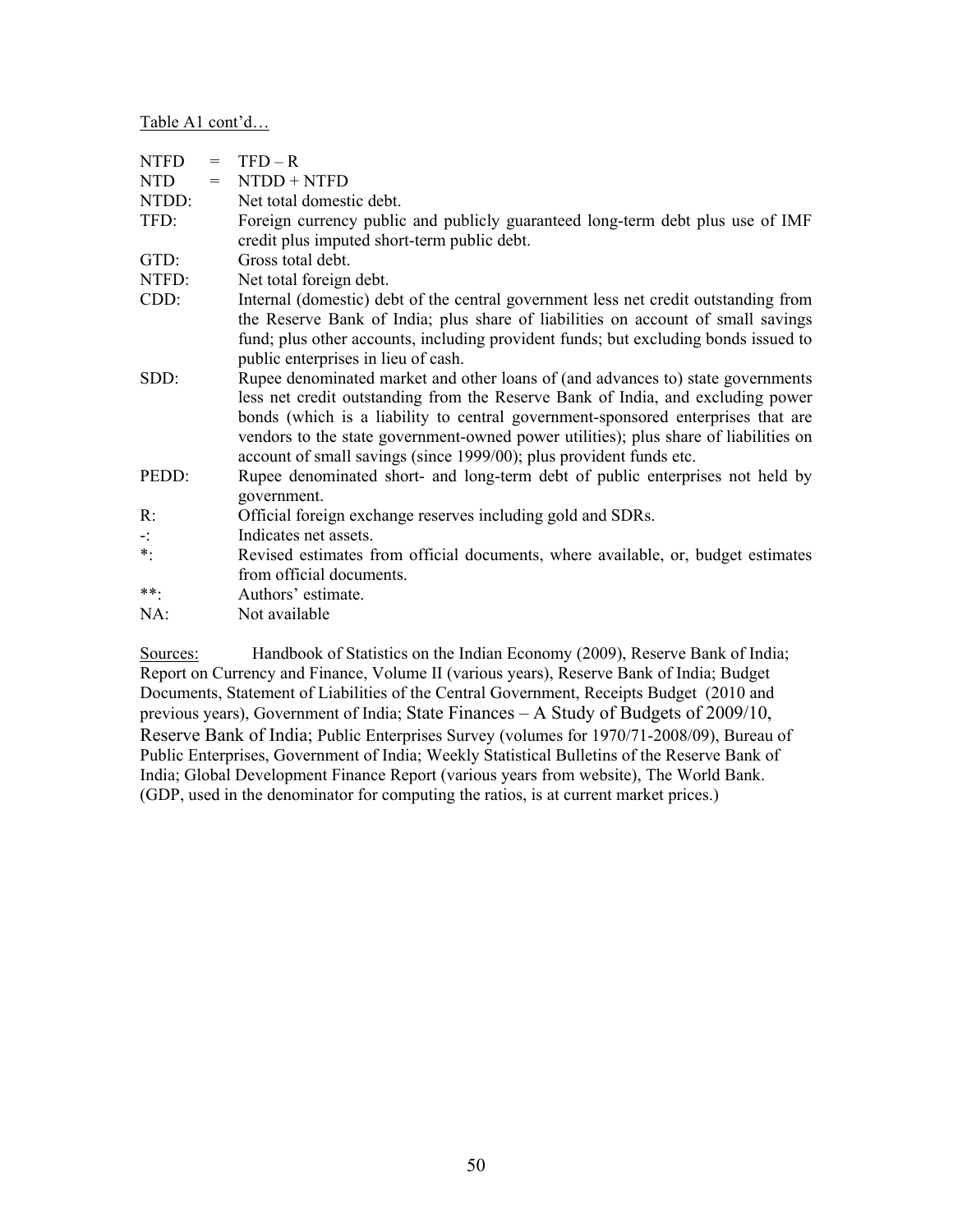Table A1 cont'd…

| | | |
|---|---|---|
| NTFD | = | TFD – R |
| NTD | = | NTDD + NTFD |
| NTDD: | | Net total domestic debt. |
| TFD: | | Foreign currency public and publicly guaranteed long-term debt plus use of IMF credit plus imputed short-term public debt. |
| GTD: | | Gross total debt. |
| NTFD: | | Net total foreign debt. |
| CDD: | | Internal (domestic) debt of the central government less net credit outstanding from the Reserve Bank of India; plus share of liabilities on account of small savings fund; plus other accounts, including provident funds; but excluding bonds issued to public enterprises in lieu of cash. |
| SDD: | | Rupee denominated market and other loans of (and advances to) state governments less net credit outstanding from the Reserve Bank of India, and excluding power bonds (which is a liability to central government-sponsored enterprises that are vendors to the state government-owned power utilities); plus share of liabilities on account of small savings (since 1999/00); plus provident funds etc. |
| PEDD: | | Rupee denominated short- and long-term debt of public enterprises not held by government. |
| R: | | Official foreign exchange reserves including gold and SDRs. |
| -: | | Indicates net assets. |
| *: | | Revised estimates from official documents, where available, or, budget estimates from official documents. |
| **: | | Authors' estimate. |
| NA: | | Not available |

Sources: Handbook of Statistics on the Indian Economy (2009), Reserve Bank of India; Report on Currency and Finance, Volume II (various years), Reserve Bank of India; Budget Documents, Statement of Liabilities of the Central Government, Receipts Budget (2010 and previous years), Government of India; State Finances – A Study of Budgets of 2009/10, Reserve Bank of India; Public Enterprises Survey (volumes for 1970/71-2008/09), Bureau of Public Enterprises, Government of India; Weekly Statistical Bulletins of the Reserve Bank of India; Global Development Finance Report (various years from website), The World Bank. (GDP, used in the denominator for computing the ratios, is at current market prices.)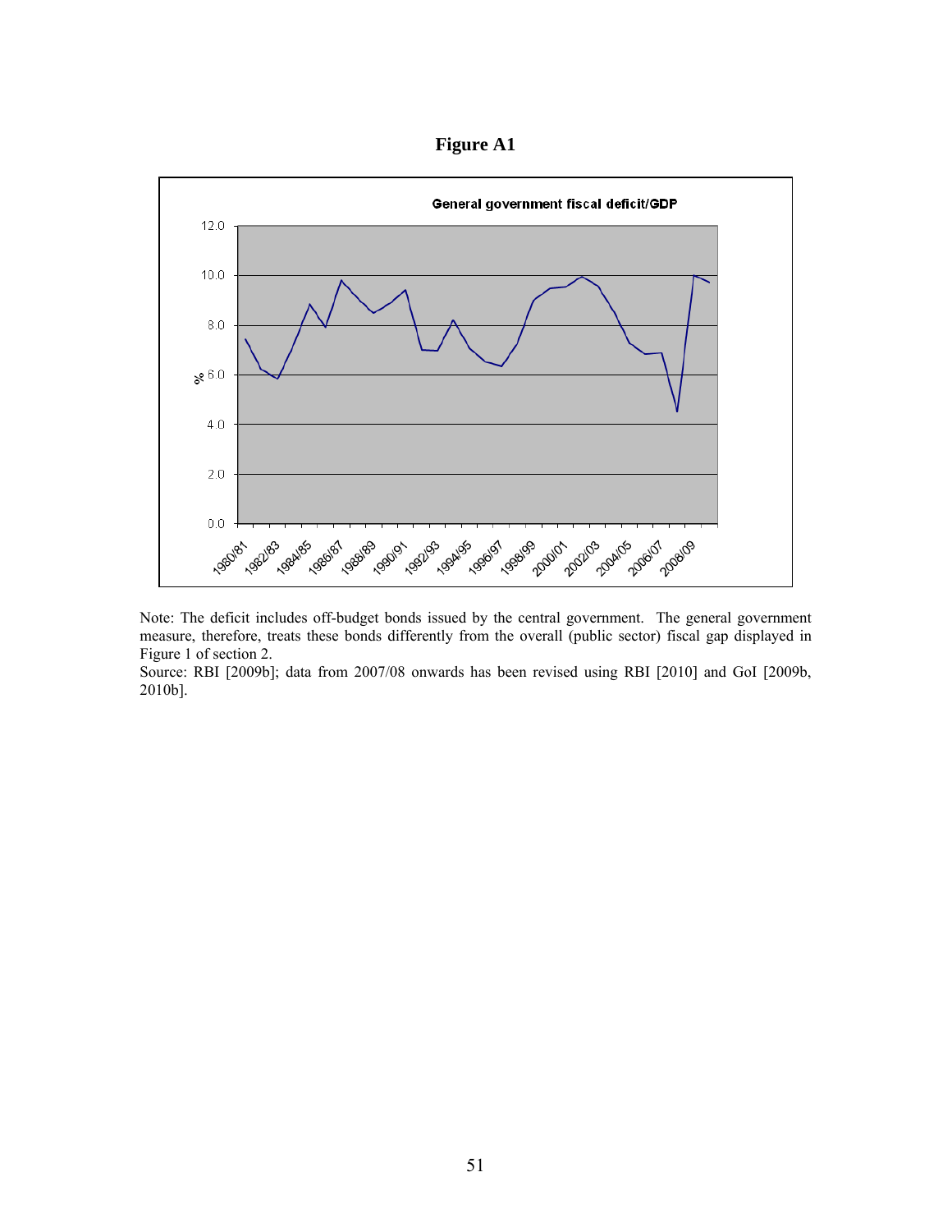**Figure A1**

General government fiscal deficit/GDP

Note: The deficit includes off-budget bonds issued by the central government. The general government measure, therefore, treats these bonds differently from the overall (public sector) fiscal gap displayed in Figure 1 of section 2.

Source: RBI [2009b]; data from 2007/08 onwards has been revised using RBI [2010] and GoI [2009b, 2010b].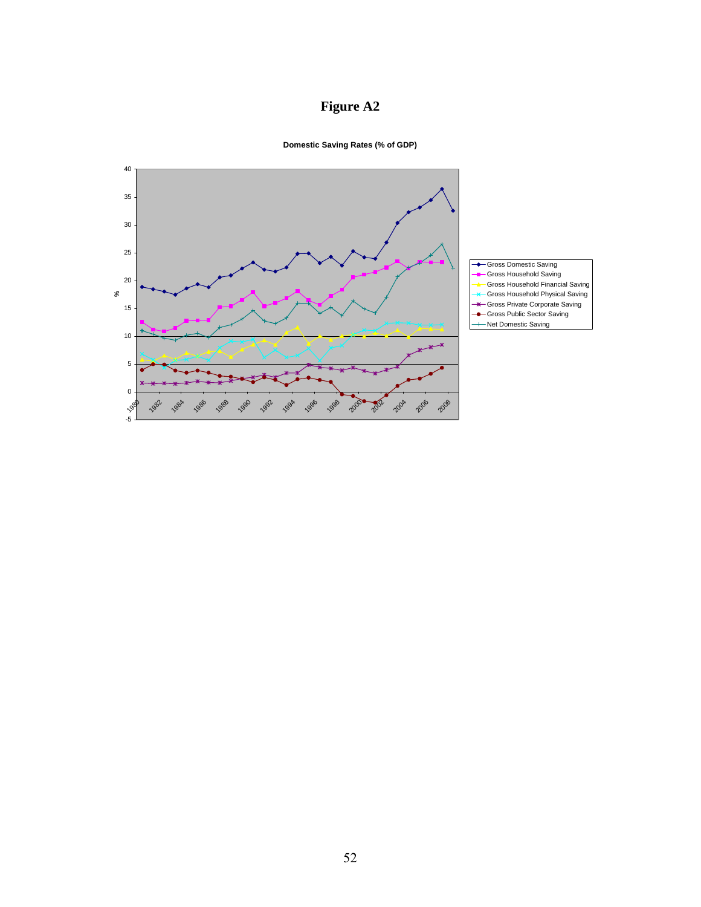# Figure A2

Domestic Saving Rates (% of GDP)

40
35
30
25
20
15
10
5
0
-5

%

1980 1982 1984 1986 1988 1990 1992 1994 1996 1998 2000 2002 2004 2006 2008

Gross Domestic Saving
Gross Household Saving
Gross Household Financial Saving
Gross Household Physical Saving
Gross Private Corporate Saving
Gross Public Sector Saving
Net Domestic Saving